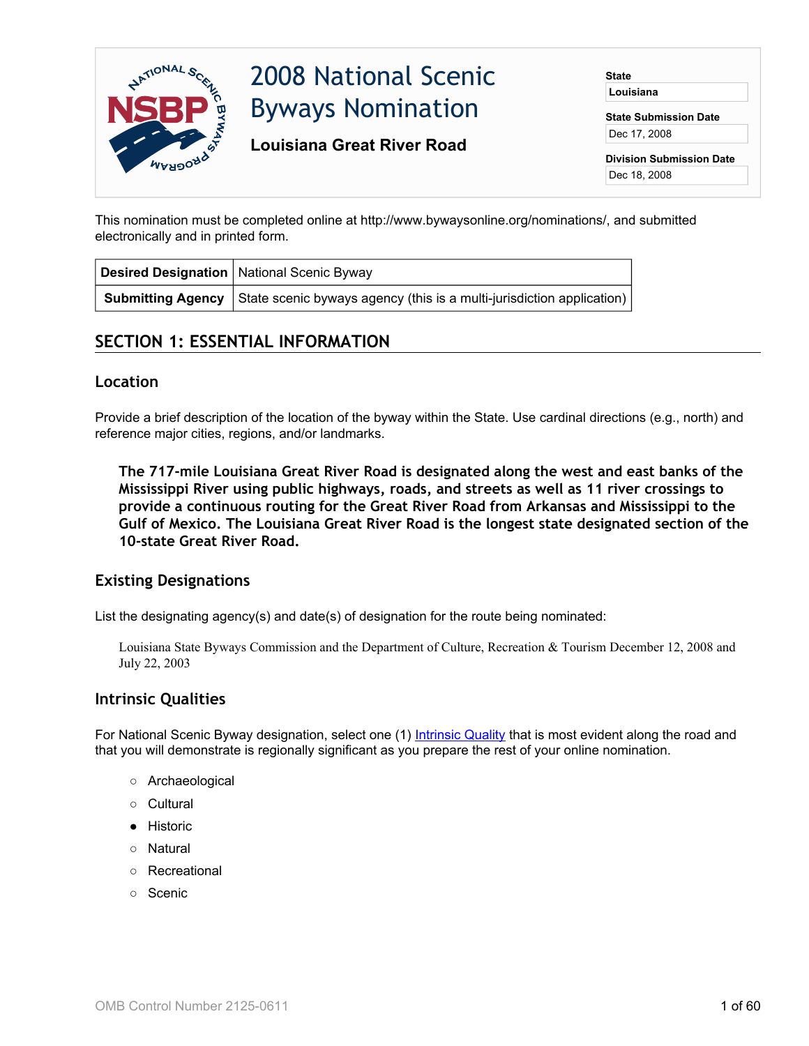# 2008 National Scenic Byways Nomination

**Louisiana Great River Road**

**State**
Louisiana

**State Submission Date**
Dec 17, 2008

**Division Submission Date**
Dec 18, 2008

This nomination must be completed online at http://www.bywaysonline.org/nominations/, and submitted electronically and in printed form.

| **Desired Designation** | National Scenic Byway |
|---|---|
| **Submitting Agency** | State scenic byways agency (this is a multi-jurisdiction application) |

## SECTION 1: ESSENTIAL INFORMATION

### Location

Provide a brief description of the location of the byway within the State. Use cardinal directions (e.g., north) and reference major cities, regions, and/or landmarks.

**The 717-mile Louisiana Great River Road is designated along the west and east banks of the Mississippi River using public highways, roads, and streets as well as 11 river crossings to provide a continuous routing for the Great River Road from Arkansas and Mississippi to the Gulf of Mexico. The Louisiana Great River Road is the longest state designated section of the 10-state Great River Road.**

### Existing Designations

List the designating agency(s) and date(s) of designation for the route being nominated:

Louisiana State Byways Commission and the Department of Culture, Recreation & Tourism December 12, 2008 and July 22, 2003

### Intrinsic Qualities

For National Scenic Byway designation, select one (1) Intrinsic Quality that is most evident along the road and that you will demonstrate is regionally significant as you prepare the rest of your online nomination.

- ○ Archaeological
- ○ Cultural
- ● Historic
- ○ Natural
- ○ Recreational
- ○ Scenic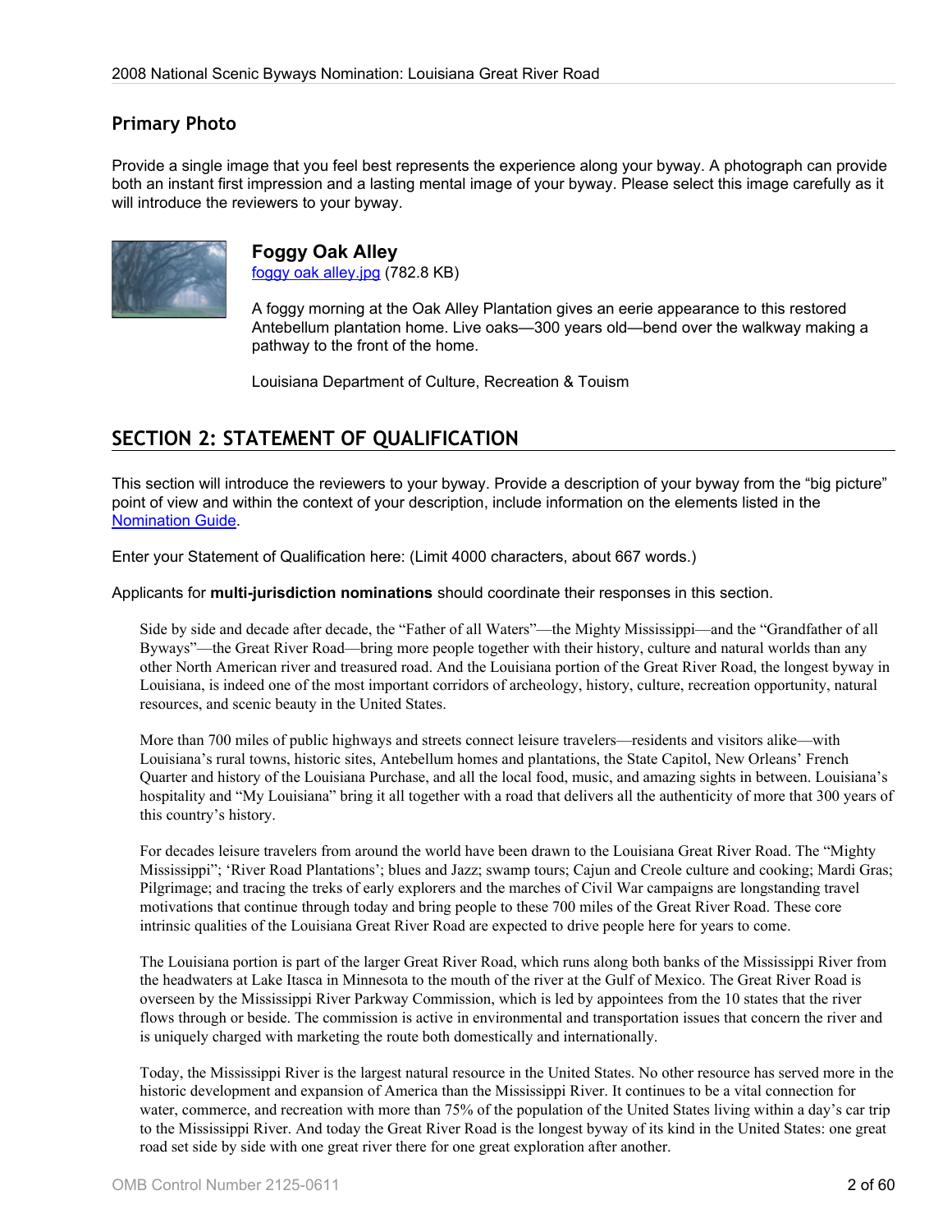## Primary Photo

Provide a single image that you feel best represents the experience along your byway. A photograph can provide both an instant first impression and a lasting mental image of your byway. Please select this image carefully as it will introduce the reviewers to your byway.

### Foggy Oak Alley

[foggy oak alley.jpg](foggy oak alley.jpg) (782.8 KB)

A foggy morning at the Oak Alley Plantation gives an eerie appearance to this restored Antebellum plantation home. Live oaks—300 years old—bend over the walkway making a pathway to the front of the home.

Louisiana Department of Culture, Recreation & Touism

## SECTION 2: STATEMENT OF QUALIFICATION

This section will introduce the reviewers to your byway. Provide a description of your byway from the "big picture" point of view and within the context of your description, include information on the elements listed in the Nomination Guide.

Enter your Statement of Qualification here: (Limit 4000 characters, about 667 words.)

Applicants for **multi-jurisdiction nominations** should coordinate their responses in this section.

Side by side and decade after decade, the "Father of all Waters"—the Mighty Mississippi—and the "Grandfather of all Byways"—the Great River Road—bring more people together with their history, culture and natural worlds than any other North American river and treasured road. And the Louisiana portion of the Great River Road, the longest byway in Louisiana, is indeed one of the most important corridors of archeology, history, culture, recreation opportunity, natural resources, and scenic beauty in the United States.

More than 700 miles of public highways and streets connect leisure travelers—residents and visitors alike—with Louisiana's rural towns, historic sites, Antebellum homes and plantations, the State Capitol, New Orleans' French Quarter and history of the Louisiana Purchase, and all the local food, music, and amazing sights in between. Louisiana's hospitality and "My Louisiana" bring it all together with a road that delivers all the authenticity of more that 300 years of this country's history.

For decades leisure travelers from around the world have been drawn to the Louisiana Great River Road. The "Mighty Mississippi"; 'River Road Plantations'; blues and Jazz; swamp tours; Cajun and Creole culture and cooking; Mardi Gras; Pilgrimage; and tracing the treks of early explorers and the marches of Civil War campaigns are longstanding travel motivations that continue through today and bring people to these 700 miles of the Great River Road. These core intrinsic qualities of the Louisiana Great River Road are expected to drive people here for years to come.

The Louisiana portion is part of the larger Great River Road, which runs along both banks of the Mississippi River from the headwaters at Lake Itasca in Minnesota to the mouth of the river at the Gulf of Mexico. The Great River Road is overseen by the Mississippi River Parkway Commission, which is led by appointees from the 10 states that the river flows through or beside. The commission is active in environmental and transportation issues that concern the river and is uniquely charged with marketing the route both domestically and internationally.

Today, the Mississippi River is the largest natural resource in the United States. No other resource has served more in the historic development and expansion of America than the Mississippi River. It continues to be a vital connection for water, commerce, and recreation with more than 75% of the population of the United States living within a day's car trip to the Mississippi River. And today the Great River Road is the longest byway of its kind in the United States: one great road set side by side with one great river there for one great exploration after another.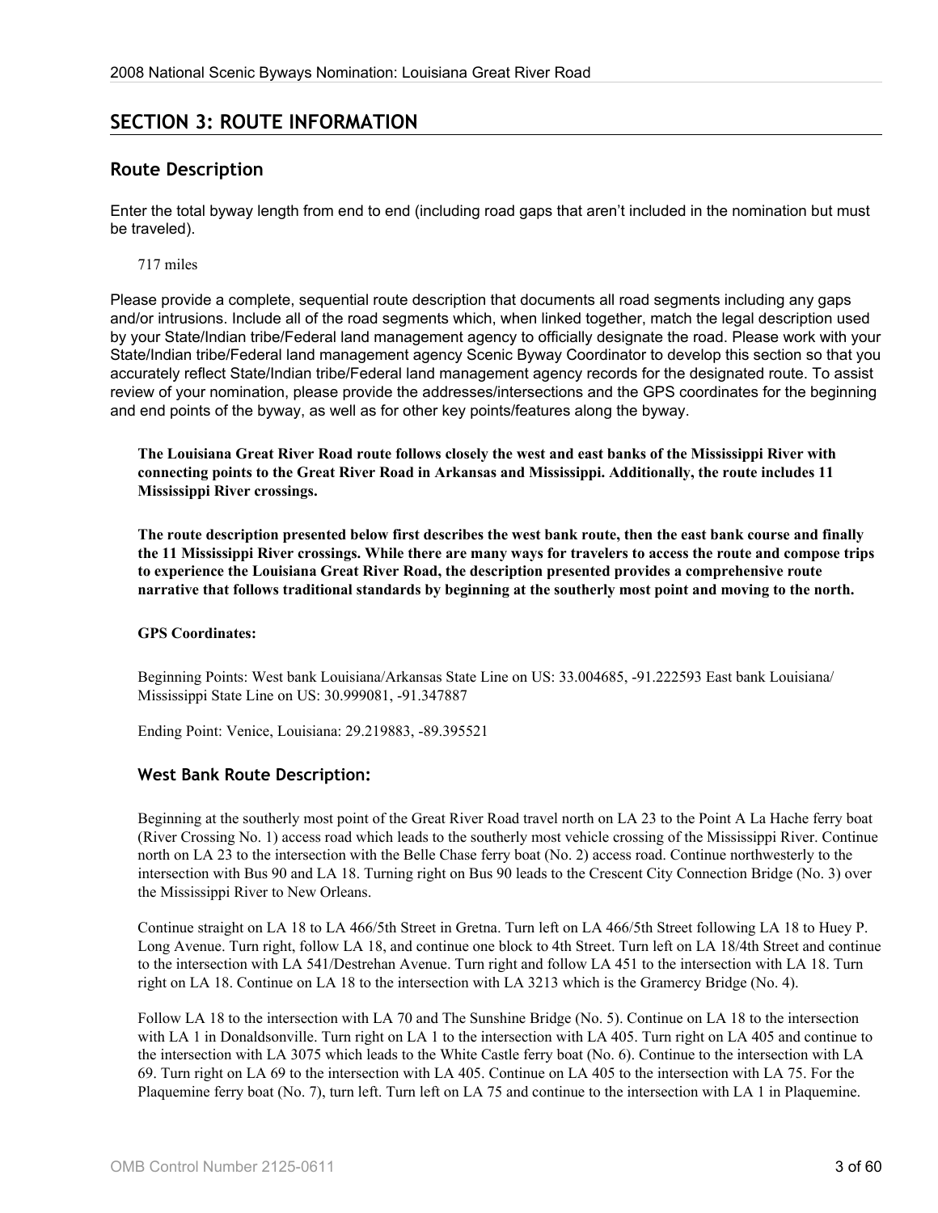## SECTION 3: ROUTE INFORMATION

### Route Description

Enter the total byway length from end to end (including road gaps that aren't included in the nomination but must be traveled).

717 miles

Please provide a complete, sequential route description that documents all road segments including any gaps and/or intrusions. Include all of the road segments which, when linked together, match the legal description used by your State/Indian tribe/Federal land management agency to officially designate the road. Please work with your State/Indian tribe/Federal land management agency Scenic Byway Coordinator to develop this section so that you accurately reflect State/Indian tribe/Federal land management agency records for the designated route. To assist review of your nomination, please provide the addresses/intersections and the GPS coordinates for the beginning and end points of the byway, as well as for other key points/features along the byway.

**The Louisiana Great River Road route follows closely the west and east banks of the Mississippi River with connecting points to the Great River Road in Arkansas and Mississippi. Additionally, the route includes 11 Mississippi River crossings.**

**The route description presented below first describes the west bank route, then the east bank course and finally the 11 Mississippi River crossings. While there are many ways for travelers to access the route and compose trips to experience the Louisiana Great River Road, the description presented provides a comprehensive route narrative that follows traditional standards by beginning at the southerly most point and moving to the north.**

**GPS Coordinates:**

Beginning Points: West bank Louisiana/Arkansas State Line on US: 33.004685, -91.222593 East bank Louisiana/ Mississippi State Line on US: 30.999081, -91.347887

Ending Point: Venice, Louisiana: 29.219883, -89.395521

#### West Bank Route Description:

Beginning at the southerly most point of the Great River Road travel north on LA 23 to the Point A La Hache ferry boat (River Crossing No. 1) access road which leads to the southerly most vehicle crossing of the Mississippi River. Continue north on LA 23 to the intersection with the Belle Chase ferry boat (No. 2) access road. Continue northwesterly to the intersection with Bus 90 and LA 18. Turning right on Bus 90 leads to the Crescent City Connection Bridge (No. 3) over the Mississippi River to New Orleans.

Continue straight on LA 18 to LA 466/5th Street in Gretna. Turn left on LA 466/5th Street following LA 18 to Huey P. Long Avenue. Turn right, follow LA 18, and continue one block to 4th Street. Turn left on LA 18/4th Street and continue to the intersection with LA 541/Destrehan Avenue. Turn right and follow LA 451 to the intersection with LA 18. Turn right on LA 18. Continue on LA 18 to the intersection with LA 3213 which is the Gramercy Bridge (No. 4).

Follow LA 18 to the intersection with LA 70 and The Sunshine Bridge (No. 5). Continue on LA 18 to the intersection with LA 1 in Donaldsonville. Turn right on LA 1 to the intersection with LA 405. Turn right on LA 405 and continue to the intersection with LA 3075 which leads to the White Castle ferry boat (No. 6). Continue to the intersection with LA 69. Turn right on LA 69 to the intersection with LA 405. Continue on LA 405 to the intersection with LA 75. For the Plaquemine ferry boat (No. 7), turn left. Turn left on LA 75 and continue to the intersection with LA 1 in Plaquemine.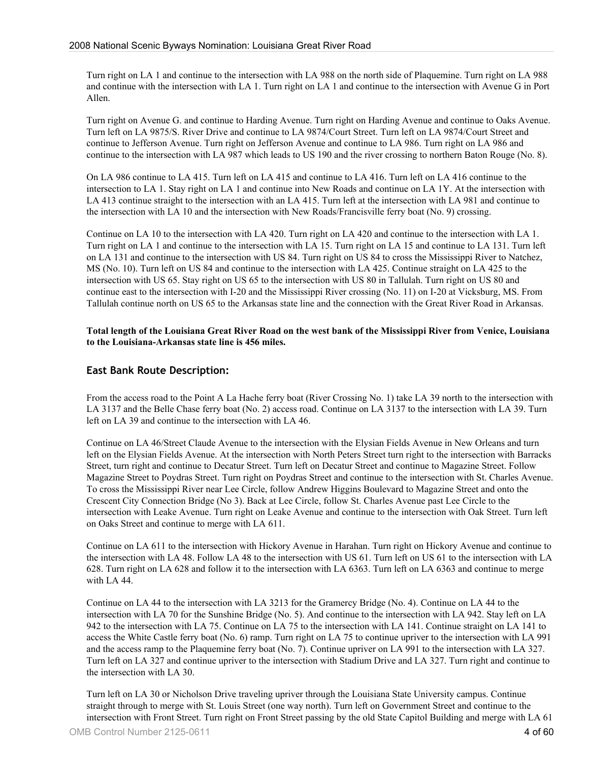Turn right on LA 1 and continue to the intersection with LA 988 on the north side of Plaquemine. Turn right on LA 988 and continue with the intersection with LA 1. Turn right on LA 1 and continue to the intersection with Avenue G in Port Allen.

Turn right on Avenue G. and continue to Harding Avenue. Turn right on Harding Avenue and continue to Oaks Avenue. Turn left on LA 9875/S. River Drive and continue to LA 9874/Court Street. Turn left on LA 9874/Court Street and continue to Jefferson Avenue. Turn right on Jefferson Avenue and continue to LA 986. Turn right on LA 986 and continue to the intersection with LA 987 which leads to US 190 and the river crossing to northern Baton Rouge (No. 8).

On LA 986 continue to LA 415. Turn left on LA 415 and continue to LA 416. Turn left on LA 416 continue to the intersection to LA 1. Stay right on LA 1 and continue into New Roads and continue on LA 1Y. At the intersection with LA 413 continue straight to the intersection with an LA 415. Turn left at the intersection with LA 981 and continue to the intersection with LA 10 and the intersection with New Roads/Francisville ferry boat (No. 9) crossing.

Continue on LA 10 to the intersection with LA 420. Turn right on LA 420 and continue to the intersection with LA 1. Turn right on LA 1 and continue to the intersection with LA 15. Turn right on LA 15 and continue to LA 131. Turn left on LA 131 and continue to the intersection with US 84. Turn right on US 84 to cross the Mississippi River to Natchez, MS (No. 10). Turn left on US 84 and continue to the intersection with LA 425. Continue straight on LA 425 to the intersection with US 65. Stay right on US 65 to the intersection with US 80 in Tallulah. Turn right on US 80 and continue east to the intersection with I-20 and the Mississippi River crossing (No. 11) on I-20 at Vicksburg, MS. From Tallulah continue north on US 65 to the Arkansas state line and the connection with the Great River Road in Arkansas.

**Total length of the Louisiana Great River Road on the west bank of the Mississippi River from Venice, Louisiana to the Louisiana-Arkansas state line is 456 miles.**

### East Bank Route Description:

From the access road to the Point A La Hache ferry boat (River Crossing No. 1) take LA 39 north to the intersection with LA 3137 and the Belle Chase ferry boat (No. 2) access road. Continue on LA 3137 to the intersection with LA 39. Turn left on LA 39 and continue to the intersection with LA 46.

Continue on LA 46/Street Claude Avenue to the intersection with the Elysian Fields Avenue in New Orleans and turn left on the Elysian Fields Avenue. At the intersection with North Peters Street turn right to the intersection with Barracks Street, turn right and continue to Decatur Street. Turn left on Decatur Street and continue to Magazine Street. Follow Magazine Street to Poydras Street. Turn right on Poydras Street and continue to the intersection with St. Charles Avenue. To cross the Mississippi River near Lee Circle, follow Andrew Higgins Boulevard to Magazine Street and onto the Crescent City Connection Bridge (No 3). Back at Lee Circle, follow St. Charles Avenue past Lee Circle to the intersection with Leake Avenue. Turn right on Leake Avenue and continue to the intersection with Oak Street. Turn left on Oaks Street and continue to merge with LA 611.

Continue on LA 611 to the intersection with Hickory Avenue in Harahan. Turn right on Hickory Avenue and continue to the intersection with LA 48. Follow LA 48 to the intersection with US 61. Turn left on US 61 to the intersection with LA 628. Turn right on LA 628 and follow it to the intersection with LA 6363. Turn left on LA 6363 and continue to merge with LA 44.

Continue on LA 44 to the intersection with LA 3213 for the Gramercy Bridge (No. 4). Continue on LA 44 to the intersection with LA 70 for the Sunshine Bridge (No. 5). And continue to the intersection with LA 942. Stay left on LA 942 to the intersection with LA 75. Continue on LA 75 to the intersection with LA 141. Continue straight on LA 141 to access the White Castle ferry boat (No. 6) ramp. Turn right on LA 75 to continue upriver to the intersection with LA 991 and the access ramp to the Plaquemine ferry boat (No. 7). Continue upriver on LA 991 to the intersection with LA 327. Turn left on LA 327 and continue upriver to the intersection with Stadium Drive and LA 327. Turn right and continue to the intersection with LA 30.

Turn left on LA 30 or Nicholson Drive traveling upriver through the Louisiana State University campus. Continue straight through to merge with St. Louis Street (one way north). Turn left on Government Street and continue to the intersection with Front Street. Turn right on Front Street passing by the old State Capitol Building and merge with LA 61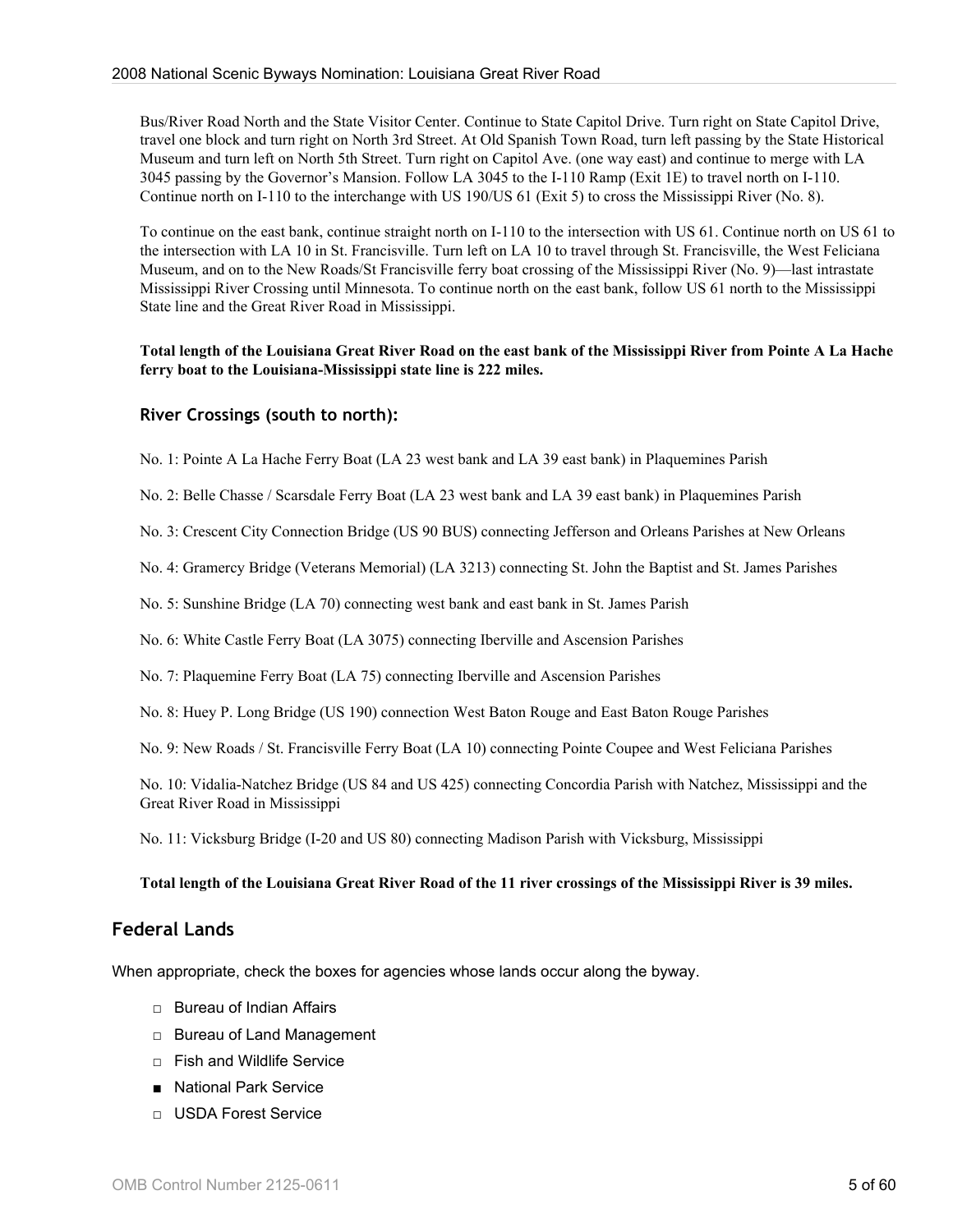Bus/River Road North and the State Visitor Center. Continue to State Capitol Drive. Turn right on State Capitol Drive, travel one block and turn right on North 3rd Street. At Old Spanish Town Road, turn left passing by the State Historical Museum and turn left on North 5th Street. Turn right on Capitol Ave. (one way east) and continue to merge with LA 3045 passing by the Governor's Mansion. Follow LA 3045 to the I-110 Ramp (Exit 1E) to travel north on I-110. Continue north on I-110 to the interchange with US 190/US 61 (Exit 5) to cross the Mississippi River (No. 8).

To continue on the east bank, continue straight north on I-110 to the intersection with US 61. Continue north on US 61 to the intersection with LA 10 in St. Francisville. Turn left on LA 10 to travel through St. Francisville, the West Feliciana Museum, and on to the New Roads/St Francisville ferry boat crossing of the Mississippi River (No. 9)—last intrastate Mississippi River Crossing until Minnesota. To continue north on the east bank, follow US 61 north to the Mississippi State line and the Great River Road in Mississippi.

**Total length of the Louisiana Great River Road on the east bank of the Mississippi River from Pointe A La Hache ferry boat to the Louisiana-Mississippi state line is 222 miles.**

### River Crossings (south to north):

No. 1: Pointe A La Hache Ferry Boat (LA 23 west bank and LA 39 east bank) in Plaquemines Parish

No. 2: Belle Chasse / Scarsdale Ferry Boat (LA 23 west bank and LA 39 east bank) in Plaquemines Parish

No. 3: Crescent City Connection Bridge (US 90 BUS) connecting Jefferson and Orleans Parishes at New Orleans

No. 4: Gramercy Bridge (Veterans Memorial) (LA 3213) connecting St. John the Baptist and St. James Parishes

No. 5: Sunshine Bridge (LA 70) connecting west bank and east bank in St. James Parish

No. 6: White Castle Ferry Boat (LA 3075) connecting Iberville and Ascension Parishes

No. 7: Plaquemine Ferry Boat (LA 75) connecting Iberville and Ascension Parishes

No. 8: Huey P. Long Bridge (US 190) connection West Baton Rouge and East Baton Rouge Parishes

No. 9: New Roads / St. Francisville Ferry Boat (LA 10) connecting Pointe Coupee and West Feliciana Parishes

No. 10: Vidalia-Natchez Bridge (US 84 and US 425) connecting Concordia Parish with Natchez, Mississippi and the Great River Road in Mississippi

No. 11: Vicksburg Bridge (I-20 and US 80) connecting Madison Parish with Vicksburg, Mississippi

**Total length of the Louisiana Great River Road of the 11 river crossings of the Mississippi River is 39 miles.**

## Federal Lands

When appropriate, check the boxes for agencies whose lands occur along the byway.

- □ Bureau of Indian Affairs
- □ Bureau of Land Management
- □ Fish and Wildlife Service
- ■ National Park Service
- □ USDA Forest Service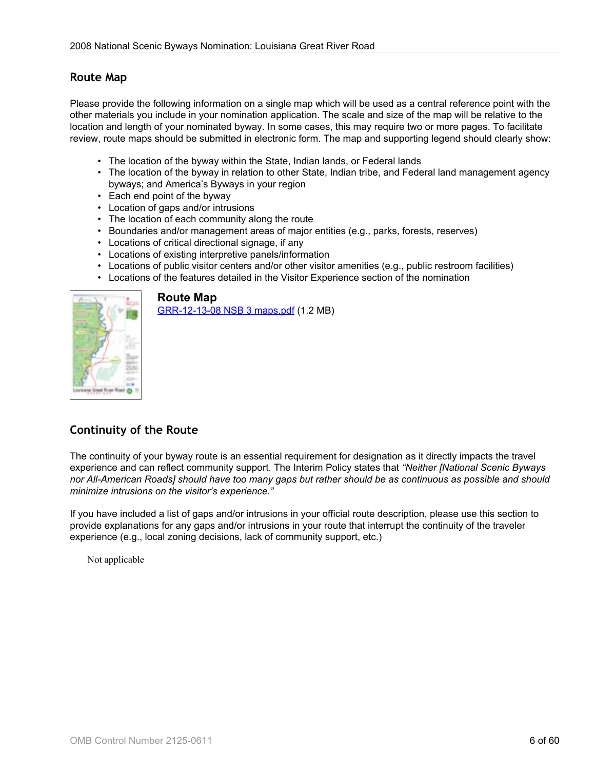## Route Map

Please provide the following information on a single map which will be used as a central reference point with the other materials you include in your nomination application. The scale and size of the map will be relative to the location and length of your nominated byway. In some cases, this may require two or more pages. To facilitate review, route maps should be submitted in electronic form. The map and supporting legend should clearly show:

- The location of the byway within the State, Indian lands, or Federal lands
- The location of the byway in relation to other State, Indian tribe, and Federal land management agency byways; and America's Byways in your region
- Each end point of the byway
- Location of gaps and/or intrusions
- The location of each community along the route
- Boundaries and/or management areas of major entities (e.g., parks, forests, reserves)
- Locations of critical directional signage, if any
- Locations of existing interpretive panels/information
- Locations of public visitor centers and/or other visitor amenities (e.g., public restroom facilities)
- Locations of the features detailed in the Visitor Experience section of the nomination

### Route Map

GRR-12-13-08 NSB 3 maps.pdf (1.2 MB)

## Continuity of the Route

The continuity of your byway route is an essential requirement for designation as it directly impacts the travel experience and can reflect community support. The Interim Policy states that *"Neither [National Scenic Byways nor All-American Roads] should have too many gaps but rather should be as continuous as possible and should minimize intrusions on the visitor's experience."*

If you have included a list of gaps and/or intrusions in your official route description, please use this section to provide explanations for any gaps and/or intrusions in your route that interrupt the continuity of the traveler experience (e.g., local zoning decisions, lack of community support, etc.)

Not applicable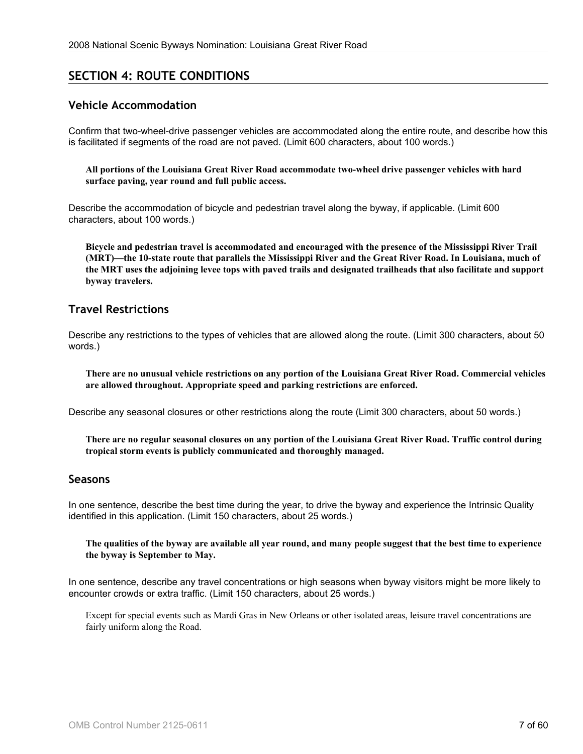## SECTION 4: ROUTE CONDITIONS

### Vehicle Accommodation

Confirm that two-wheel-drive passenger vehicles are accommodated along the entire route, and describe how this is facilitated if segments of the road are not paved. (Limit 600 characters, about 100 words.)

> **All portions of the Louisiana Great River Road accommodate two-wheel drive passenger vehicles with hard surface paving, year round and full public access.**

Describe the accommodation of bicycle and pedestrian travel along the byway, if applicable. (Limit 600 characters, about 100 words.)

> **Bicycle and pedestrian travel is accommodated and encouraged with the presence of the Mississippi River Trail (MRT)—the 10-state route that parallels the Mississippi River and the Great River Road. In Louisiana, much of the MRT uses the adjoining levee tops with paved trails and designated trailheads that also facilitate and support byway travelers.**

### Travel Restrictions

Describe any restrictions to the types of vehicles that are allowed along the route. (Limit 300 characters, about 50 words.)

> **There are no unusual vehicle restrictions on any portion of the Louisiana Great River Road. Commercial vehicles are allowed throughout. Appropriate speed and parking restrictions are enforced.**

Describe any seasonal closures or other restrictions along the route (Limit 300 characters, about 50 words.)

> **There are no regular seasonal closures on any portion of the Louisiana Great River Road. Traffic control during tropical storm events is publicly communicated and thoroughly managed.**

### Seasons

In one sentence, describe the best time during the year, to drive the byway and experience the Intrinsic Quality identified in this application. (Limit 150 characters, about 25 words.)

> **The qualities of the byway are available all year round, and many people suggest that the best time to experience the byway is September to May.**

In one sentence, describe any travel concentrations or high seasons when byway visitors might be more likely to encounter crowds or extra traffic. (Limit 150 characters, about 25 words.)

> Except for special events such as Mardi Gras in New Orleans or other isolated areas, leisure travel concentrations are fairly uniform along the Road.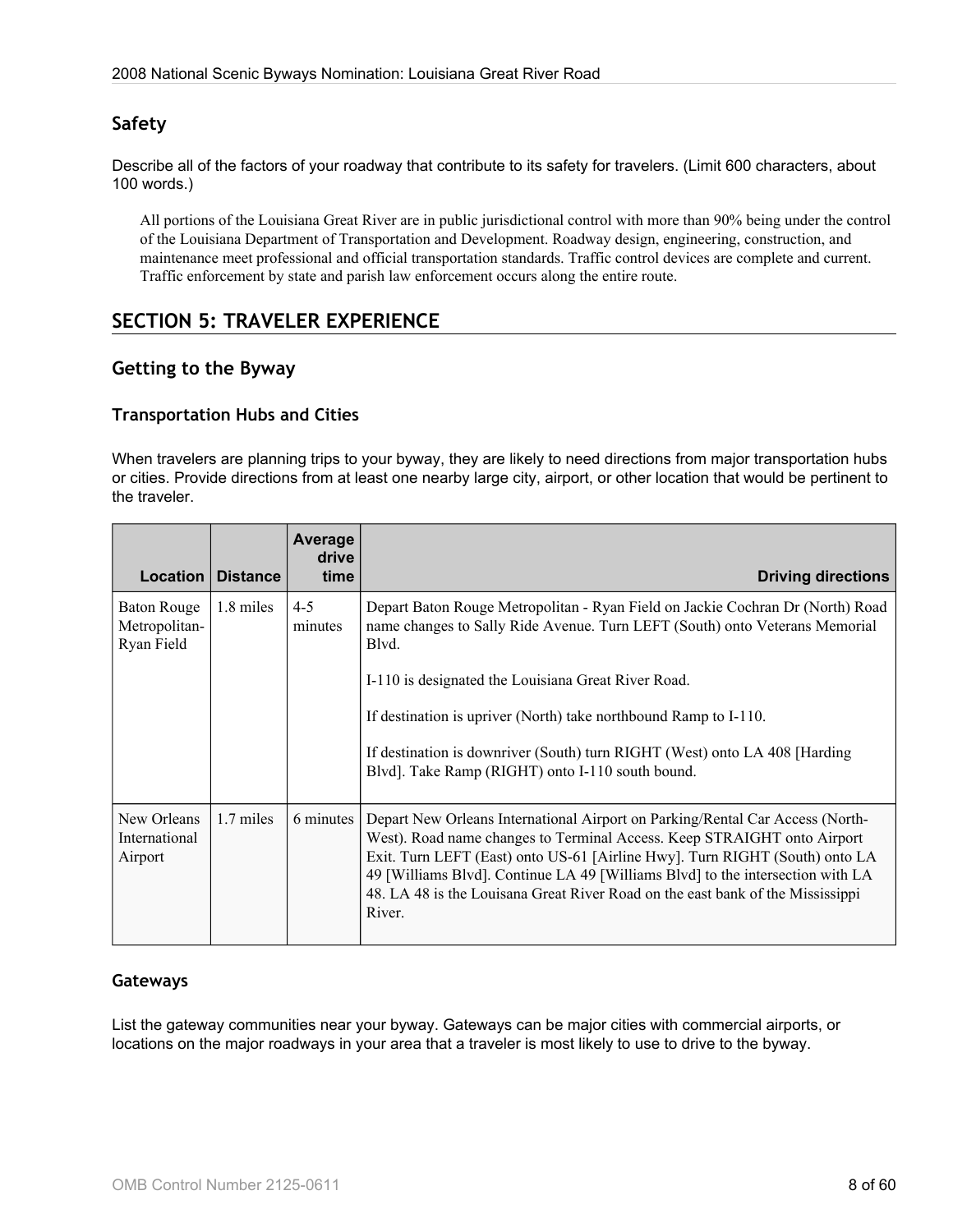## Safety

Describe all of the factors of your roadway that contribute to its safety for travelers. (Limit 600 characters, about 100 words.)

All portions of the Louisiana Great River are in public jurisdictional control with more than 90% being under the control of the Louisiana Department of Transportation and Development. Roadway design, engineering, construction, and maintenance meet professional and official transportation standards. Traffic control devices are complete and current. Traffic enforcement by state and parish law enforcement occurs along the entire route.

# SECTION 5: TRAVELER EXPERIENCE

## Getting to the Byway

### Transportation Hubs and Cities

When travelers are planning trips to your byway, they are likely to need directions from major transportation hubs or cities. Provide directions from at least one nearby large city, airport, or other location that would be pertinent to the traveler.

| Location | Distance | Average drive time | Driving directions |
|---|---|---|---|
| Baton Rouge Metropolitan-Ryan Field | 1.8 miles | 4-5 minutes | Depart Baton Rouge Metropolitan - Ryan Field on Jackie Cochran Dr (North) Road name changes to Sally Ride Avenue. Turn LEFT (South) onto Veterans Memorial Blvd.<br><br>I-110 is designated the Louisiana Great River Road.<br><br>If destination is upriver (North) take northbound Ramp to I-110.<br><br>If destination is downriver (South) turn RIGHT (West) onto LA 408 [Harding Blvd]. Take Ramp (RIGHT) onto I-110 south bound. |
| New Orleans International Airport | 1.7 miles | 6 minutes | Depart New Orleans International Airport on Parking/Rental Car Access (North-West). Road name changes to Terminal Access. Keep STRAIGHT onto Airport Exit. Turn LEFT (East) onto US-61 [Airline Hwy]. Turn RIGHT (South) onto LA 49 [Williams Blvd]. Continue LA 49 [Williams Blvd] to the intersection with LA 48. LA 48 is the Louisana Great River Road on the east bank of the Mississippi River. |

### Gateways

List the gateway communities near your byway. Gateways can be major cities with commercial airports, or locations on the major roadways in your area that a traveler is most likely to use to drive to the byway.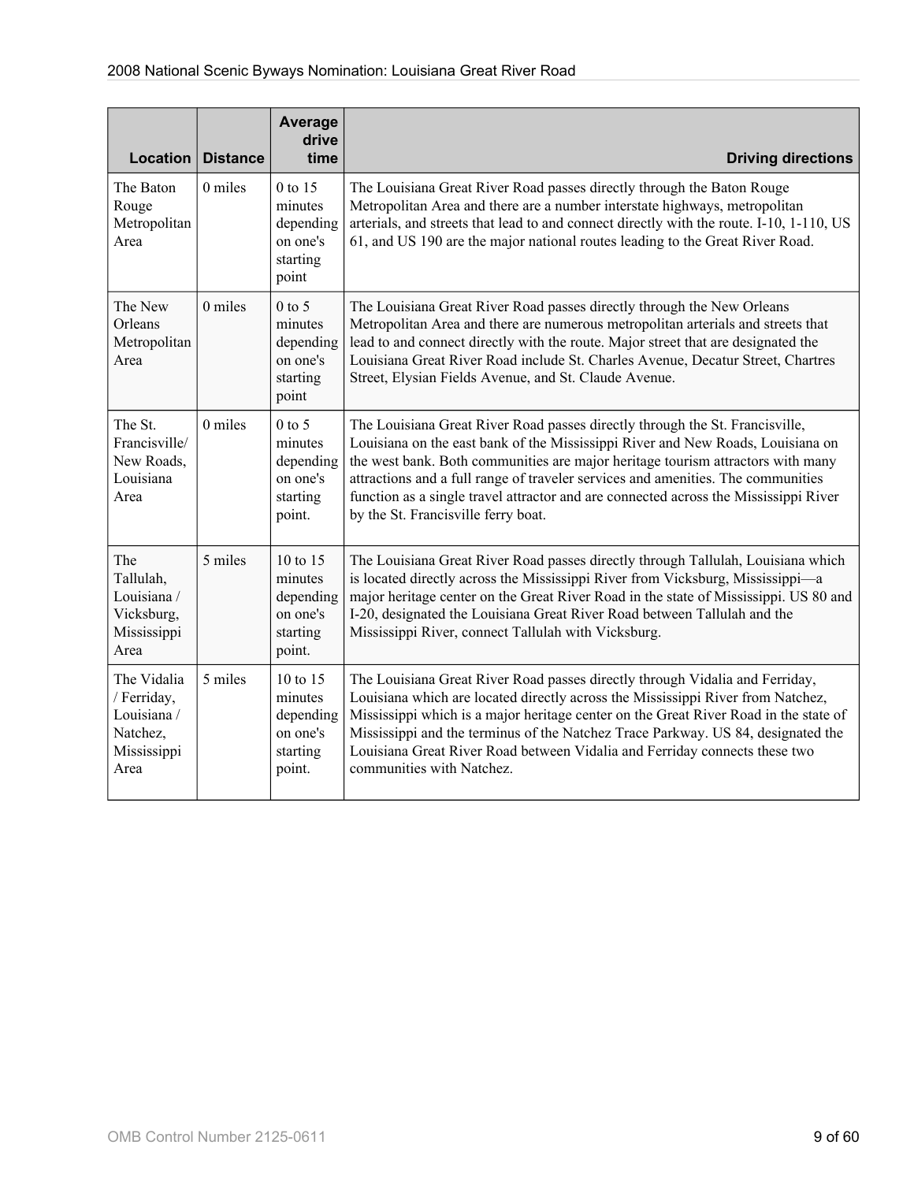| Location | Distance | Average drive time | Driving directions |
|---|---|---|---|
| The Baton Rouge Metropolitan Area | 0 miles | 0 to 15 minutes depending on one's starting point | The Louisiana Great River Road passes directly through the Baton Rouge Metropolitan Area and there are a number interstate highways, metropolitan arterials, and streets that lead to and connect directly with the route. I-10, 1-110, US 61, and US 190 are the major national routes leading to the Great River Road. |
| The New Orleans Metropolitan Area | 0 miles | 0 to 5 minutes depending on one's starting point | The Louisiana Great River Road passes directly through the New Orleans Metropolitan Area and there are numerous metropolitan arterials and streets that lead to and connect directly with the route. Major street that are designated the Louisiana Great River Road include St. Charles Avenue, Decatur Street, Chartres Street, Elysian Fields Avenue, and St. Claude Avenue. |
| The St. Francisville/ New Roads, Louisiana Area | 0 miles | 0 to 5 minutes depending on one's starting point. | The Louisiana Great River Road passes directly through the St. Francisville, Louisiana on the east bank of the Mississippi River and New Roads, Louisiana on the west bank. Both communities are major heritage tourism attractors with many attractions and a full range of traveler services and amenities. The communities function as a single travel attractor and are connected across the Mississippi River by the St. Francisville ferry boat. |
| The Tallulah, Louisiana / Vicksburg, Mississippi Area | 5 miles | 10 to 15 minutes depending on one's starting point. | The Louisiana Great River Road passes directly through Tallulah, Louisiana which is located directly across the Mississippi River from Vicksburg, Mississippi—a major heritage center on the Great River Road in the state of Mississippi. US 80 and I-20, designated the Louisiana Great River Road between Tallulah and the Mississippi River, connect Tallulah with Vicksburg. |
| The Vidalia / Ferriday, Louisiana / Natchez, Mississippi Area | 5 miles | 10 to 15 minutes depending on one's starting point. | The Louisiana Great River Road passes directly through Vidalia and Ferriday, Louisiana which are located directly across the Mississippi River from Natchez, Mississippi which is a major heritage center on the Great River Road in the state of Mississippi and the terminus of the Natchez Trace Parkway. US 84, designated the Louisiana Great River Road between Vidalia and Ferriday connects these two communities with Natchez. |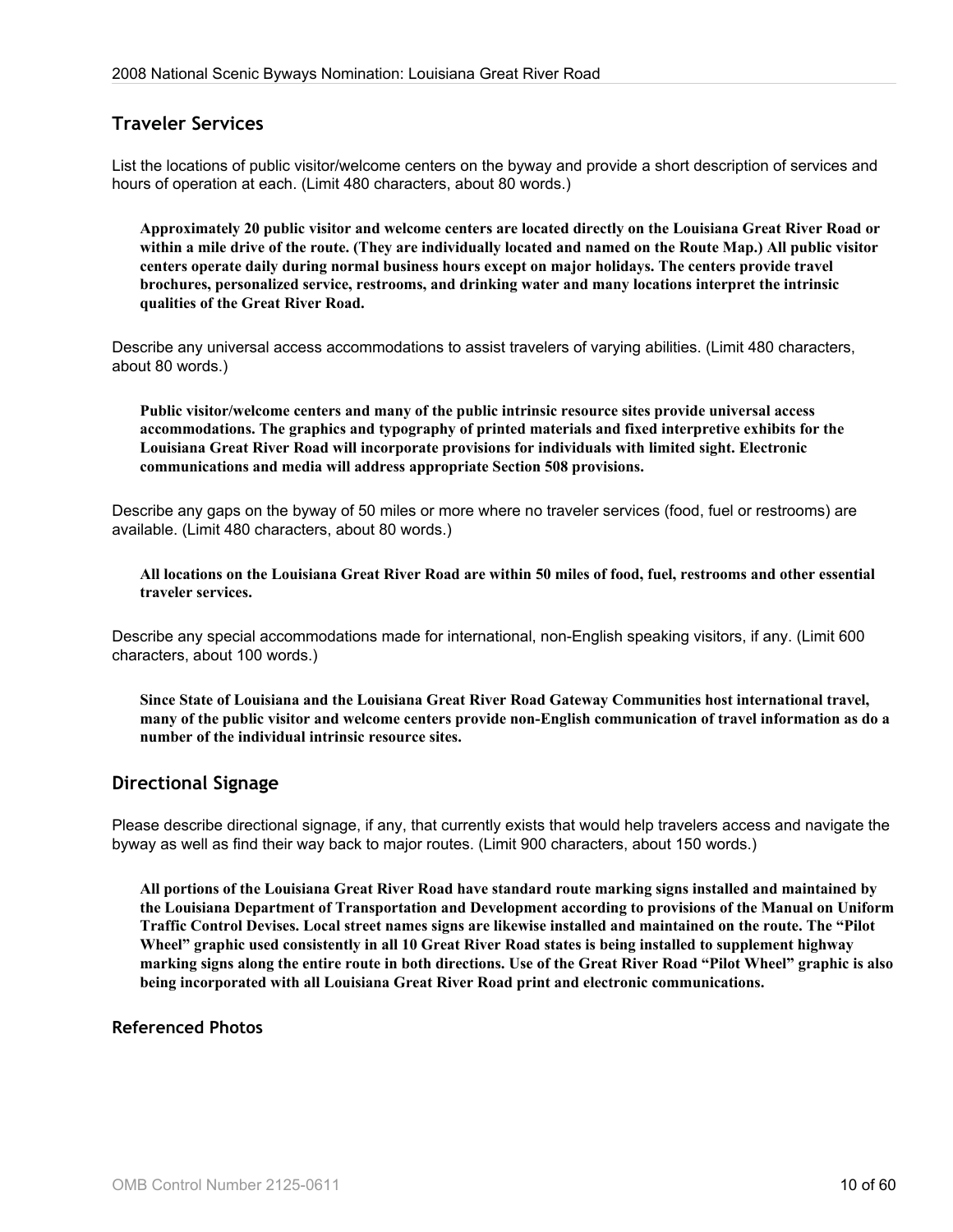## Traveler Services

List the locations of public visitor/welcome centers on the byway and provide a short description of services and hours of operation at each. (Limit 480 characters, about 80 words.)

**Approximately 20 public visitor and welcome centers are located directly on the Louisiana Great River Road or within a mile drive of the route. (They are individually located and named on the Route Map.) All public visitor centers operate daily during normal business hours except on major holidays. The centers provide travel brochures, personalized service, restrooms, and drinking water and many locations interpret the intrinsic qualities of the Great River Road.**

Describe any universal access accommodations to assist travelers of varying abilities. (Limit 480 characters, about 80 words.)

**Public visitor/welcome centers and many of the public intrinsic resource sites provide universal access accommodations. The graphics and typography of printed materials and fixed interpretive exhibits for the Louisiana Great River Road will incorporate provisions for individuals with limited sight. Electronic communications and media will address appropriate Section 508 provisions.**

Describe any gaps on the byway of 50 miles or more where no traveler services (food, fuel or restrooms) are available. (Limit 480 characters, about 80 words.)

**All locations on the Louisiana Great River Road are within 50 miles of food, fuel, restrooms and other essential traveler services.**

Describe any special accommodations made for international, non-English speaking visitors, if any. (Limit 600 characters, about 100 words.)

**Since State of Louisiana and the Louisiana Great River Road Gateway Communities host international travel, many of the public visitor and welcome centers provide non-English communication of travel information as do a number of the individual intrinsic resource sites.**

## Directional Signage

Please describe directional signage, if any, that currently exists that would help travelers access and navigate the byway as well as find their way back to major routes. (Limit 900 characters, about 150 words.)

**All portions of the Louisiana Great River Road have standard route marking signs installed and maintained by the Louisiana Department of Transportation and Development according to provisions of the Manual on Uniform Traffic Control Devises. Local street names signs are likewise installed and maintained on the route. The "Pilot Wheel" graphic used consistently in all 10 Great River Road states is being installed to supplement highway marking signs along the entire route in both directions. Use of the Great River Road "Pilot Wheel" graphic is also being incorporated with all Louisiana Great River Road print and electronic communications.**

### Referenced Photos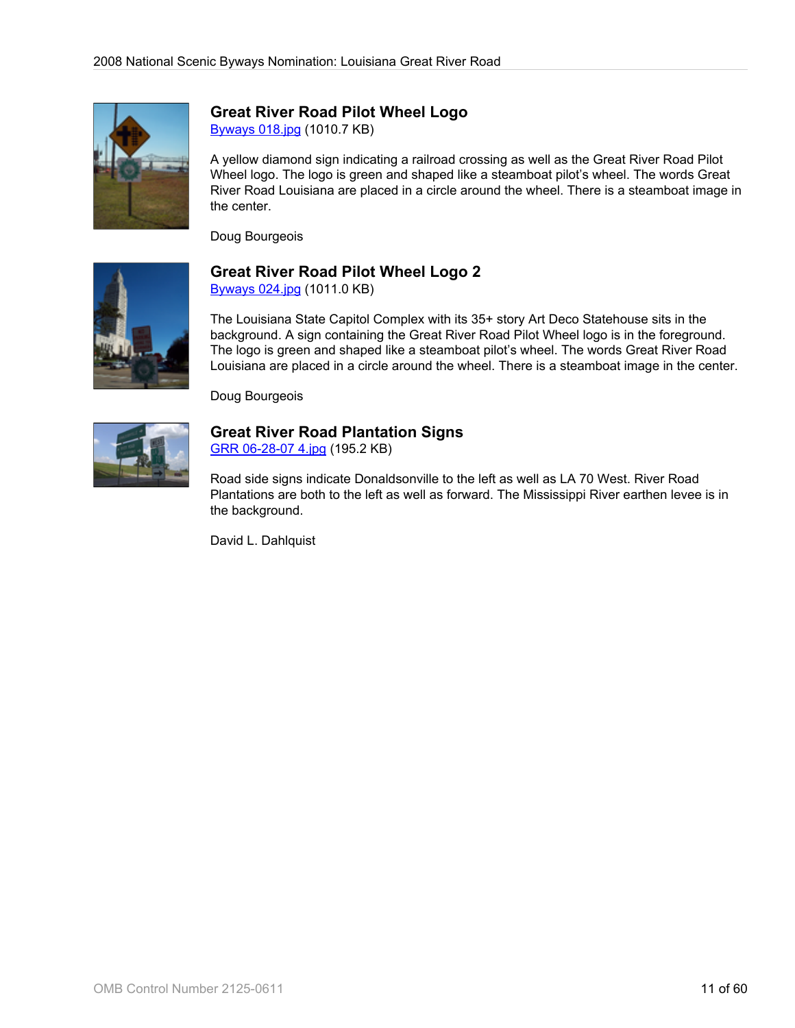## Great River Road Pilot Wheel Logo

Byways 018.jpg (1010.7 KB)

A yellow diamond sign indicating a railroad crossing as well as the Great River Road Pilot Wheel logo. The logo is green and shaped like a steamboat pilot's wheel. The words Great River Road Louisiana are placed in a circle around the wheel. There is a steamboat image in the center.

Doug Bourgeois

## Great River Road Pilot Wheel Logo 2

Byways 024.jpg (1011.0 KB)

The Louisiana State Capitol Complex with its 35+ story Art Deco Statehouse sits in the background. A sign containing the Great River Road Pilot Wheel logo is in the foreground. The logo is green and shaped like a steamboat pilot's wheel. The words Great River Road Louisiana are placed in a circle around the wheel. There is a steamboat image in the center.

Doug Bourgeois

## Great River Road Plantation Signs

GRR 06-28-07 4.jpg (195.2 KB)

Road side signs indicate Donaldsonville to the left as well as LA 70 West. River Road Plantations are both to the left as well as forward. The Mississippi River earthen levee is in the background.

David L. Dahlquist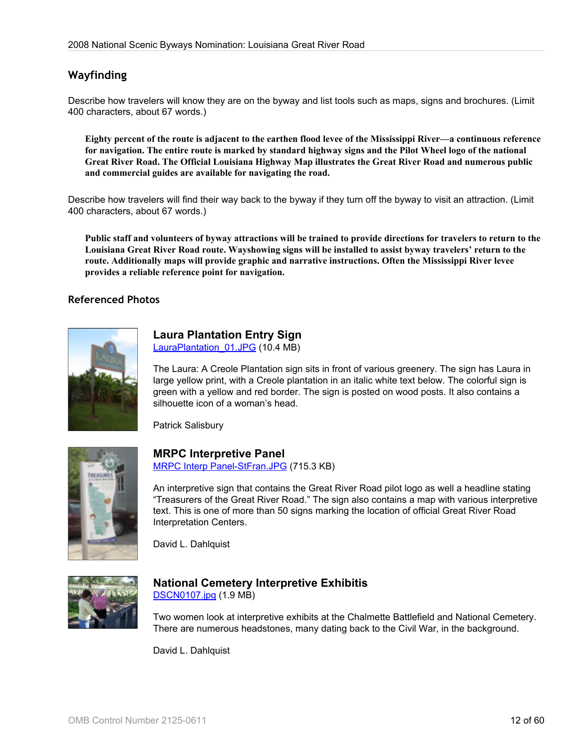## Wayfinding

Describe how travelers will know they are on the byway and list tools such as maps, signs and brochures. (Limit 400 characters, about 67 words.)

> **Eighty percent of the route is adjacent to the earthen flood levee of the Mississippi River—a continuous reference for navigation. The entire route is marked by standard highway signs and the Pilot Wheel logo of the national Great River Road. The Official Louisiana Highway Map illustrates the Great River Road and numerous public and commercial guides are available for navigating the road.**

Describe how travelers will find their way back to the byway if they turn off the byway to visit an attraction. (Limit 400 characters, about 67 words.)

> **Public staff and volunteers of byway attractions will be trained to provide directions for travelers to return to the Louisiana Great River Road route. Wayshowing signs will be installed to assist byway travelers' return to the route. Additionally maps will provide graphic and narrative instructions. Often the Mississippi River levee provides a reliable reference point for navigation.**

## Referenced Photos

### Laura Plantation Entry Sign

LauraPlantation_01.JPG (10.4 MB)

The Laura: A Creole Plantation sign sits in front of various greenery. The sign has Laura in large yellow print, with a Creole plantation in an italic white text below. The colorful sign is green with a yellow and red border. The sign is posted on wood posts. It also contains a silhouette icon of a woman's head.

Patrick Salisbury

### MRPC Interpretive Panel

MRPC Interp Panel-StFran.JPG (715.3 KB)

An interpretive sign that contains the Great River Road pilot logo as well a headline stating "Treasurers of the Great River Road." The sign also contains a map with various interpretive text. This is one of more than 50 signs marking the location of official Great River Road Interpretation Centers.

David L. Dahlquist

### National Cemetery Interpretive Exhibitis

DSCN0107.jpg (1.9 MB)

Two women look at interpretive exhibits at the Chalmette Battlefield and National Cemetery. There are numerous headstones, many dating back to the Civil War, in the background.

David L. Dahlquist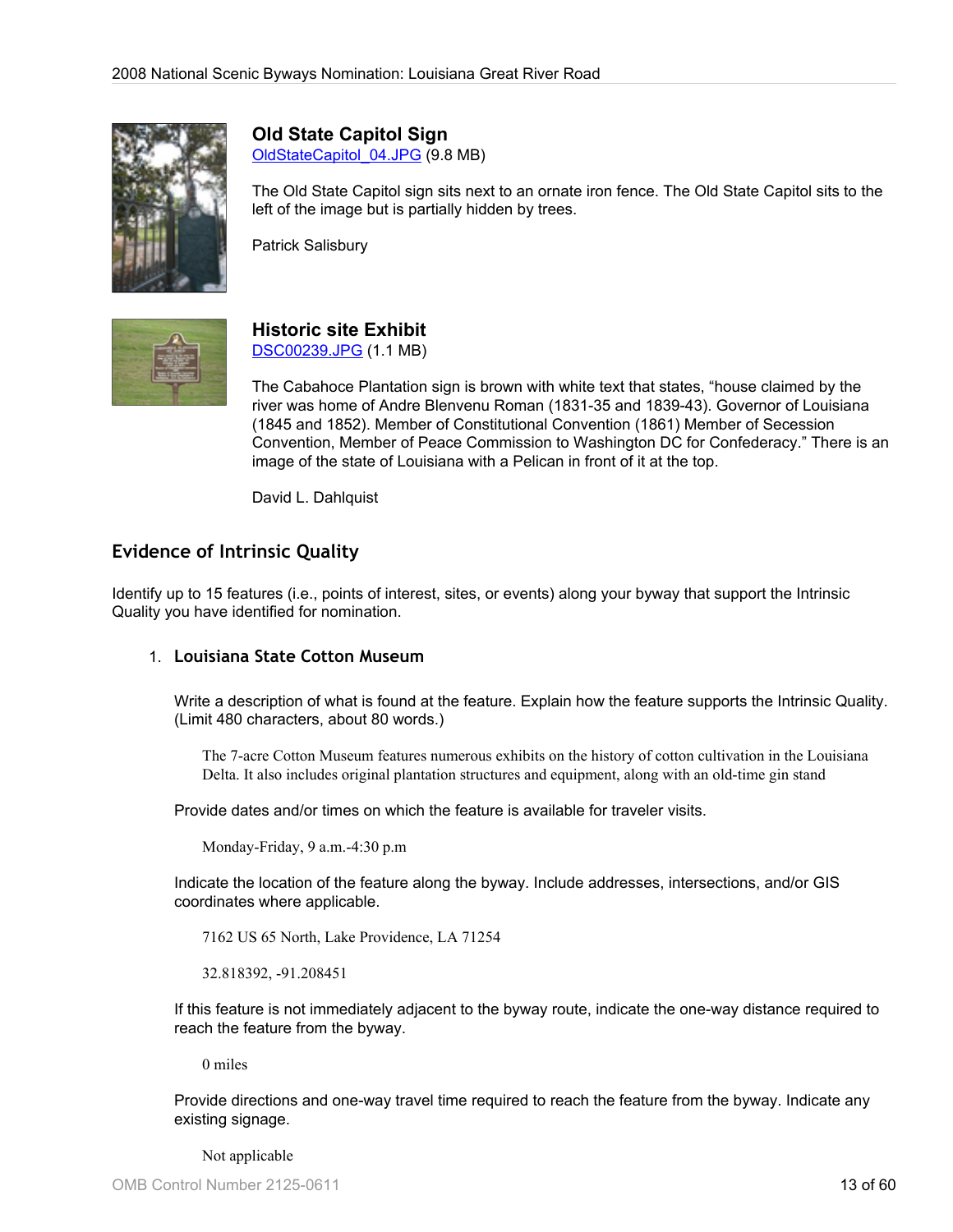### Old State Capitol Sign

OldStateCapitol_04.JPG (9.8 MB)

The Old State Capitol sign sits next to an ornate iron fence. The Old State Capitol sits to the left of the image but is partially hidden by trees.

Patrick Salisbury

### Historic site Exhibit

DSC00239.JPG (1.1 MB)

The Cabahoce Plantation sign is brown with white text that states, "house claimed by the river was home of Andre Blenvenu Roman (1831-35 and 1839-43). Governor of Louisiana (1845 and 1852). Member of Constitutional Convention (1861) Member of Secession Convention, Member of Peace Commission to Washington DC for Confederacy." There is an image of the state of Louisiana with a Pelican in front of it at the top.

David L. Dahlquist

## Evidence of Intrinsic Quality

Identify up to 15 features (i.e., points of interest, sites, or events) along your byway that support the Intrinsic Quality you have identified for nomination.

1. **Louisiana State Cotton Museum**

   Write a description of what is found at the feature. Explain how the feature supports the Intrinsic Quality. (Limit 480 characters, about 80 words.)

   > The 7-acre Cotton Museum features numerous exhibits on the history of cotton cultivation in the Louisiana Delta. It also includes original plantation structures and equipment, along with an old-time gin stand

   Provide dates and/or times on which the feature is available for traveler visits.

   > Monday-Friday, 9 a.m.-4:30 p.m

   Indicate the location of the feature along the byway. Include addresses, intersections, and/or GIS coordinates where applicable.

   > 7162 US 65 North, Lake Providence, LA 71254
   >
   > 32.818392, -91.208451

   If this feature is not immediately adjacent to the byway route, indicate the one-way distance required to reach the feature from the byway.

   > 0 miles

   Provide directions and one-way travel time required to reach the feature from the byway. Indicate any existing signage.

   > Not applicable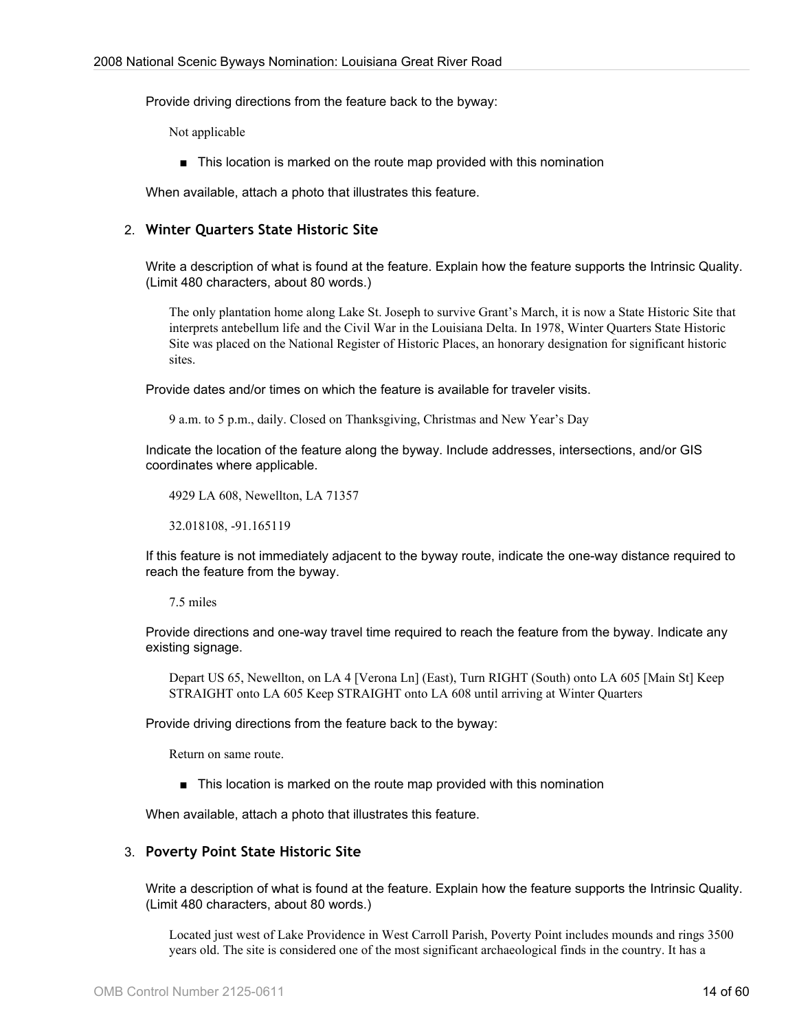Provide driving directions from the feature back to the byway:

Not applicable

- ■ This location is marked on the route map provided with this nomination

When available, attach a photo that illustrates this feature.

2. **Winter Quarters State Historic Site**

Write a description of what is found at the feature. Explain how the feature supports the Intrinsic Quality. (Limit 480 characters, about 80 words.)

The only plantation home along Lake St. Joseph to survive Grant's March, it is now a State Historic Site that interprets antebellum life and the Civil War in the Louisiana Delta. In 1978, Winter Quarters State Historic Site was placed on the National Register of Historic Places, an honorary designation for significant historic sites.

Provide dates and/or times on which the feature is available for traveler visits.

9 a.m. to 5 p.m., daily. Closed on Thanksgiving, Christmas and New Year's Day

Indicate the location of the feature along the byway. Include addresses, intersections, and/or GIS coordinates where applicable.

4929 LA 608, Newellton, LA 71357

32.018108, -91.165119

If this feature is not immediately adjacent to the byway route, indicate the one-way distance required to reach the feature from the byway.

7.5 miles

Provide directions and one-way travel time required to reach the feature from the byway. Indicate any existing signage.

Depart US 65, Newellton, on LA 4 [Verona Ln] (East), Turn RIGHT (South) onto LA 605 [Main St] Keep STRAIGHT onto LA 605 Keep STRAIGHT onto LA 608 until arriving at Winter Quarters

Provide driving directions from the feature back to the byway:

Return on same route.

- ■ This location is marked on the route map provided with this nomination

When available, attach a photo that illustrates this feature.

3. **Poverty Point State Historic Site**

Write a description of what is found at the feature. Explain how the feature supports the Intrinsic Quality. (Limit 480 characters, about 80 words.)

Located just west of Lake Providence in West Carroll Parish, Poverty Point includes mounds and rings 3500 years old. The site is considered one of the most significant archaeological finds in the country. It has a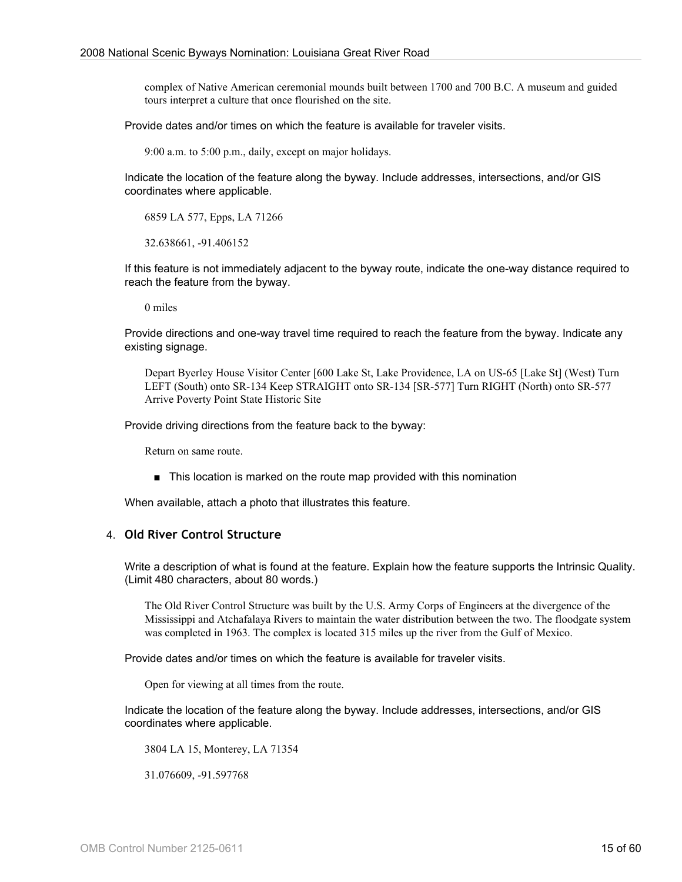complex of Native American ceremonial mounds built between 1700 and 700 B.C. A museum and guided tours interpret a culture that once flourished on the site.

Provide dates and/or times on which the feature is available for traveler visits.

9:00 a.m. to 5:00 p.m., daily, except on major holidays.

Indicate the location of the feature along the byway. Include addresses, intersections, and/or GIS coordinates where applicable.

6859 LA 577, Epps, LA 71266

32.638661, -91.406152

If this feature is not immediately adjacent to the byway route, indicate the one-way distance required to reach the feature from the byway.

0 miles

Provide directions and one-way travel time required to reach the feature from the byway. Indicate any existing signage.

Depart Byerley House Visitor Center [600 Lake St, Lake Providence, LA on US-65 [Lake St] (West) Turn LEFT (South) onto SR-134 Keep STRAIGHT onto SR-134 [SR-577] Turn RIGHT (North) onto SR-577 Arrive Poverty Point State Historic Site

Provide driving directions from the feature back to the byway:

Return on same route.

- This location is marked on the route map provided with this nomination

When available, attach a photo that illustrates this feature.

4. **Old River Control Structure**

Write a description of what is found at the feature. Explain how the feature supports the Intrinsic Quality. (Limit 480 characters, about 80 words.)

The Old River Control Structure was built by the U.S. Army Corps of Engineers at the divergence of the Mississippi and Atchafalaya Rivers to maintain the water distribution between the two. The floodgate system was completed in 1963. The complex is located 315 miles up the river from the Gulf of Mexico.

Provide dates and/or times on which the feature is available for traveler visits.

Open for viewing at all times from the route.

Indicate the location of the feature along the byway. Include addresses, intersections, and/or GIS coordinates where applicable.

3804 LA 15, Monterey, LA 71354

31.076609, -91.597768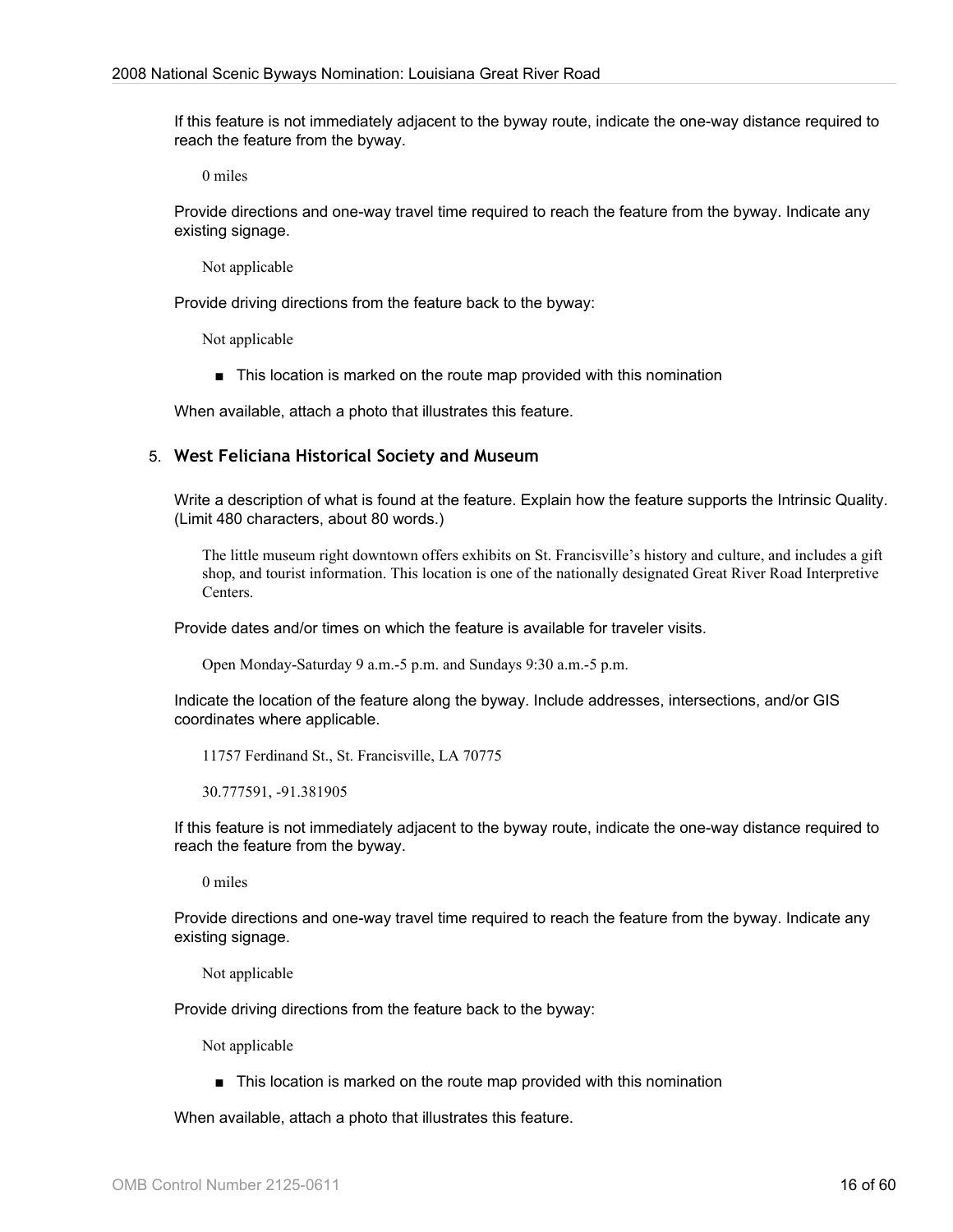If this feature is not immediately adjacent to the byway route, indicate the one-way distance required to reach the feature from the byway.

0 miles

Provide directions and one-way travel time required to reach the feature from the byway. Indicate any existing signage.

Not applicable

Provide driving directions from the feature back to the byway:

Not applicable

- This location is marked on the route map provided with this nomination

When available, attach a photo that illustrates this feature.

5. **West Feliciana Historical Society and Museum**

Write a description of what is found at the feature. Explain how the feature supports the Intrinsic Quality. (Limit 480 characters, about 80 words.)

The little museum right downtown offers exhibits on St. Francisville's history and culture, and includes a gift shop, and tourist information. This location is one of the nationally designated Great River Road Interpretive Centers.

Provide dates and/or times on which the feature is available for traveler visits.

Open Monday-Saturday 9 a.m.-5 p.m. and Sundays 9:30 a.m.-5 p.m.

Indicate the location of the feature along the byway. Include addresses, intersections, and/or GIS coordinates where applicable.

11757 Ferdinand St., St. Francisville, LA 70775

30.777591, -91.381905

If this feature is not immediately adjacent to the byway route, indicate the one-way distance required to reach the feature from the byway.

0 miles

Provide directions and one-way travel time required to reach the feature from the byway. Indicate any existing signage.

Not applicable

Provide driving directions from the feature back to the byway:

Not applicable

- This location is marked on the route map provided with this nomination

When available, attach a photo that illustrates this feature.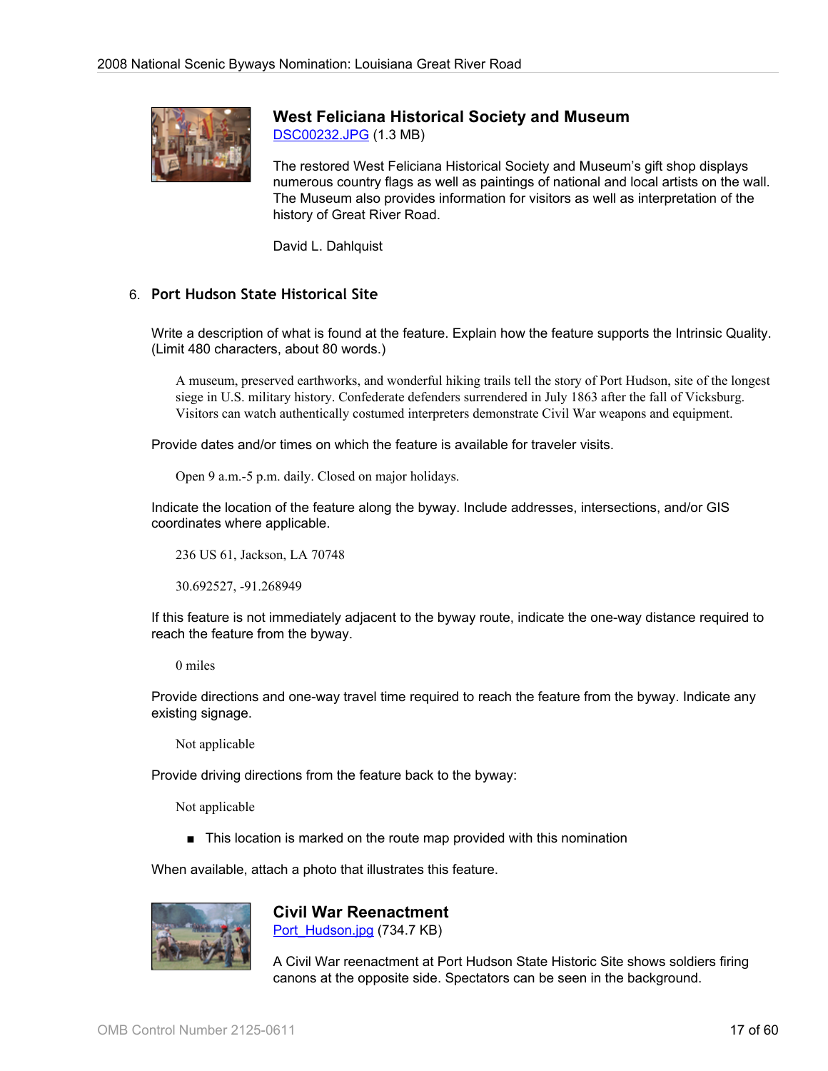### West Feliciana Historical Society and Museum

DSC00232.JPG (1.3 MB)

The restored West Feliciana Historical Society and Museum's gift shop displays numerous country flags as well as paintings of national and local artists on the wall. The Museum also provides information for visitors as well as interpretation of the history of Great River Road.

David L. Dahlquist

## 6. Port Hudson State Historical Site

Write a description of what is found at the feature. Explain how the feature supports the Intrinsic Quality. (Limit 480 characters, about 80 words.)

> A museum, preserved earthworks, and wonderful hiking trails tell the story of Port Hudson, site of the longest siege in U.S. military history. Confederate defenders surrendered in July 1863 after the fall of Vicksburg. Visitors can watch authentically costumed interpreters demonstrate Civil War weapons and equipment.

Provide dates and/or times on which the feature is available for traveler visits.

> Open 9 a.m.-5 p.m. daily. Closed on major holidays.

Indicate the location of the feature along the byway. Include addresses, intersections, and/or GIS coordinates where applicable.

> 236 US 61, Jackson, LA 70748
>
> 30.692527, -91.268949

If this feature is not immediately adjacent to the byway route, indicate the one-way distance required to reach the feature from the byway.

> 0 miles

Provide directions and one-way travel time required to reach the feature from the byway. Indicate any existing signage.

> Not applicable

Provide driving directions from the feature back to the byway:

> Not applicable

- ■ This location is marked on the route map provided with this nomination

When available, attach a photo that illustrates this feature.

### Civil War Reenactment

Port_Hudson.jpg (734.7 KB)

A Civil War reenactment at Port Hudson State Historic Site shows soldiers firing canons at the opposite side. Spectators can be seen in the background.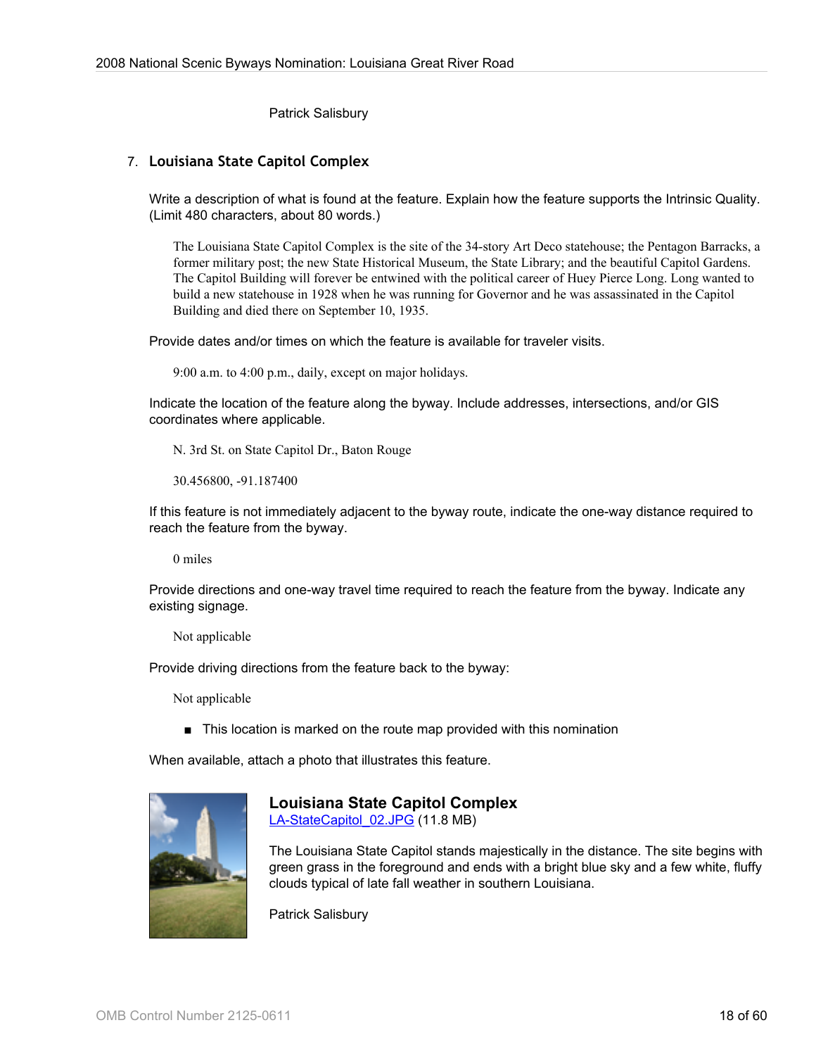Patrick Salisbury

7. **Louisiana State Capitol Complex**

Write a description of what is found at the feature. Explain how the feature supports the Intrinsic Quality. (Limit 480 characters, about 80 words.)

The Louisiana State Capitol Complex is the site of the 34-story Art Deco statehouse; the Pentagon Barracks, a former military post; the new State Historical Museum, the State Library; and the beautiful Capitol Gardens. The Capitol Building will forever be entwined with the political career of Huey Pierce Long. Long wanted to build a new statehouse in 1928 when he was running for Governor and he was assassinated in the Capitol Building and died there on September 10, 1935.

Provide dates and/or times on which the feature is available for traveler visits.

9:00 a.m. to 4:00 p.m., daily, except on major holidays.

Indicate the location of the feature along the byway. Include addresses, intersections, and/or GIS coordinates where applicable.

N. 3rd St. on State Capitol Dr., Baton Rouge

30.456800, -91.187400

If this feature is not immediately adjacent to the byway route, indicate the one-way distance required to reach the feature from the byway.

0 miles

Provide directions and one-way travel time required to reach the feature from the byway. Indicate any existing signage.

Not applicable

Provide driving directions from the feature back to the byway:

Not applicable

- ■ This location is marked on the route map provided with this nomination

When available, attach a photo that illustrates this feature.

**Louisiana State Capitol Complex**
LA-StateCapitol_02.JPG (11.8 MB)

The Louisiana State Capitol stands majestically in the distance. The site begins with green grass in the foreground and ends with a bright blue sky and a few white, fluffy clouds typical of late fall weather in southern Louisiana.

Patrick Salisbury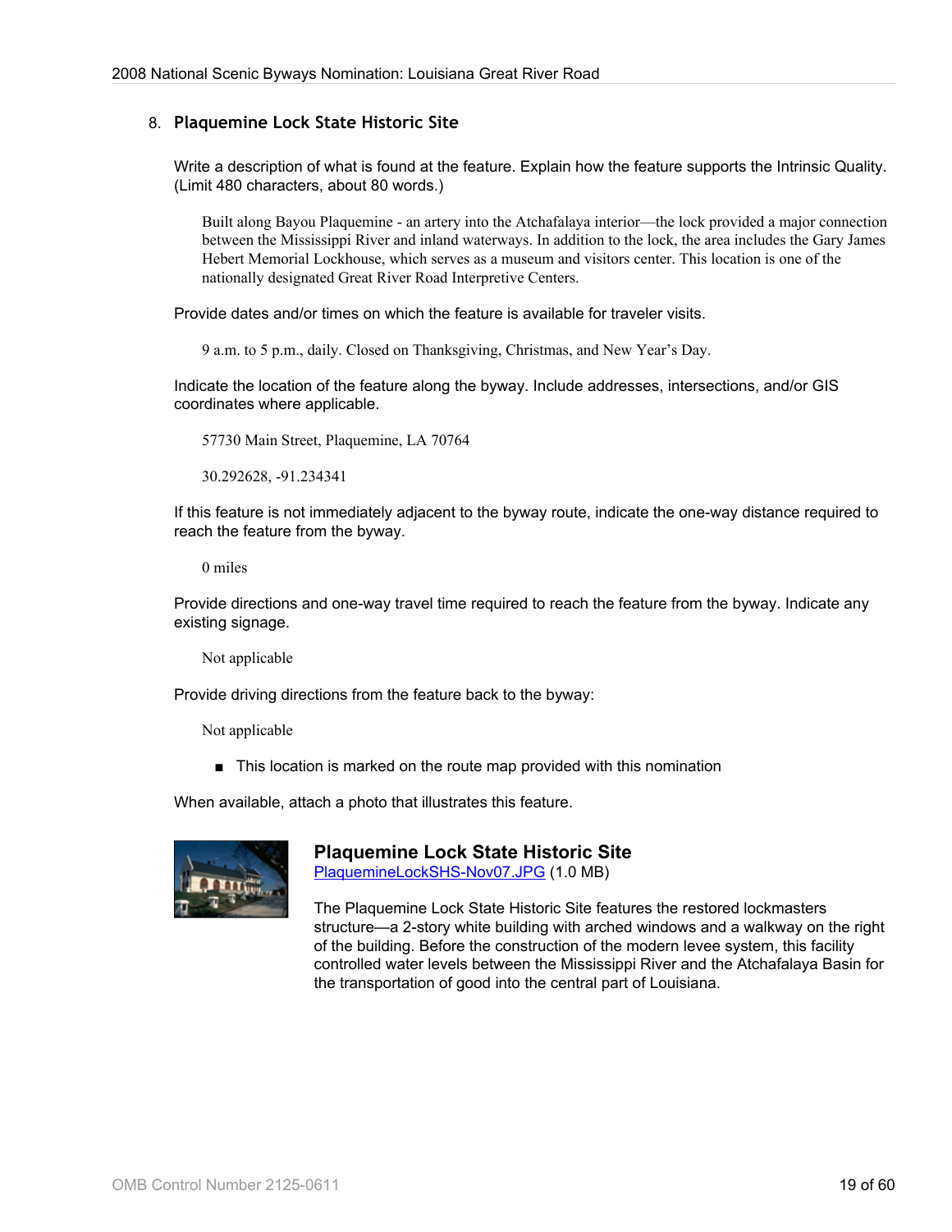## 8. Plaquemine Lock State Historic Site

Write a description of what is found at the feature. Explain how the feature supports the Intrinsic Quality. (Limit 480 characters, about 80 words.)

> Built along Bayou Plaquemine - an artery into the Atchafalaya interior—the lock provided a major connection between the Mississippi River and inland waterways. In addition to the lock, the area includes the Gary James Hebert Memorial Lockhouse, which serves as a museum and visitors center. This location is one of the nationally designated Great River Road Interpretive Centers.

Provide dates and/or times on which the feature is available for traveler visits.

> 9 a.m. to 5 p.m., daily. Closed on Thanksgiving, Christmas, and New Year's Day.

Indicate the location of the feature along the byway. Include addresses, intersections, and/or GIS coordinates where applicable.

> 57730 Main Street, Plaquemine, LA 70764
>
> 30.292628, -91.234341

If this feature is not immediately adjacent to the byway route, indicate the one-way distance required to reach the feature from the byway.

> 0 miles

Provide directions and one-way travel time required to reach the feature from the byway. Indicate any existing signage.

> Not applicable

Provide driving directions from the feature back to the byway:

> Not applicable

- This location is marked on the route map provided with this nomination

When available, attach a photo that illustrates this feature.

**Plaquemine Lock State Historic Site**
PlaquemineLockSHS-Nov07.JPG (1.0 MB)

The Plaquemine Lock State Historic Site features the restored lockmasters structure—a 2-story white building with arched windows and a walkway on the right of the building. Before the construction of the modern levee system, this facility controlled water levels between the Mississippi River and the Atchafalaya Basin for the transportation of good into the central part of Louisiana.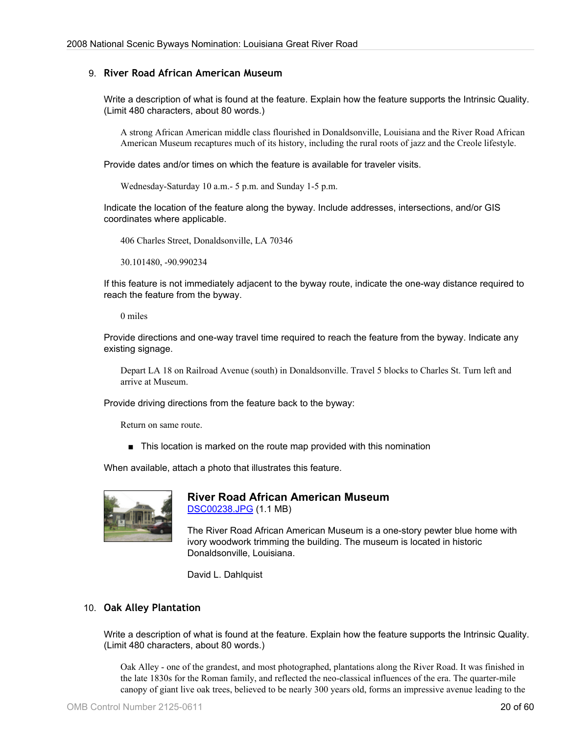## 9. River Road African American Museum

Write a description of what is found at the feature. Explain how the feature supports the Intrinsic Quality. (Limit 480 characters, about 80 words.)

> A strong African American middle class flourished in Donaldsonville, Louisiana and the River Road African American Museum recaptures much of its history, including the rural roots of jazz and the Creole lifestyle.

Provide dates and/or times on which the feature is available for traveler visits.

> Wednesday-Saturday 10 a.m.- 5 p.m. and Sunday 1-5 p.m.

Indicate the location of the feature along the byway. Include addresses, intersections, and/or GIS coordinates where applicable.

> 406 Charles Street, Donaldsonville, LA 70346
>
> 30.101480, -90.990234

If this feature is not immediately adjacent to the byway route, indicate the one-way distance required to reach the feature from the byway.

> 0 miles

Provide directions and one-way travel time required to reach the feature from the byway. Indicate any existing signage.

> Depart LA 18 on Railroad Avenue (south) in Donaldsonville. Travel 5 blocks to Charles St. Turn left and arrive at Museum.

Provide driving directions from the feature back to the byway:

> Return on same route.

- ■ This location is marked on the route map provided with this nomination

When available, attach a photo that illustrates this feature.

**River Road African American Museum**
DSC00238.JPG (1.1 MB)

The River Road African American Museum is a one-story pewter blue home with ivory woodwork trimming the building. The museum is located in historic Donaldsonville, Louisiana.

David L. Dahlquist

## 10. Oak Alley Plantation

Write a description of what is found at the feature. Explain how the feature supports the Intrinsic Quality. (Limit 480 characters, about 80 words.)

> Oak Alley - one of the grandest, and most photographed, plantations along the River Road. It was finished in the late 1830s for the Roman family, and reflected the neo-classical influences of the era. The quarter-mile canopy of giant live oak trees, believed to be nearly 300 years old, forms an impressive avenue leading to the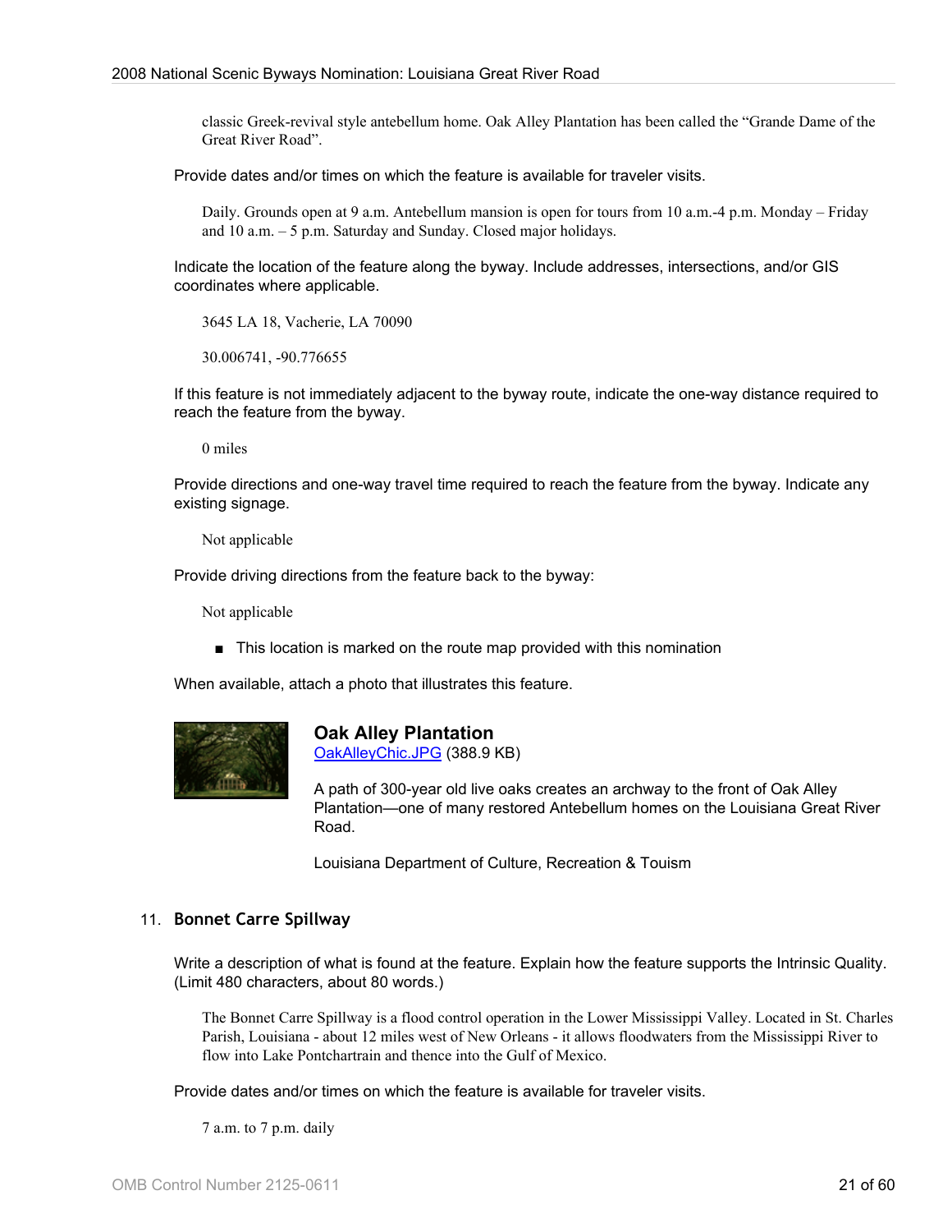classic Greek-revival style antebellum home. Oak Alley Plantation has been called the "Grande Dame of the Great River Road".

Provide dates and/or times on which the feature is available for traveler visits.

Daily. Grounds open at 9 a.m. Antebellum mansion is open for tours from 10 a.m.-4 p.m. Monday – Friday and 10 a.m. – 5 p.m. Saturday and Sunday. Closed major holidays.

Indicate the location of the feature along the byway. Include addresses, intersections, and/or GIS coordinates where applicable.

3645 LA 18, Vacherie, LA 70090

30.006741, -90.776655

If this feature is not immediately adjacent to the byway route, indicate the one-way distance required to reach the feature from the byway.

0 miles

Provide directions and one-way travel time required to reach the feature from the byway. Indicate any existing signage.

Not applicable

Provide driving directions from the feature back to the byway:

Not applicable

- This location is marked on the route map provided with this nomination

When available, attach a photo that illustrates this feature.

**Oak Alley Plantation**
OakAlleyChic.JPG (388.9 KB)

A path of 300-year old live oaks creates an archway to the front of Oak Alley Plantation—one of many restored Antebellum homes on the Louisiana Great River Road.

Louisiana Department of Culture, Recreation & Touism

## 11. Bonnet Carre Spillway

Write a description of what is found at the feature. Explain how the feature supports the Intrinsic Quality. (Limit 480 characters, about 80 words.)

The Bonnet Carre Spillway is a flood control operation in the Lower Mississippi Valley. Located in St. Charles Parish, Louisiana - about 12 miles west of New Orleans - it allows floodwaters from the Mississippi River to flow into Lake Pontchartrain and thence into the Gulf of Mexico.

Provide dates and/or times on which the feature is available for traveler visits.

7 a.m. to 7 p.m. daily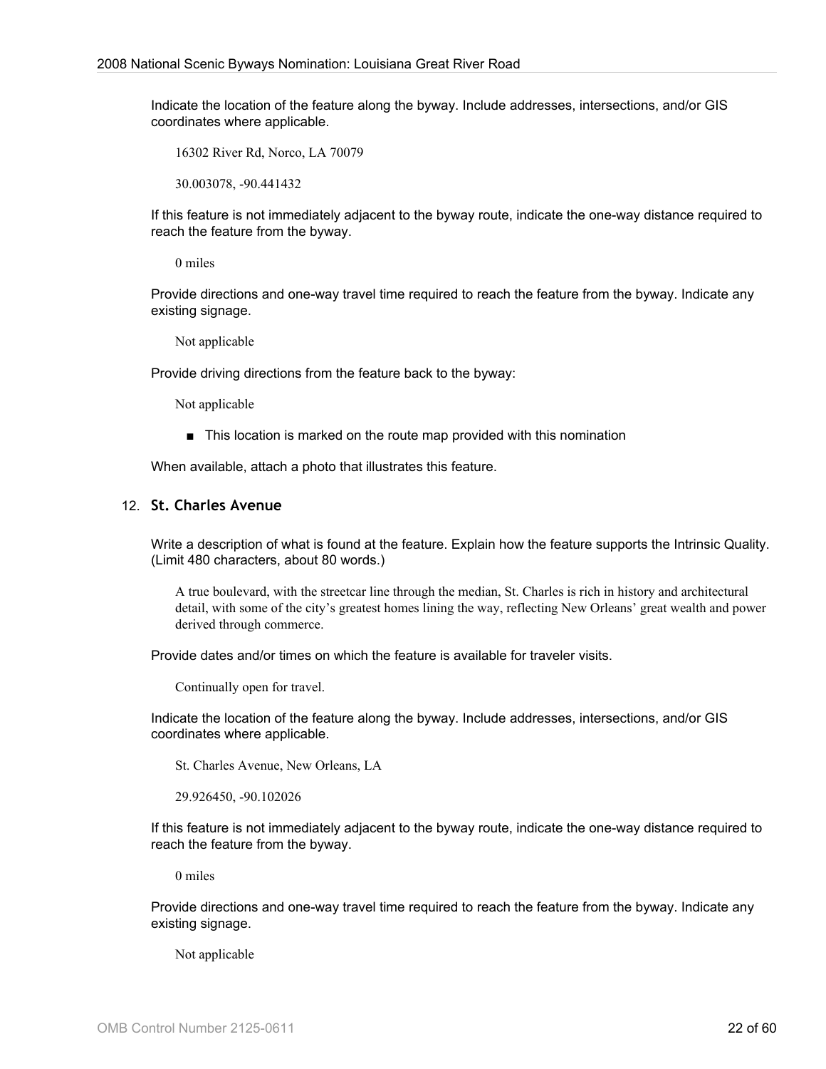Indicate the location of the feature along the byway. Include addresses, intersections, and/or GIS coordinates where applicable.

16302 River Rd, Norco, LA 70079

30.003078, -90.441432

If this feature is not immediately adjacent to the byway route, indicate the one-way distance required to reach the feature from the byway.

0 miles

Provide directions and one-way travel time required to reach the feature from the byway. Indicate any existing signage.

Not applicable

Provide driving directions from the feature back to the byway:

Not applicable

- ■ This location is marked on the route map provided with this nomination

When available, attach a photo that illustrates this feature.

### 12. St. Charles Avenue

Write a description of what is found at the feature. Explain how the feature supports the Intrinsic Quality. (Limit 480 characters, about 80 words.)

A true boulevard, with the streetcar line through the median, St. Charles is rich in history and architectural detail, with some of the city's greatest homes lining the way, reflecting New Orleans' great wealth and power derived through commerce.

Provide dates and/or times on which the feature is available for traveler visits.

Continually open for travel.

Indicate the location of the feature along the byway. Include addresses, intersections, and/or GIS coordinates where applicable.

St. Charles Avenue, New Orleans, LA

29.926450, -90.102026

If this feature is not immediately adjacent to the byway route, indicate the one-way distance required to reach the feature from the byway.

0 miles

Provide directions and one-way travel time required to reach the feature from the byway. Indicate any existing signage.

Not applicable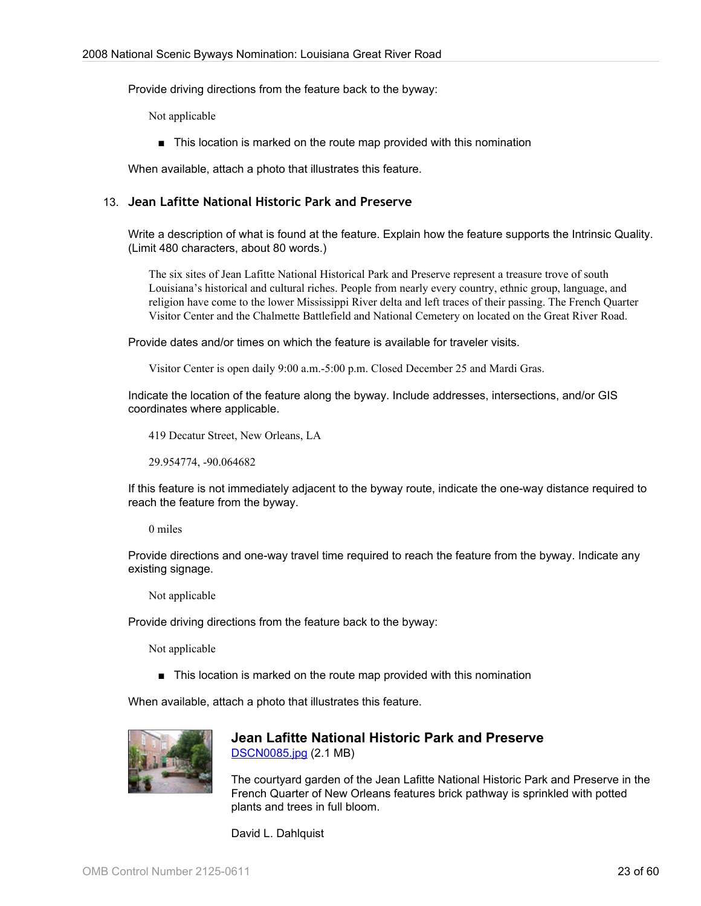Provide driving directions from the feature back to the byway:

Not applicable

- This location is marked on the route map provided with this nomination

When available, attach a photo that illustrates this feature.

13. **Jean Lafitte National Historic Park and Preserve**

Write a description of what is found at the feature. Explain how the feature supports the Intrinsic Quality. (Limit 480 characters, about 80 words.)

The six sites of Jean Lafitte National Historical Park and Preserve represent a treasure trove of south Louisiana's historical and cultural riches. People from nearly every country, ethnic group, language, and religion have come to the lower Mississippi River delta and left traces of their passing. The French Quarter Visitor Center and the Chalmette Battlefield and National Cemetery on located on the Great River Road.

Provide dates and/or times on which the feature is available for traveler visits.

Visitor Center is open daily 9:00 a.m.-5:00 p.m. Closed December 25 and Mardi Gras.

Indicate the location of the feature along the byway. Include addresses, intersections, and/or GIS coordinates where applicable.

419 Decatur Street, New Orleans, LA

29.954774, -90.064682

If this feature is not immediately adjacent to the byway route, indicate the one-way distance required to reach the feature from the byway.

0 miles

Provide directions and one-way travel time required to reach the feature from the byway. Indicate any existing signage.

Not applicable

Provide driving directions from the feature back to the byway:

Not applicable

- This location is marked on the route map provided with this nomination

When available, attach a photo that illustrates this feature.

**Jean Lafitte National Historic Park and Preserve**
DSCN0085.jpg (2.1 MB)

The courtyard garden of the Jean Lafitte National Historic Park and Preserve in the French Quarter of New Orleans features brick pathway is sprinkled with potted plants and trees in full bloom.

David L. Dahlquist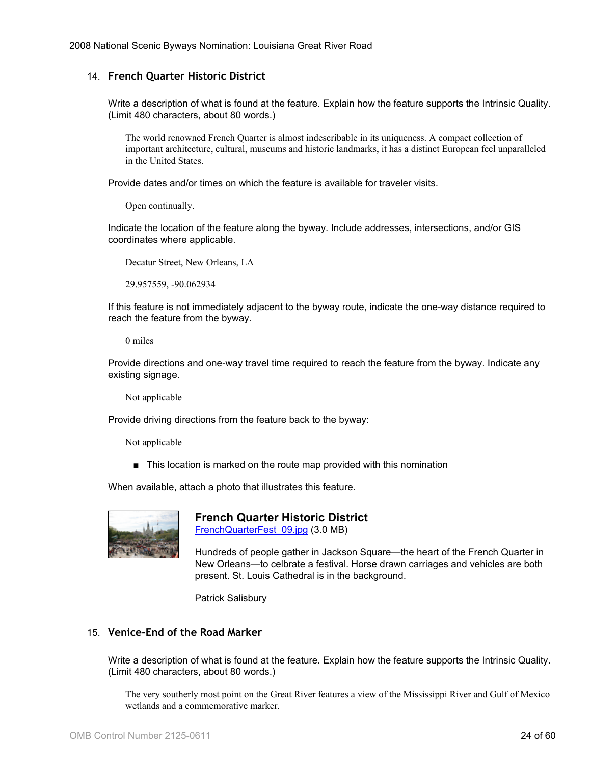## 14. French Quarter Historic District

Write a description of what is found at the feature. Explain how the feature supports the Intrinsic Quality. (Limit 480 characters, about 80 words.)

> The world renowned French Quarter is almost indescribable in its uniqueness. A compact collection of important architecture, cultural, museums and historic landmarks, it has a distinct European feel unparalleled in the United States.

Provide dates and/or times on which the feature is available for traveler visits.

> Open continually.

Indicate the location of the feature along the byway. Include addresses, intersections, and/or GIS coordinates where applicable.

> Decatur Street, New Orleans, LA
>
> 29.957559, -90.062934

If this feature is not immediately adjacent to the byway route, indicate the one-way distance required to reach the feature from the byway.

> 0 miles

Provide directions and one-way travel time required to reach the feature from the byway. Indicate any existing signage.

> Not applicable

Provide driving directions from the feature back to the byway:

> Not applicable

- This location is marked on the route map provided with this nomination

When available, attach a photo that illustrates this feature.

**French Quarter Historic District**
FrenchQuarterFest_09.jpg (3.0 MB)

Hundreds of people gather in Jackson Square—the heart of the French Quarter in New Orleans—to celbrate a festival. Horse drawn carriages and vehicles are both present. St. Louis Cathedral is in the background.

Patrick Salisbury

## 15. Venice-End of the Road Marker

Write a description of what is found at the feature. Explain how the feature supports the Intrinsic Quality. (Limit 480 characters, about 80 words.)

> The very southerly most point on the Great River features a view of the Mississippi River and Gulf of Mexico wetlands and a commemorative marker.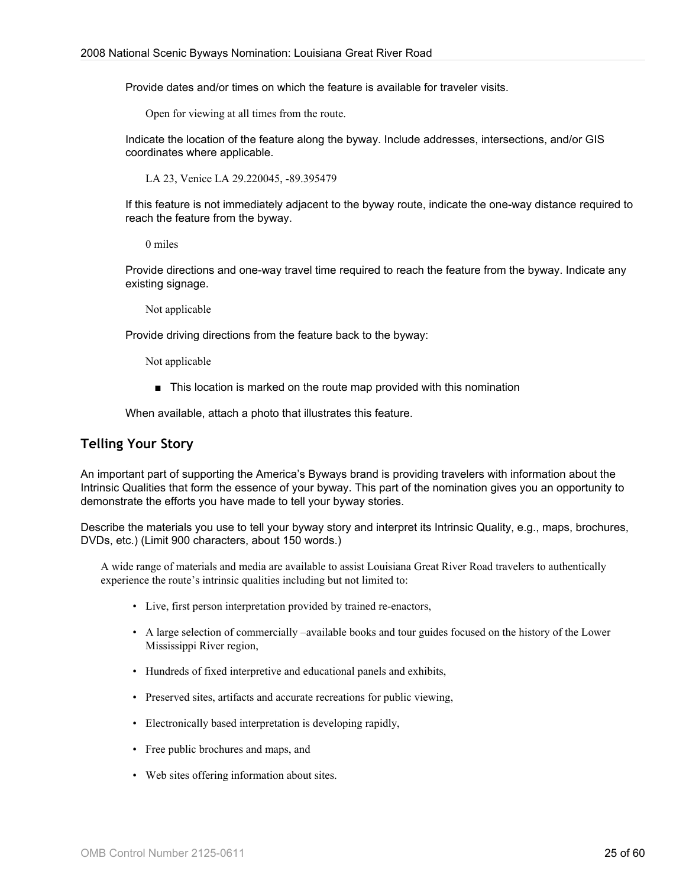Provide dates and/or times on which the feature is available for traveler visits.

Open for viewing at all times from the route.

Indicate the location of the feature along the byway. Include addresses, intersections, and/or GIS coordinates where applicable.

LA 23, Venice LA 29.220045, -89.395479

If this feature is not immediately adjacent to the byway route, indicate the one-way distance required to reach the feature from the byway.

0 miles

Provide directions and one-way travel time required to reach the feature from the byway. Indicate any existing signage.

Not applicable

Provide driving directions from the feature back to the byway:

Not applicable

- ■ This location is marked on the route map provided with this nomination

When available, attach a photo that illustrates this feature.

## Telling Your Story

An important part of supporting the America's Byways brand is providing travelers with information about the Intrinsic Qualities that form the essence of your byway. This part of the nomination gives you an opportunity to demonstrate the efforts you have made to tell your byway stories.

Describe the materials you use to tell your byway story and interpret its Intrinsic Quality, e.g., maps, brochures, DVDs, etc.) (Limit 900 characters, about 150 words.)

A wide range of materials and media are available to assist Louisiana Great River Road travelers to authentically experience the route's intrinsic qualities including but not limited to:

- Live, first person interpretation provided by trained re-enactors,
- A large selection of commercially –available books and tour guides focused on the history of the Lower Mississippi River region,
- Hundreds of fixed interpretive and educational panels and exhibits,
- Preserved sites, artifacts and accurate recreations for public viewing,
- Electronically based interpretation is developing rapidly,
- Free public brochures and maps, and
- Web sites offering information about sites.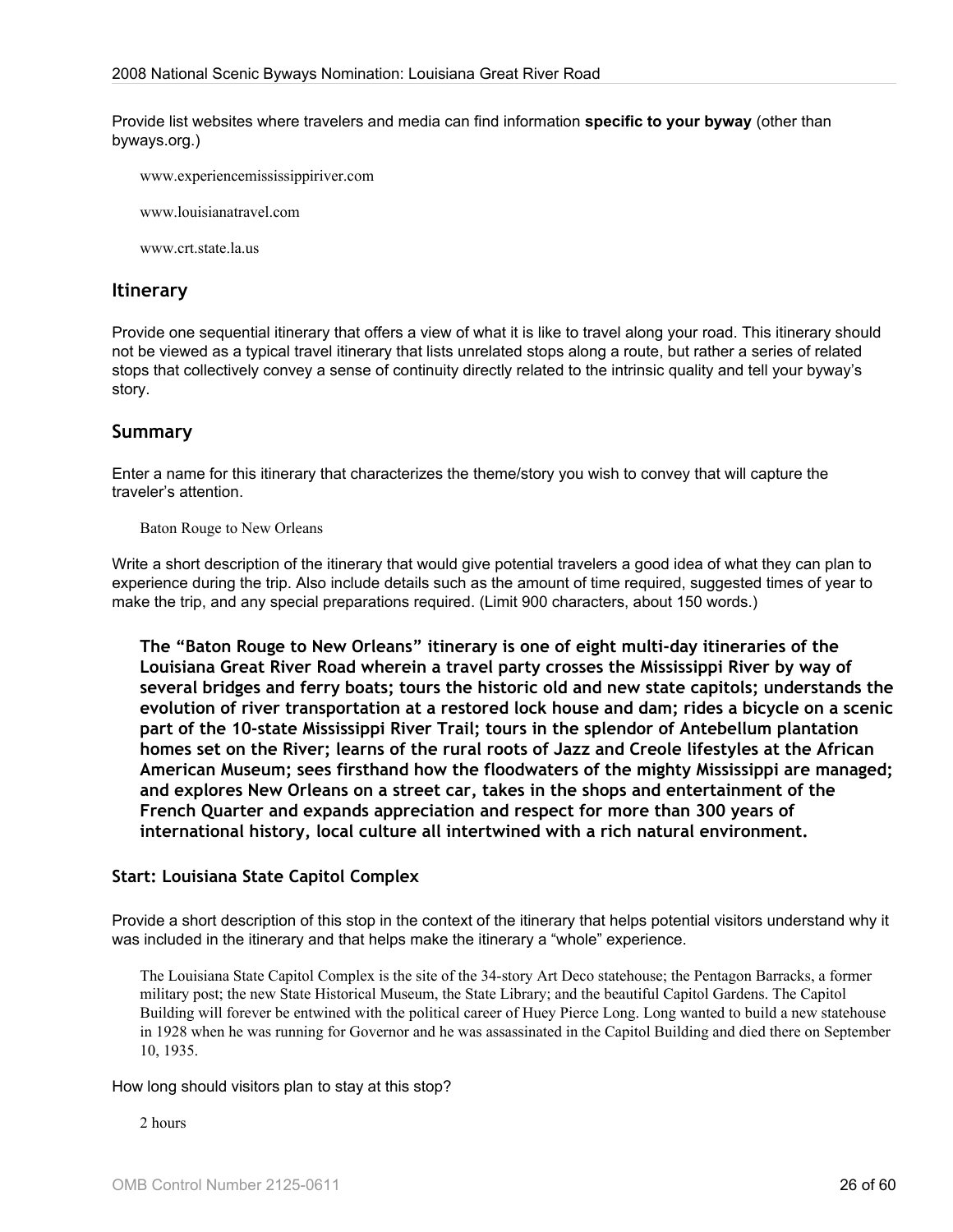Provide list websites where travelers and media can find information **specific to your byway** (other than byways.org.)

www.experiencemississippiriver.com

www.louisianatravel.com

www.crt.state.la.us

## Itinerary

Provide one sequential itinerary that offers a view of what it is like to travel along your road. This itinerary should not be viewed as a typical travel itinerary that lists unrelated stops along a route, but rather a series of related stops that collectively convey a sense of continuity directly related to the intrinsic quality and tell your byway's story.

## Summary

Enter a name for this itinerary that characterizes the theme/story you wish to convey that will capture the traveler's attention.

Baton Rouge to New Orleans

Write a short description of the itinerary that would give potential travelers a good idea of what they can plan to experience during the trip. Also include details such as the amount of time required, suggested times of year to make the trip, and any special preparations required. (Limit 900 characters, about 150 words.)

**The "Baton Rouge to New Orleans" itinerary is one of eight multi-day itineraries of the Louisiana Great River Road wherein a travel party crosses the Mississippi River by way of several bridges and ferry boats; tours the historic old and new state capitols; understands the evolution of river transportation at a restored lock house and dam; rides a bicycle on a scenic part of the 10-state Mississippi River Trail; tours in the splendor of Antebellum plantation homes set on the River; learns of the rural roots of Jazz and Creole lifestyles at the African American Museum; sees firsthand how the floodwaters of the mighty Mississippi are managed; and explores New Orleans on a street car, takes in the shops and entertainment of the French Quarter and expands appreciation and respect for more than 300 years of international history, local culture all intertwined with a rich natural environment.**

### Start: Louisiana State Capitol Complex

Provide a short description of this stop in the context of the itinerary that helps potential visitors understand why it was included in the itinerary and that helps make the itinerary a "whole" experience.

The Louisiana State Capitol Complex is the site of the 34-story Art Deco statehouse; the Pentagon Barracks, a former military post; the new State Historical Museum, the State Library; and the beautiful Capitol Gardens. The Capitol Building will forever be entwined with the political career of Huey Pierce Long. Long wanted to build a new statehouse in 1928 when he was running for Governor and he was assassinated in the Capitol Building and died there on September 10, 1935.

How long should visitors plan to stay at this stop?

2 hours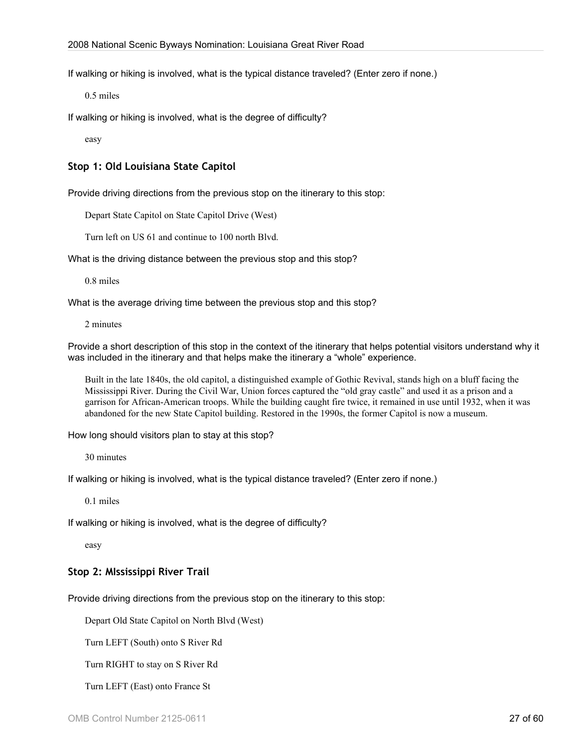If walking or hiking is involved, what is the typical distance traveled? (Enter zero if none.)

0.5 miles

If walking or hiking is involved, what is the degree of difficulty?

easy

### Stop 1: Old Louisiana State Capitol

Provide driving directions from the previous stop on the itinerary to this stop:

Depart State Capitol on State Capitol Drive (West)

Turn left on US 61 and continue to 100 north Blvd.

What is the driving distance between the previous stop and this stop?

0.8 miles

What is the average driving time between the previous stop and this stop?

2 minutes

Provide a short description of this stop in the context of the itinerary that helps potential visitors understand why it was included in the itinerary and that helps make the itinerary a "whole" experience.

Built in the late 1840s, the old capitol, a distinguished example of Gothic Revival, stands high on a bluff facing the Mississippi River. During the Civil War, Union forces captured the "old gray castle" and used it as a prison and a garrison for African-American troops. While the building caught fire twice, it remained in use until 1932, when it was abandoned for the new State Capitol building. Restored in the 1990s, the former Capitol is now a museum.

How long should visitors plan to stay at this stop?

30 minutes

If walking or hiking is involved, what is the typical distance traveled? (Enter zero if none.)

0.1 miles

If walking or hiking is involved, what is the degree of difficulty?

easy

### Stop 2: MIssissippi River Trail

Provide driving directions from the previous stop on the itinerary to this stop:

Depart Old State Capitol on North Blvd (West)

Turn LEFT (South) onto S River Rd

Turn RIGHT to stay on S River Rd

Turn LEFT (East) onto France St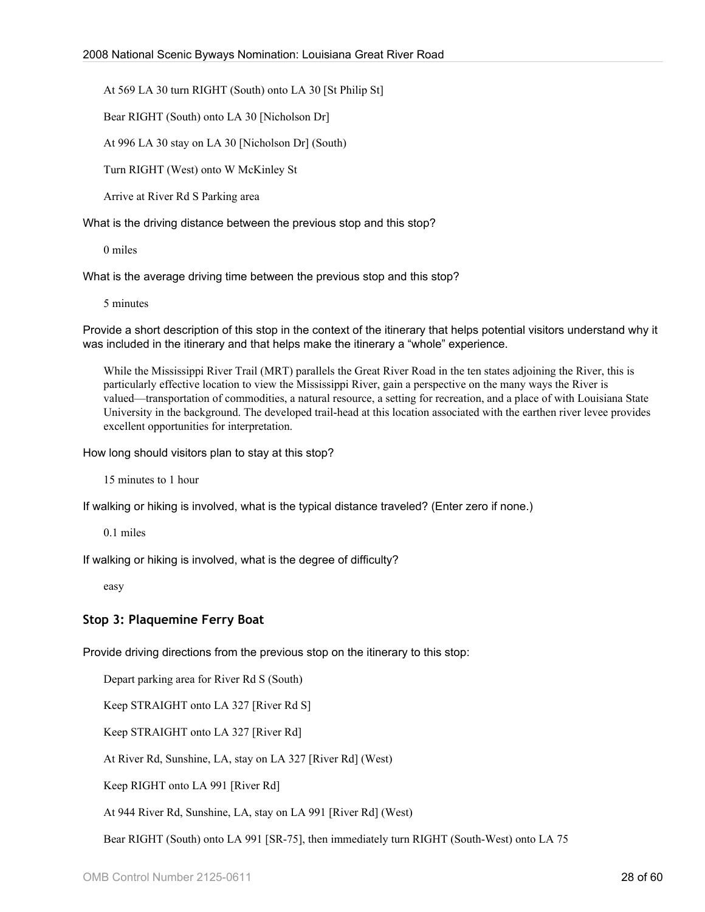At 569 LA 30 turn RIGHT (South) onto LA 30 [St Philip St]

Bear RIGHT (South) onto LA 30 [Nicholson Dr]

At 996 LA 30 stay on LA 30 [Nicholson Dr] (South)

Turn RIGHT (West) onto W McKinley St

Arrive at River Rd S Parking area

What is the driving distance between the previous stop and this stop?

0 miles

What is the average driving time between the previous stop and this stop?

5 minutes

Provide a short description of this stop in the context of the itinerary that helps potential visitors understand why it was included in the itinerary and that helps make the itinerary a "whole" experience.

While the Mississippi River Trail (MRT) parallels the Great River Road in the ten states adjoining the River, this is particularly effective location to view the Mississippi River, gain a perspective on the many ways the River is valued—transportation of commodities, a natural resource, a setting for recreation, and a place of with Louisiana State University in the background. The developed trail-head at this location associated with the earthen river levee provides excellent opportunities for interpretation.

How long should visitors plan to stay at this stop?

15 minutes to 1 hour

If walking or hiking is involved, what is the typical distance traveled? (Enter zero if none.)

0.1 miles

If walking or hiking is involved, what is the degree of difficulty?

easy

### Stop 3: Plaquemine Ferry Boat

Provide driving directions from the previous stop on the itinerary to this stop:

Depart parking area for River Rd S (South)

Keep STRAIGHT onto LA 327 [River Rd S]

Keep STRAIGHT onto LA 327 [River Rd]

At River Rd, Sunshine, LA, stay on LA 327 [River Rd] (West)

Keep RIGHT onto LA 991 [River Rd]

At 944 River Rd, Sunshine, LA, stay on LA 991 [River Rd] (West)

Bear RIGHT (South) onto LA 991 [SR-75], then immediately turn RIGHT (South-West) onto LA 75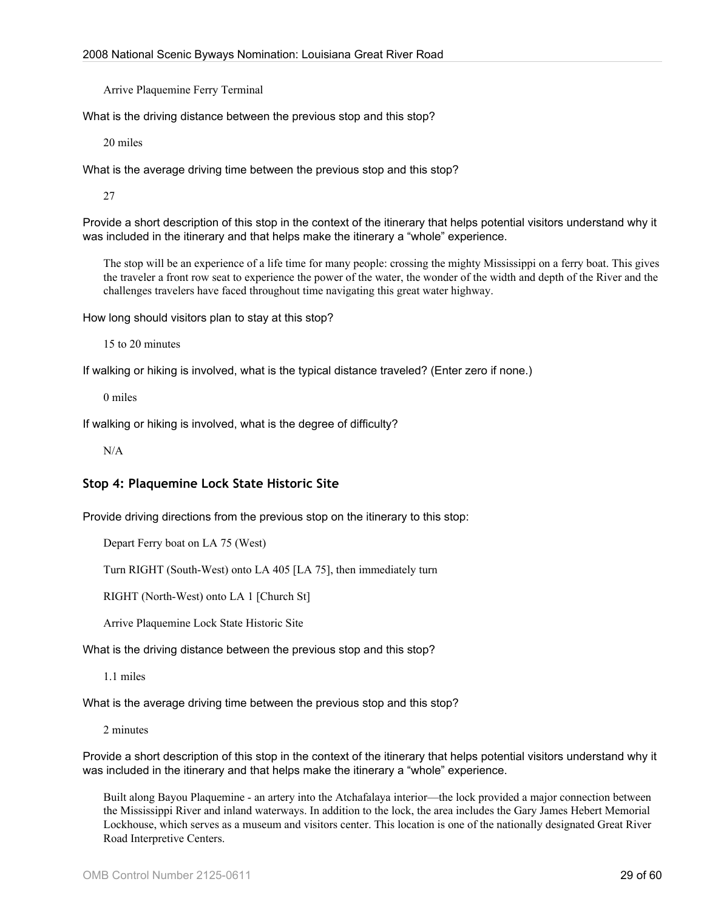Arrive Plaquemine Ferry Terminal

What is the driving distance between the previous stop and this stop?

20 miles

What is the average driving time between the previous stop and this stop?

27

Provide a short description of this stop in the context of the itinerary that helps potential visitors understand why it was included in the itinerary and that helps make the itinerary a “whole” experience.

The stop will be an experience of a life time for many people: crossing the mighty Mississippi on a ferry boat. This gives the traveler a front row seat to experience the power of the water, the wonder of the width and depth of the River and the challenges travelers have faced throughout time navigating this great water highway.

How long should visitors plan to stay at this stop?

15 to 20 minutes

If walking or hiking is involved, what is the typical distance traveled? (Enter zero if none.)

0 miles

If walking or hiking is involved, what is the degree of difficulty?

N/A

### Stop 4: Plaquemine Lock State Historic Site

Provide driving directions from the previous stop on the itinerary to this stop:

Depart Ferry boat on LA 75 (West)

Turn RIGHT (South-West) onto LA 405 [LA 75], then immediately turn

RIGHT (North-West) onto LA 1 [Church St]

Arrive Plaquemine Lock State Historic Site

What is the driving distance between the previous stop and this stop?

1.1 miles

What is the average driving time between the previous stop and this stop?

2 minutes

Provide a short description of this stop in the context of the itinerary that helps potential visitors understand why it was included in the itinerary and that helps make the itinerary a “whole” experience.

Built along Bayou Plaquemine - an artery into the Atchafalaya interior—the lock provided a major connection between the Mississippi River and inland waterways. In addition to the lock, the area includes the Gary James Hebert Memorial Lockhouse, which serves as a museum and visitors center. This location is one of the nationally designated Great River Road Interpretive Centers.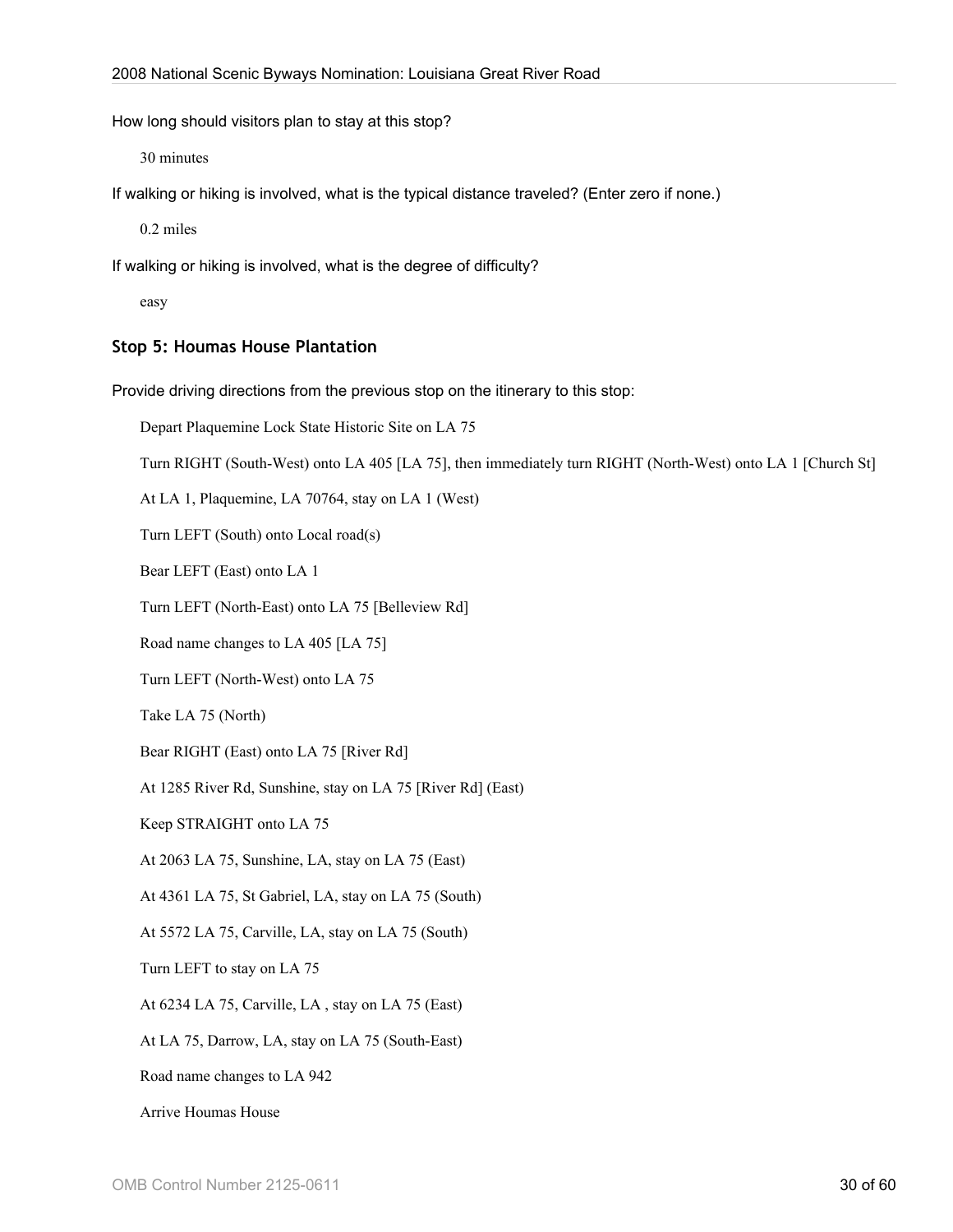How long should visitors plan to stay at this stop?

30 minutes

If walking or hiking is involved, what is the typical distance traveled? (Enter zero if none.)

0.2 miles

If walking or hiking is involved, what is the degree of difficulty?

easy

### Stop 5: Houmas House Plantation

Provide driving directions from the previous stop on the itinerary to this stop:

Depart Plaquemine Lock State Historic Site on LA 75

Turn RIGHT (South-West) onto LA 405 [LA 75], then immediately turn RIGHT (North-West) onto LA 1 [Church St]

At LA 1, Plaquemine, LA 70764, stay on LA 1 (West)

Turn LEFT (South) onto Local road(s)

Bear LEFT (East) onto LA 1

Turn LEFT (North-East) onto LA 75 [Belleview Rd]

Road name changes to LA 405 [LA 75]

Turn LEFT (North-West) onto LA 75

Take LA 75 (North)

Bear RIGHT (East) onto LA 75 [River Rd]

At 1285 River Rd, Sunshine, stay on LA 75 [River Rd] (East)

Keep STRAIGHT onto LA 75

At 2063 LA 75, Sunshine, LA, stay on LA 75 (East)

At 4361 LA 75, St Gabriel, LA, stay on LA 75 (South)

At 5572 LA 75, Carville, LA, stay on LA 75 (South)

Turn LEFT to stay on LA 75

At 6234 LA 75, Carville, LA , stay on LA 75 (East)

At LA 75, Darrow, LA, stay on LA 75 (South-East)

Road name changes to LA 942

Arrive Houmas House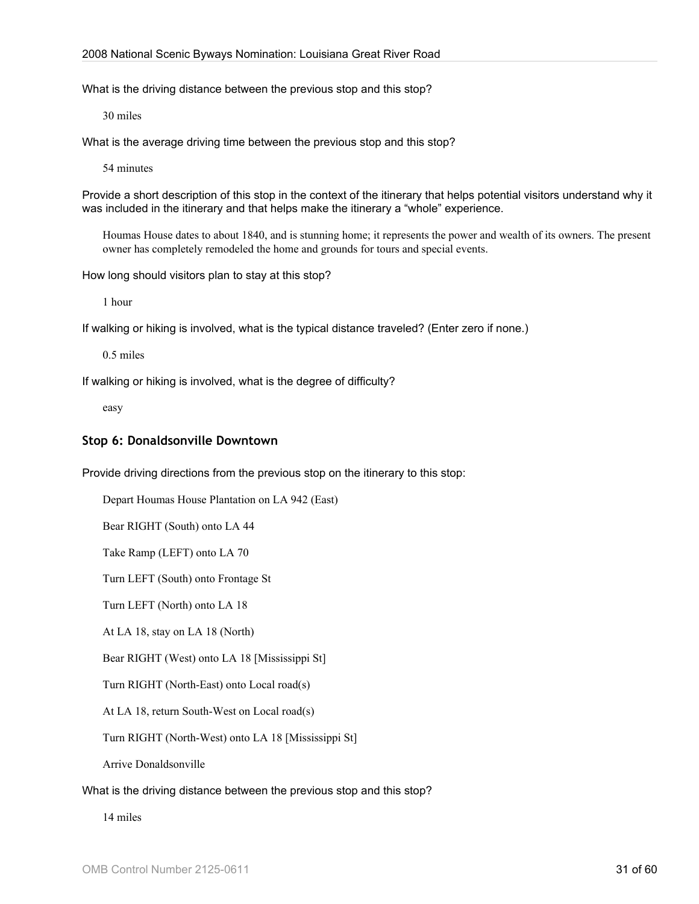What is the driving distance between the previous stop and this stop?

30 miles

What is the average driving time between the previous stop and this stop?

54 minutes

Provide a short description of this stop in the context of the itinerary that helps potential visitors understand why it was included in the itinerary and that helps make the itinerary a "whole" experience.

Houmas House dates to about 1840, and is stunning home; it represents the power and wealth of its owners. The present owner has completely remodeled the home and grounds for tours and special events.

How long should visitors plan to stay at this stop?

1 hour

If walking or hiking is involved, what is the typical distance traveled? (Enter zero if none.)

0.5 miles

If walking or hiking is involved, what is the degree of difficulty?

easy

### Stop 6: Donaldsonville Downtown

Provide driving directions from the previous stop on the itinerary to this stop:

Depart Houmas House Plantation on LA 942 (East)

Bear RIGHT (South) onto LA 44

Take Ramp (LEFT) onto LA 70

Turn LEFT (South) onto Frontage St

Turn LEFT (North) onto LA 18

At LA 18, stay on LA 18 (North)

Bear RIGHT (West) onto LA 18 [Mississippi St]

Turn RIGHT (North-East) onto Local road(s)

At LA 18, return South-West on Local road(s)

Turn RIGHT (North-West) onto LA 18 [Mississippi St]

Arrive Donaldsonville

What is the driving distance between the previous stop and this stop?

14 miles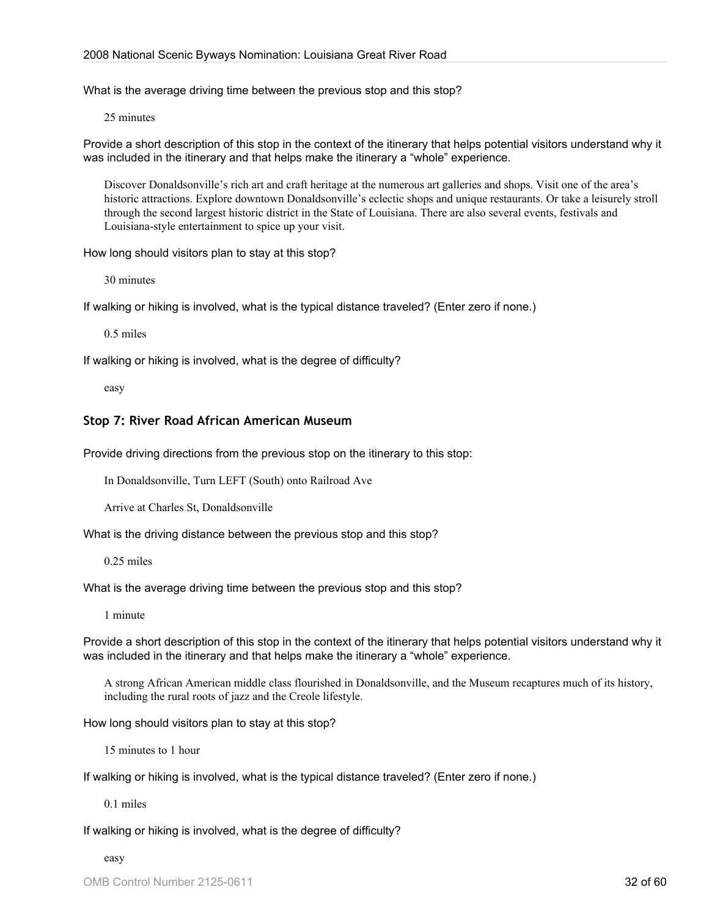What is the average driving time between the previous stop and this stop?

25 minutes

Provide a short description of this stop in the context of the itinerary that helps potential visitors understand why it was included in the itinerary and that helps make the itinerary a "whole" experience.

Discover Donaldsonville's rich art and craft heritage at the numerous art galleries and shops. Visit one of the area's historic attractions. Explore downtown Donaldsonville's eclectic shops and unique restaurants. Or take a leisurely stroll through the second largest historic district in the State of Louisiana. There are also several events, festivals and Louisiana-style entertainment to spice up your visit.

How long should visitors plan to stay at this stop?

30 minutes

If walking or hiking is involved, what is the typical distance traveled? (Enter zero if none.)

0.5 miles

If walking or hiking is involved, what is the degree of difficulty?

easy

### Stop 7: River Road African American Museum

Provide driving directions from the previous stop on the itinerary to this stop:

In Donaldsonville, Turn LEFT (South) onto Railroad Ave

Arrive at Charles St, Donaldsonville

What is the driving distance between the previous stop and this stop?

0.25 miles

What is the average driving time between the previous stop and this stop?

1 minute

Provide a short description of this stop in the context of the itinerary that helps potential visitors understand why it was included in the itinerary and that helps make the itinerary a "whole" experience.

A strong African American middle class flourished in Donaldsonville, and the Museum recaptures much of its history, including the rural roots of jazz and the Creole lifestyle.

How long should visitors plan to stay at this stop?

15 minutes to 1 hour

If walking or hiking is involved, what is the typical distance traveled? (Enter zero if none.)

0.1 miles

If walking or hiking is involved, what is the degree of difficulty?

easy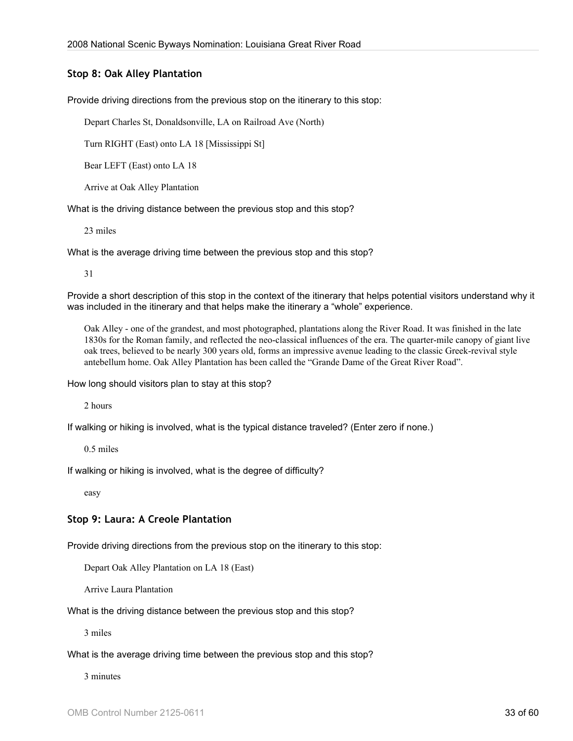### Stop 8: Oak Alley Plantation

Provide driving directions from the previous stop on the itinerary to this stop:

Depart Charles St, Donaldsonville, LA on Railroad Ave (North)

Turn RIGHT (East) onto LA 18 [Mississippi St]

Bear LEFT (East) onto LA 18

Arrive at Oak Alley Plantation

What is the driving distance between the previous stop and this stop?

23 miles

What is the average driving time between the previous stop and this stop?

31

Provide a short description of this stop in the context of the itinerary that helps potential visitors understand why it was included in the itinerary and that helps make the itinerary a "whole" experience.

Oak Alley - one of the grandest, and most photographed, plantations along the River Road. It was finished in the late 1830s for the Roman family, and reflected the neo-classical influences of the era. The quarter-mile canopy of giant live oak trees, believed to be nearly 300 years old, forms an impressive avenue leading to the classic Greek-revival style antebellum home. Oak Alley Plantation has been called the "Grande Dame of the Great River Road".

How long should visitors plan to stay at this stop?

2 hours

If walking or hiking is involved, what is the typical distance traveled? (Enter zero if none.)

0.5 miles

If walking or hiking is involved, what is the degree of difficulty?

easy

### Stop 9: Laura: A Creole Plantation

Provide driving directions from the previous stop on the itinerary to this stop:

Depart Oak Alley Plantation on LA 18 (East)

Arrive Laura Plantation

What is the driving distance between the previous stop and this stop?

3 miles

What is the average driving time between the previous stop and this stop?

3 minutes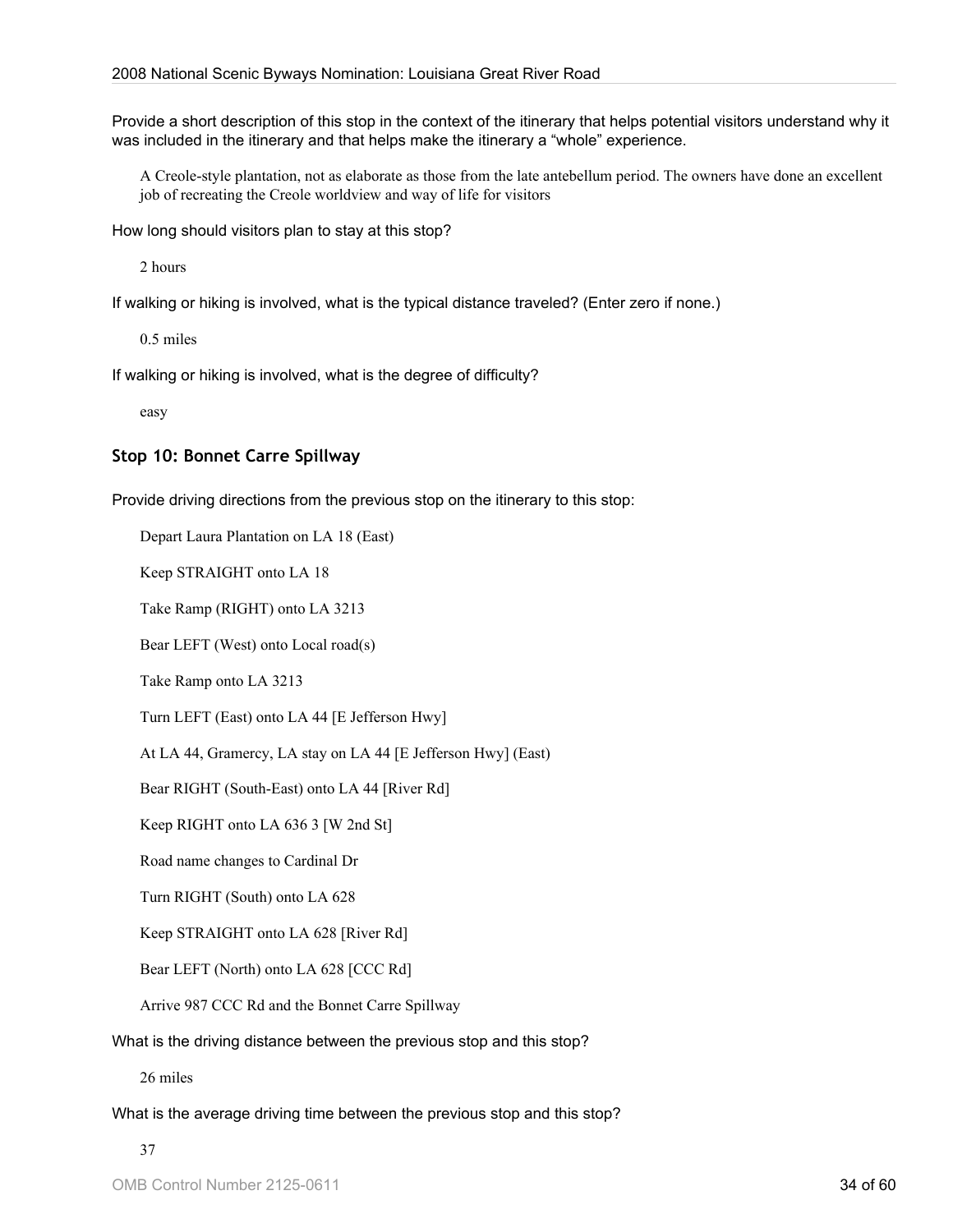Provide a short description of this stop in the context of the itinerary that helps potential visitors understand why it was included in the itinerary and that helps make the itinerary a "whole" experience.

A Creole-style plantation, not as elaborate as those from the late antebellum period. The owners have done an excellent job of recreating the Creole worldview and way of life for visitors

How long should visitors plan to stay at this stop?

2 hours

If walking or hiking is involved, what is the typical distance traveled? (Enter zero if none.)

0.5 miles

If walking or hiking is involved, what is the degree of difficulty?

easy

### Stop 10: Bonnet Carre Spillway

Provide driving directions from the previous stop on the itinerary to this stop:

Depart Laura Plantation on LA 18 (East)

Keep STRAIGHT onto LA 18

Take Ramp (RIGHT) onto LA 3213

Bear LEFT (West) onto Local road(s)

Take Ramp onto LA 3213

Turn LEFT (East) onto LA 44 [E Jefferson Hwy]

At LA 44, Gramercy, LA stay on LA 44 [E Jefferson Hwy] (East)

Bear RIGHT (South-East) onto LA 44 [River Rd]

Keep RIGHT onto LA 636 3 [W 2nd St]

Road name changes to Cardinal Dr

Turn RIGHT (South) onto LA 628

Keep STRAIGHT onto LA 628 [River Rd]

Bear LEFT (North) onto LA 628 [CCC Rd]

Arrive 987 CCC Rd and the Bonnet Carre Spillway

What is the driving distance between the previous stop and this stop?

26 miles

What is the average driving time between the previous stop and this stop?

37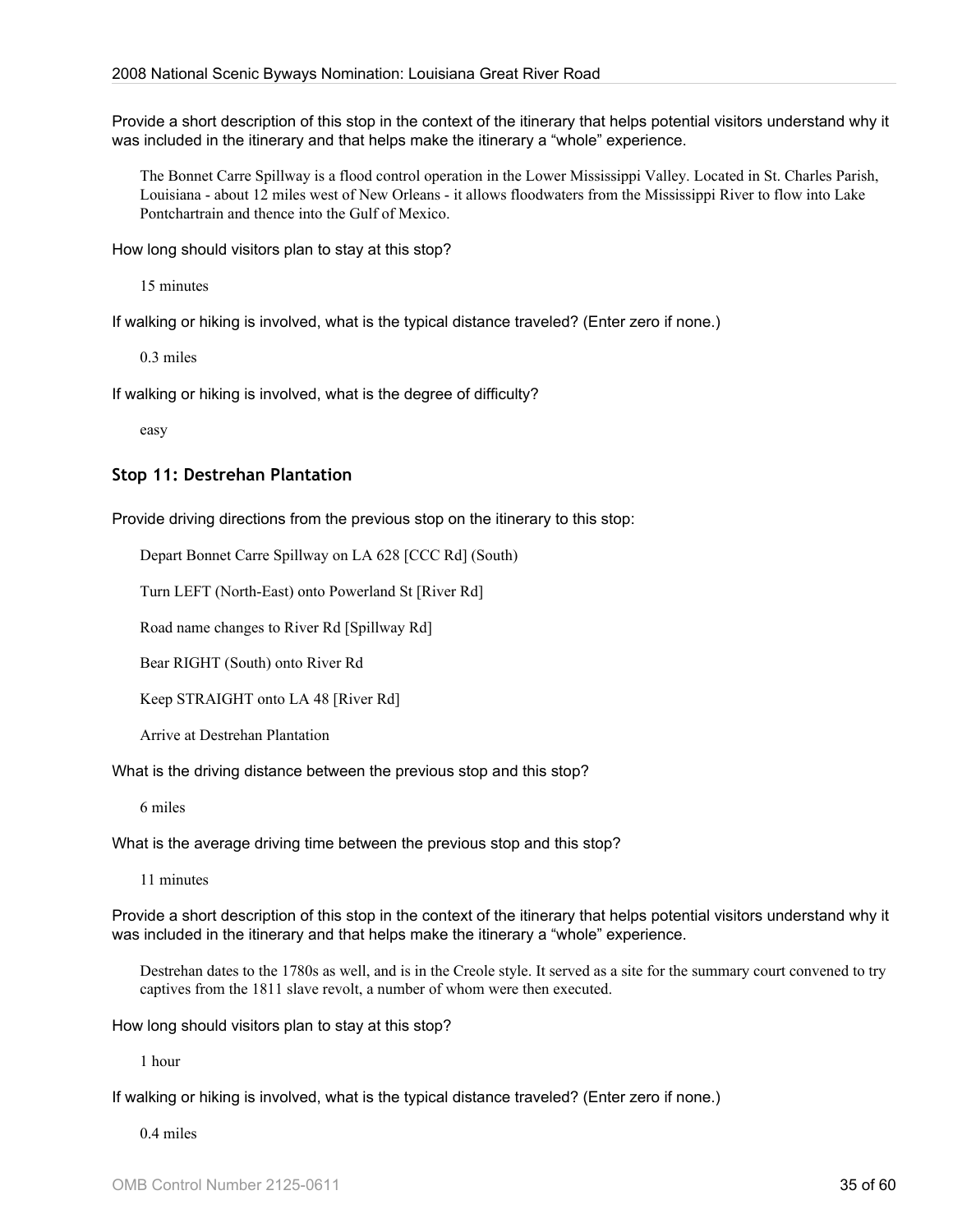Provide a short description of this stop in the context of the itinerary that helps potential visitors understand why it was included in the itinerary and that helps make the itinerary a “whole” experience.

> The Bonnet Carre Spillway is a flood control operation in the Lower Mississippi Valley. Located in St. Charles Parish, Louisiana - about 12 miles west of New Orleans - it allows floodwaters from the Mississippi River to flow into Lake Pontchartrain and thence into the Gulf of Mexico.

How long should visitors plan to stay at this stop?

> 15 minutes

If walking or hiking is involved, what is the typical distance traveled? (Enter zero if none.)

> 0.3 miles

If walking or hiking is involved, what is the degree of difficulty?

> easy

### Stop 11: Destrehan Plantation

Provide driving directions from the previous stop on the itinerary to this stop:

> Depart Bonnet Carre Spillway on LA 628 [CCC Rd] (South)
>
> Turn LEFT (North-East) onto Powerland St [River Rd]
>
> Road name changes to River Rd [Spillway Rd]
>
> Bear RIGHT (South) onto River Rd
>
> Keep STRAIGHT onto LA 48 [River Rd]
>
> Arrive at Destrehan Plantation

What is the driving distance between the previous stop and this stop?

> 6 miles

What is the average driving time between the previous stop and this stop?

> 11 minutes

Provide a short description of this stop in the context of the itinerary that helps potential visitors understand why it was included in the itinerary and that helps make the itinerary a “whole” experience.

> Destrehan dates to the 1780s as well, and is in the Creole style. It served as a site for the summary court convened to try captives from the 1811 slave revolt, a number of whom were then executed.

How long should visitors plan to stay at this stop?

> 1 hour

If walking or hiking is involved, what is the typical distance traveled? (Enter zero if none.)

> 0.4 miles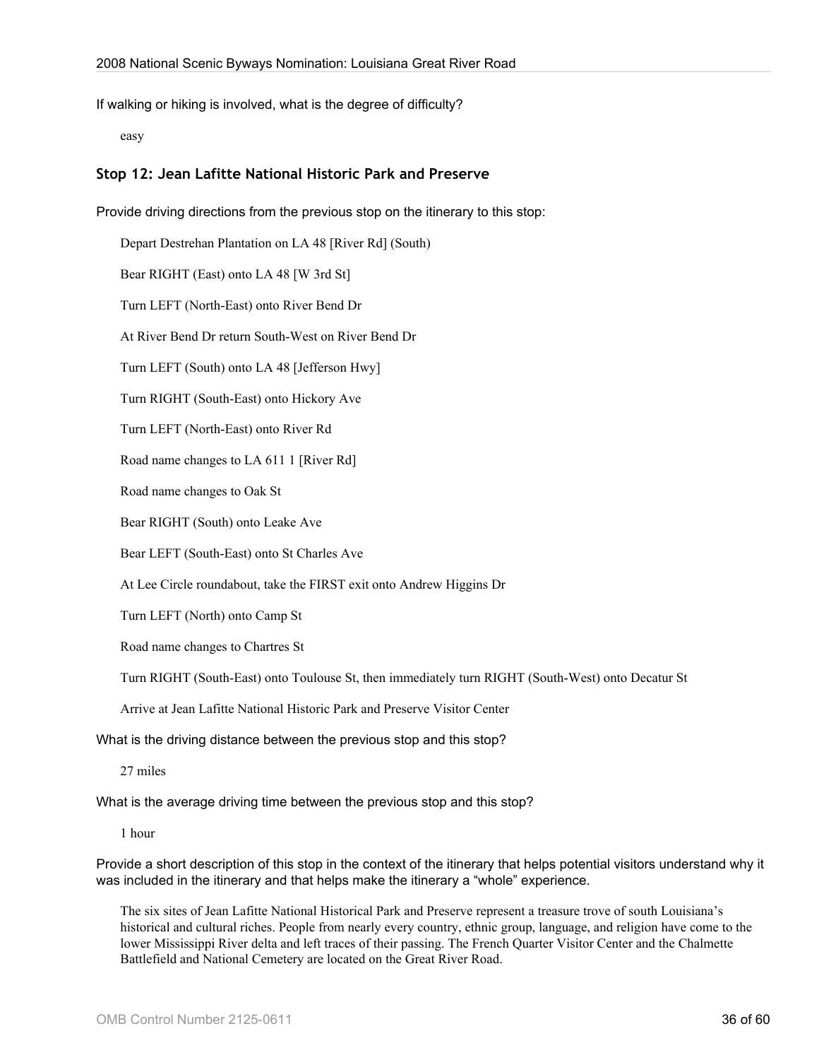If walking or hiking is involved, what is the degree of difficulty?

easy

### Stop 12: Jean Lafitte National Historic Park and Preserve

Provide driving directions from the previous stop on the itinerary to this stop:

Depart Destrehan Plantation on LA 48 [River Rd] (South)

Bear RIGHT (East) onto LA 48 [W 3rd St]

Turn LEFT (North-East) onto River Bend Dr

At River Bend Dr return South-West on River Bend Dr

Turn LEFT (South) onto LA 48 [Jefferson Hwy]

Turn RIGHT (South-East) onto Hickory Ave

Turn LEFT (North-East) onto River Rd

Road name changes to LA 611 1 [River Rd]

Road name changes to Oak St

Bear RIGHT (South) onto Leake Ave

Bear LEFT (South-East) onto St Charles Ave

At Lee Circle roundabout, take the FIRST exit onto Andrew Higgins Dr

Turn LEFT (North) onto Camp St

Road name changes to Chartres St

Turn RIGHT (South-East) onto Toulouse St, then immediately turn RIGHT (South-West) onto Decatur St

Arrive at Jean Lafitte National Historic Park and Preserve Visitor Center

What is the driving distance between the previous stop and this stop?

27 miles

What is the average driving time between the previous stop and this stop?

1 hour

Provide a short description of this stop in the context of the itinerary that helps potential visitors understand why it was included in the itinerary and that helps make the itinerary a "whole" experience.

The six sites of Jean Lafitte National Historical Park and Preserve represent a treasure trove of south Louisiana's historical and cultural riches. People from nearly every country, ethnic group, language, and religion have come to the lower Mississippi River delta and left traces of their passing. The French Quarter Visitor Center and the Chalmette Battlefield and National Cemetery are located on the Great River Road.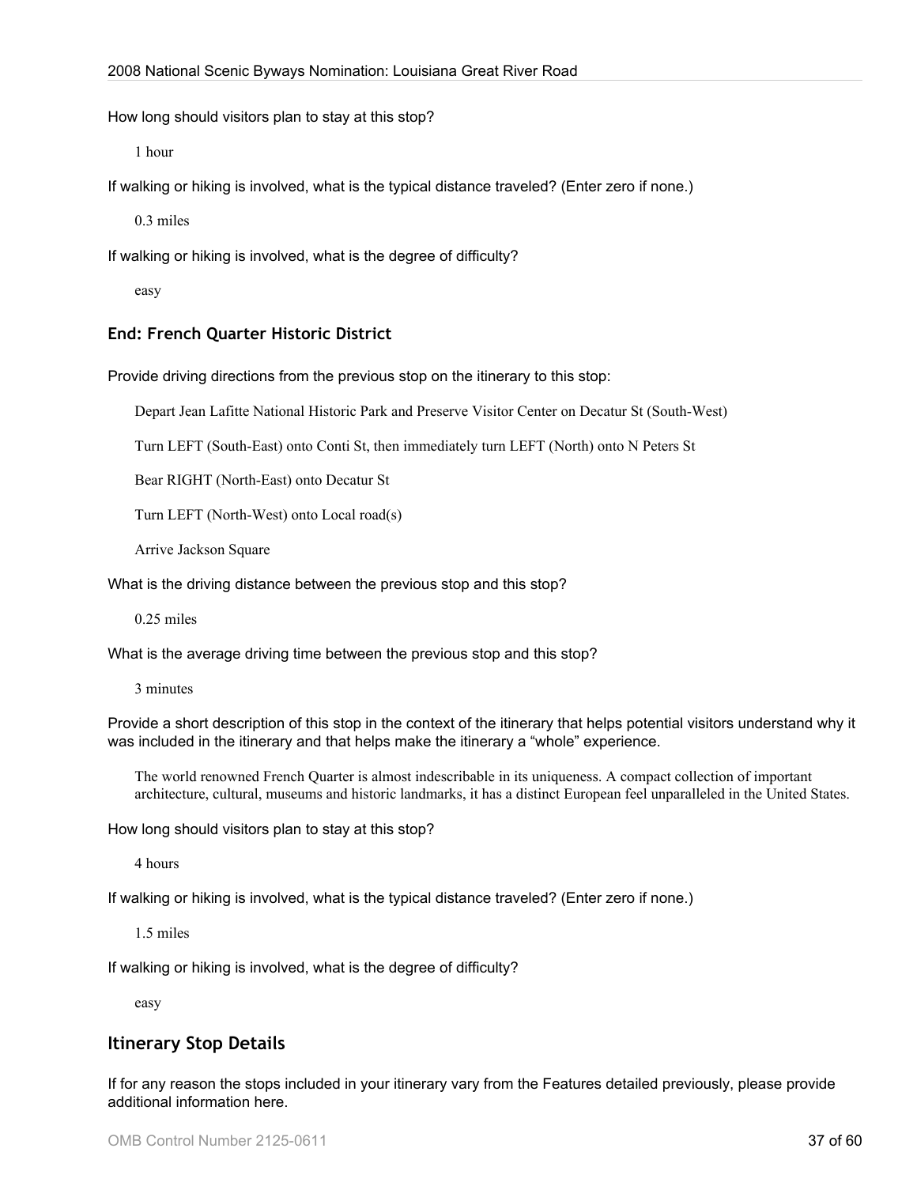How long should visitors plan to stay at this stop?

1 hour

If walking or hiking is involved, what is the typical distance traveled? (Enter zero if none.)

0.3 miles

If walking or hiking is involved, what is the degree of difficulty?

easy

### End: French Quarter Historic District

Provide driving directions from the previous stop on the itinerary to this stop:

Depart Jean Lafitte National Historic Park and Preserve Visitor Center on Decatur St (South-West)

Turn LEFT (South-East) onto Conti St, then immediately turn LEFT (North) onto N Peters St

Bear RIGHT (North-East) onto Decatur St

Turn LEFT (North-West) onto Local road(s)

Arrive Jackson Square

What is the driving distance between the previous stop and this stop?

0.25 miles

What is the average driving time between the previous stop and this stop?

3 minutes

Provide a short description of this stop in the context of the itinerary that helps potential visitors understand why it was included in the itinerary and that helps make the itinerary a "whole" experience.

The world renowned French Quarter is almost indescribable in its uniqueness. A compact collection of important architecture, cultural, museums and historic landmarks, it has a distinct European feel unparalleled in the United States.

How long should visitors plan to stay at this stop?

4 hours

If walking or hiking is involved, what is the typical distance traveled? (Enter zero if none.)

1.5 miles

If walking or hiking is involved, what is the degree of difficulty?

easy

## Itinerary Stop Details

If for any reason the stops included in your itinerary vary from the Features detailed previously, please provide additional information here.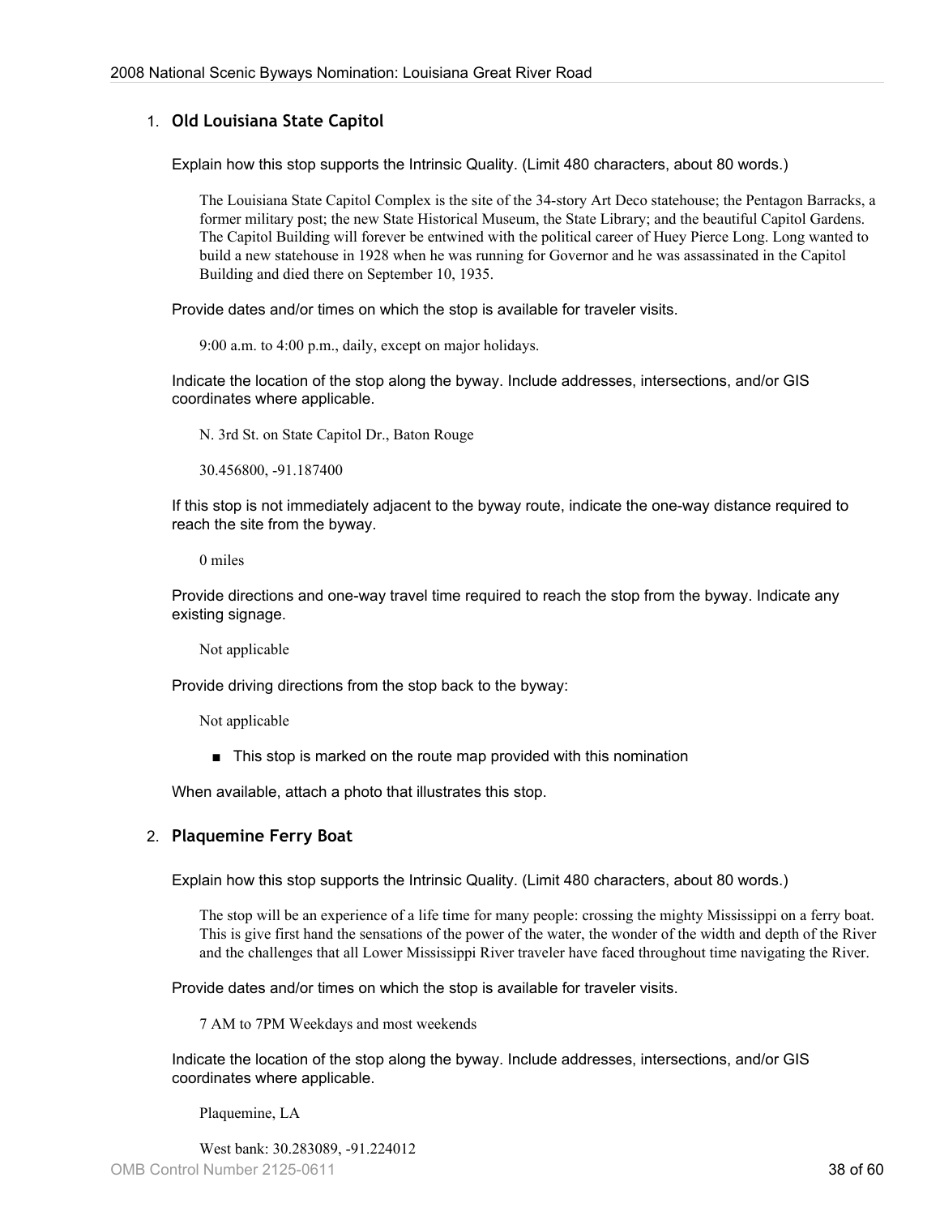1. **Old Louisiana State Capitol**

   Explain how this stop supports the Intrinsic Quality. (Limit 480 characters, about 80 words.)

   > The Louisiana State Capitol Complex is the site of the 34-story Art Deco statehouse; the Pentagon Barracks, a former military post; the new State Historical Museum, the State Library; and the beautiful Capitol Gardens. The Capitol Building will forever be entwined with the political career of Huey Pierce Long. Long wanted to build a new statehouse in 1928 when he was running for Governor and he was assassinated in the Capitol Building and died there on September 10, 1935.

   Provide dates and/or times on which the stop is available for traveler visits.

   > 9:00 a.m. to 4:00 p.m., daily, except on major holidays.

   Indicate the location of the stop along the byway. Include addresses, intersections, and/or GIS coordinates where applicable.

   > N. 3rd St. on State Capitol Dr., Baton Rouge
   >
   > 30.456800, -91.187400

   If this stop is not immediately adjacent to the byway route, indicate the one-way distance required to reach the site from the byway.

   > 0 miles

   Provide directions and one-way travel time required to reach the stop from the byway. Indicate any existing signage.

   > Not applicable

   Provide driving directions from the stop back to the byway:

   > Not applicable

   - ■ This stop is marked on the route map provided with this nomination

   When available, attach a photo that illustrates this stop.

2. **Plaquemine Ferry Boat**

   Explain how this stop supports the Intrinsic Quality. (Limit 480 characters, about 80 words.)

   > The stop will be an experience of a life time for many people: crossing the mighty Mississippi on a ferry boat. This is give first hand the sensations of the power of the water, the wonder of the width and depth of the River and the challenges that all Lower Mississippi River traveler have faced throughout time navigating the River.

   Provide dates and/or times on which the stop is available for traveler visits.

   > 7 AM to 7PM Weekdays and most weekends

   Indicate the location of the stop along the byway. Include addresses, intersections, and/or GIS coordinates where applicable.

   > Plaquemine, LA
   >
   > West bank: 30.283089, -91.224012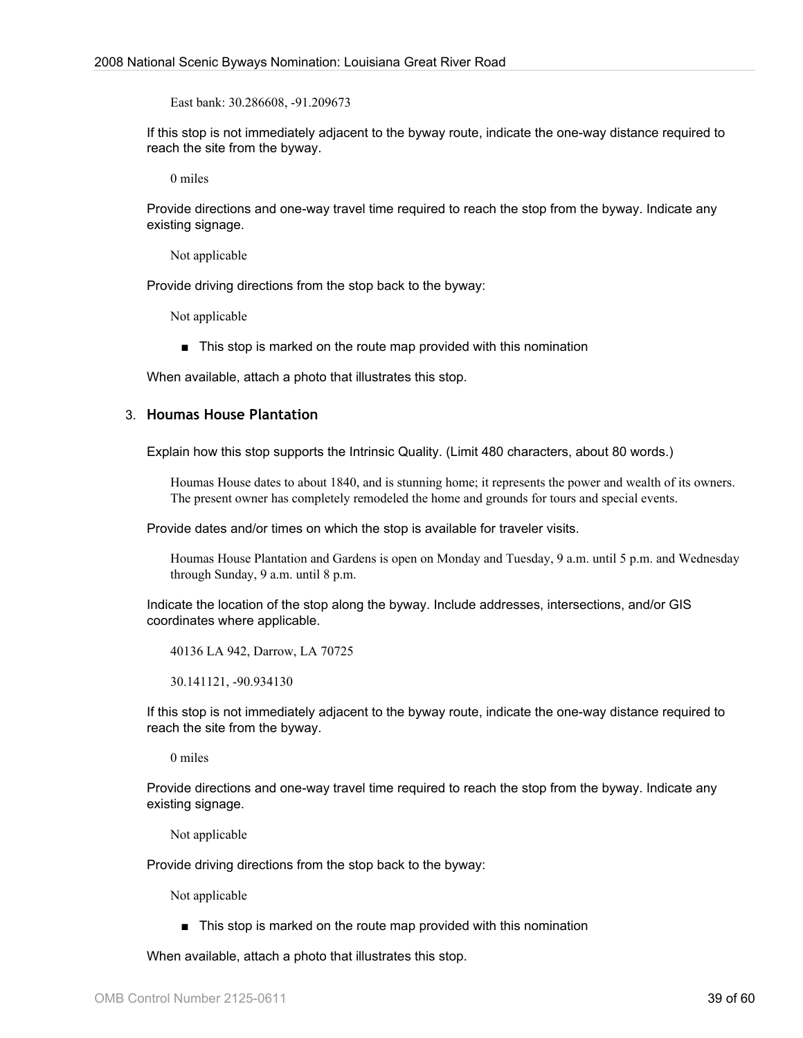East bank: 30.286608, -91.209673

If this stop is not immediately adjacent to the byway route, indicate the one-way distance required to reach the site from the byway.

0 miles

Provide directions and one-way travel time required to reach the stop from the byway. Indicate any existing signage.

Not applicable

Provide driving directions from the stop back to the byway:

Not applicable

- This stop is marked on the route map provided with this nomination

When available, attach a photo that illustrates this stop.

3. **Houmas House Plantation**

Explain how this stop supports the Intrinsic Quality. (Limit 480 characters, about 80 words.)

Houmas House dates to about 1840, and is stunning home; it represents the power and wealth of its owners. The present owner has completely remodeled the home and grounds for tours and special events.

Provide dates and/or times on which the stop is available for traveler visits.

Houmas House Plantation and Gardens is open on Monday and Tuesday, 9 a.m. until 5 p.m. and Wednesday through Sunday, 9 a.m. until 8 p.m.

Indicate the location of the stop along the byway. Include addresses, intersections, and/or GIS coordinates where applicable.

40136 LA 942, Darrow, LA 70725

30.141121, -90.934130

If this stop is not immediately adjacent to the byway route, indicate the one-way distance required to reach the site from the byway.

0 miles

Provide directions and one-way travel time required to reach the stop from the byway. Indicate any existing signage.

Not applicable

Provide driving directions from the stop back to the byway:

Not applicable

- This stop is marked on the route map provided with this nomination

When available, attach a photo that illustrates this stop.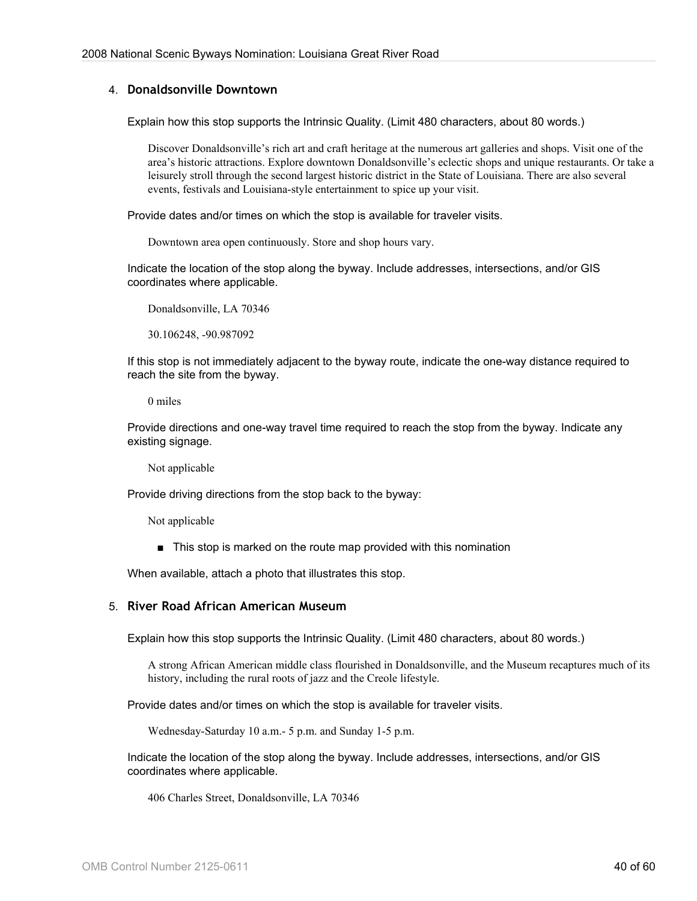4. **Donaldsonville Downtown**

   Explain how this stop supports the Intrinsic Quality. (Limit 480 characters, about 80 words.)

   > Discover Donaldsonville's rich art and craft heritage at the numerous art galleries and shops. Visit one of the area's historic attractions. Explore downtown Donaldsonville's eclectic shops and unique restaurants. Or take a leisurely stroll through the second largest historic district in the State of Louisiana. There are also several events, festivals and Louisiana-style entertainment to spice up your visit.

   Provide dates and/or times on which the stop is available for traveler visits.

   > Downtown area open continuously. Store and shop hours vary.

   Indicate the location of the stop along the byway. Include addresses, intersections, and/or GIS coordinates where applicable.

   > Donaldsonville, LA 70346
   >
   > 30.106248, -90.987092

   If this stop is not immediately adjacent to the byway route, indicate the one-way distance required to reach the site from the byway.

   > 0 miles

   Provide directions and one-way travel time required to reach the stop from the byway. Indicate any existing signage.

   > Not applicable

   Provide driving directions from the stop back to the byway:

   > Not applicable

   - ■ This stop is marked on the route map provided with this nomination

   When available, attach a photo that illustrates this stop.

5. **River Road African American Museum**

   Explain how this stop supports the Intrinsic Quality. (Limit 480 characters, about 80 words.)

   > A strong African American middle class flourished in Donaldsonville, and the Museum recaptures much of its history, including the rural roots of jazz and the Creole lifestyle.

   Provide dates and/or times on which the stop is available for traveler visits.

   > Wednesday-Saturday 10 a.m.- 5 p.m. and Sunday 1-5 p.m.

   Indicate the location of the stop along the byway. Include addresses, intersections, and/or GIS coordinates where applicable.

   > 406 Charles Street, Donaldsonville, LA 70346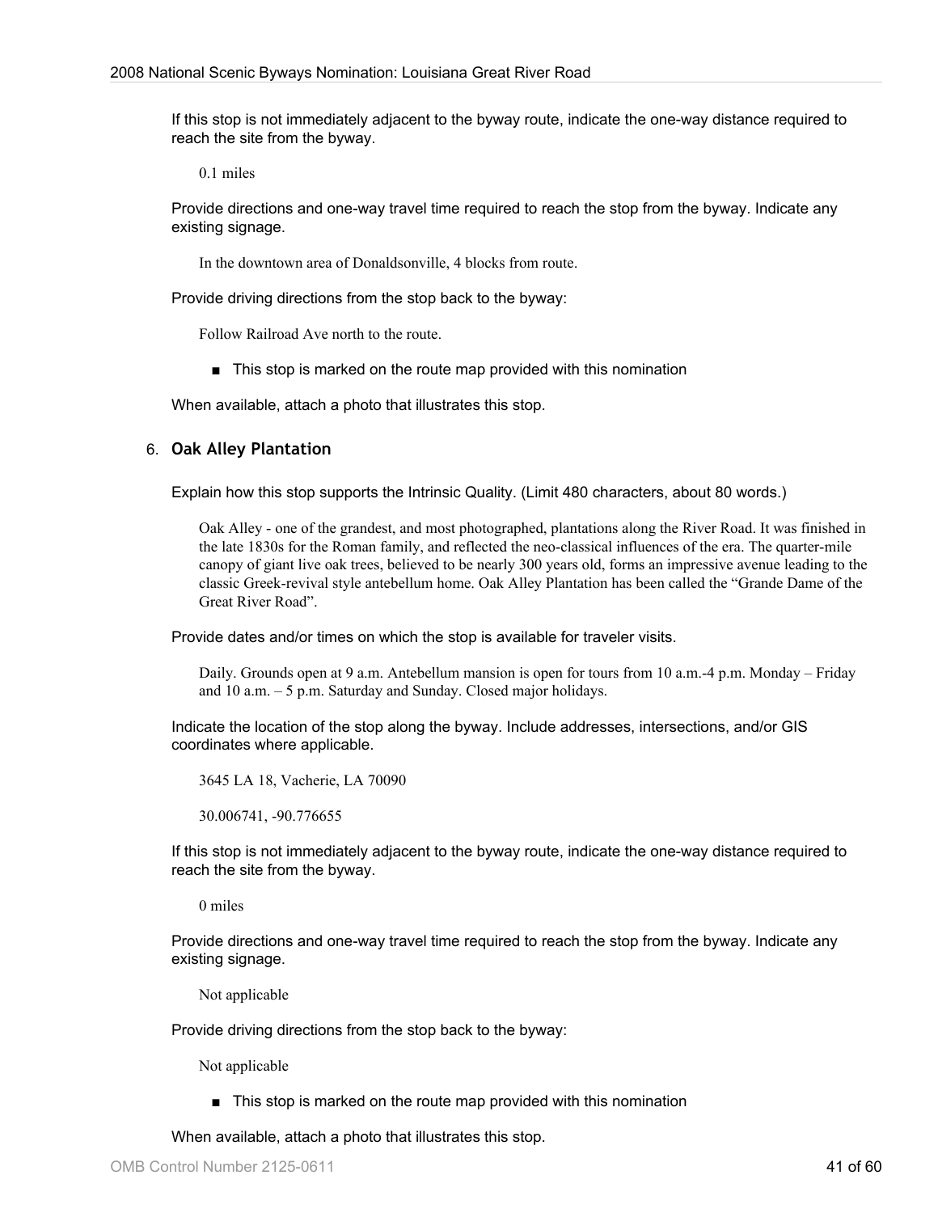If this stop is not immediately adjacent to the byway route, indicate the one-way distance required to reach the site from the byway.

0.1 miles

Provide directions and one-way travel time required to reach the stop from the byway. Indicate any existing signage.

In the downtown area of Donaldsonville, 4 blocks from route.

Provide driving directions from the stop back to the byway:

Follow Railroad Ave north to the route.

- This stop is marked on the route map provided with this nomination

When available, attach a photo that illustrates this stop.

### 6. Oak Alley Plantation

Explain how this stop supports the Intrinsic Quality. (Limit 480 characters, about 80 words.)

Oak Alley - one of the grandest, and most photographed, plantations along the River Road. It was finished in the late 1830s for the Roman family, and reflected the neo-classical influences of the era. The quarter-mile canopy of giant live oak trees, believed to be nearly 300 years old, forms an impressive avenue leading to the classic Greek-revival style antebellum home. Oak Alley Plantation has been called the "Grande Dame of the Great River Road".

Provide dates and/or times on which the stop is available for traveler visits.

Daily. Grounds open at 9 a.m. Antebellum mansion is open for tours from 10 a.m.-4 p.m. Monday – Friday and 10 a.m. – 5 p.m. Saturday and Sunday. Closed major holidays.

Indicate the location of the stop along the byway. Include addresses, intersections, and/or GIS coordinates where applicable.

3645 LA 18, Vacherie, LA 70090

30.006741, -90.776655

If this stop is not immediately adjacent to the byway route, indicate the one-way distance required to reach the site from the byway.

0 miles

Provide directions and one-way travel time required to reach the stop from the byway. Indicate any existing signage.

Not applicable

Provide driving directions from the stop back to the byway:

Not applicable

- This stop is marked on the route map provided with this nomination

When available, attach a photo that illustrates this stop.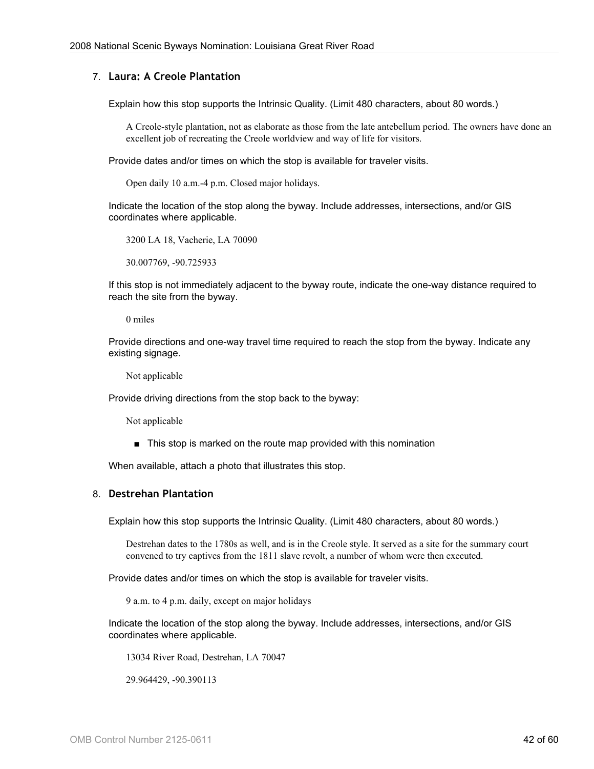7. **Laura: A Creole Plantation**

   Explain how this stop supports the Intrinsic Quality. (Limit 480 characters, about 80 words.)

   > A Creole-style plantation, not as elaborate as those from the late antebellum period. The owners have done an excellent job of recreating the Creole worldview and way of life for visitors.

   Provide dates and/or times on which the stop is available for traveler visits.

   > Open daily 10 a.m.-4 p.m. Closed major holidays.

   Indicate the location of the stop along the byway. Include addresses, intersections, and/or GIS coordinates where applicable.

   > 3200 LA 18, Vacherie, LA 70090
   >
   > 30.007769, -90.725933

   If this stop is not immediately adjacent to the byway route, indicate the one-way distance required to reach the site from the byway.

   > 0 miles

   Provide directions and one-way travel time required to reach the stop from the byway. Indicate any existing signage.

   > Not applicable

   Provide driving directions from the stop back to the byway:

   > Not applicable

   - ■ This stop is marked on the route map provided with this nomination

   When available, attach a photo that illustrates this stop.

8. **Destrehan Plantation**

   Explain how this stop supports the Intrinsic Quality. (Limit 480 characters, about 80 words.)

   > Destrehan dates to the 1780s as well, and is in the Creole style. It served as a site for the summary court convened to try captives from the 1811 slave revolt, a number of whom were then executed.

   Provide dates and/or times on which the stop is available for traveler visits.

   > 9 a.m. to 4 p.m. daily, except on major holidays

   Indicate the location of the stop along the byway. Include addresses, intersections, and/or GIS coordinates where applicable.

   > 13034 River Road, Destrehan, LA 70047
   >
   > 29.964429, -90.390113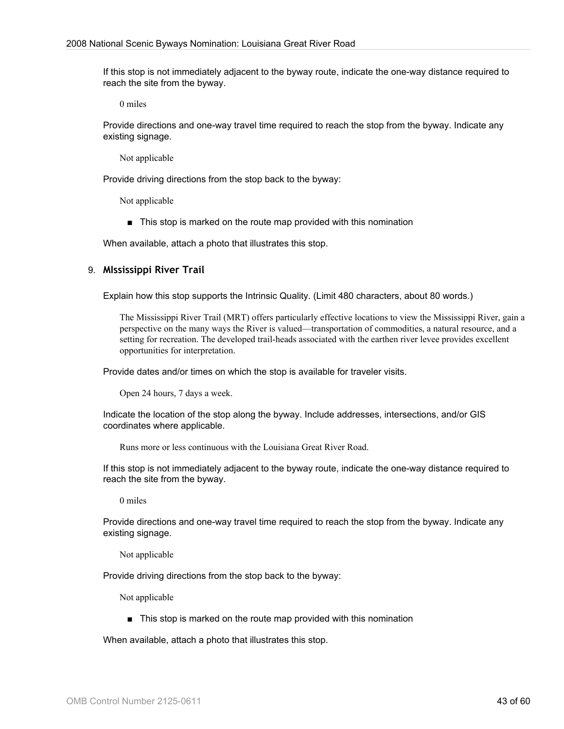If this stop is not immediately adjacent to the byway route, indicate the one-way distance required to reach the site from the byway.

0 miles

Provide directions and one-way travel time required to reach the stop from the byway. Indicate any existing signage.

Not applicable

Provide driving directions from the stop back to the byway:

Not applicable

- This stop is marked on the route map provided with this nomination

When available, attach a photo that illustrates this stop.

9. **MIssissippi River Trail**

Explain how this stop supports the Intrinsic Quality. (Limit 480 characters, about 80 words.)

The Mississippi River Trail (MRT) offers particularly effective locations to view the Mississippi River, gain a perspective on the many ways the River is valued—transportation of commodities, a natural resource, and a setting for recreation. The developed trail-heads associated with the earthen river levee provides excellent opportunities for interpretation.

Provide dates and/or times on which the stop is available for traveler visits.

Open 24 hours, 7 days a week.

Indicate the location of the stop along the byway. Include addresses, intersections, and/or GIS coordinates where applicable.

Runs more or less continuous with the Louisiana Great River Road.

If this stop is not immediately adjacent to the byway route, indicate the one-way distance required to reach the site from the byway.

0 miles

Provide directions and one-way travel time required to reach the stop from the byway. Indicate any existing signage.

Not applicable

Provide driving directions from the stop back to the byway:

Not applicable

- This stop is marked on the route map provided with this nomination

When available, attach a photo that illustrates this stop.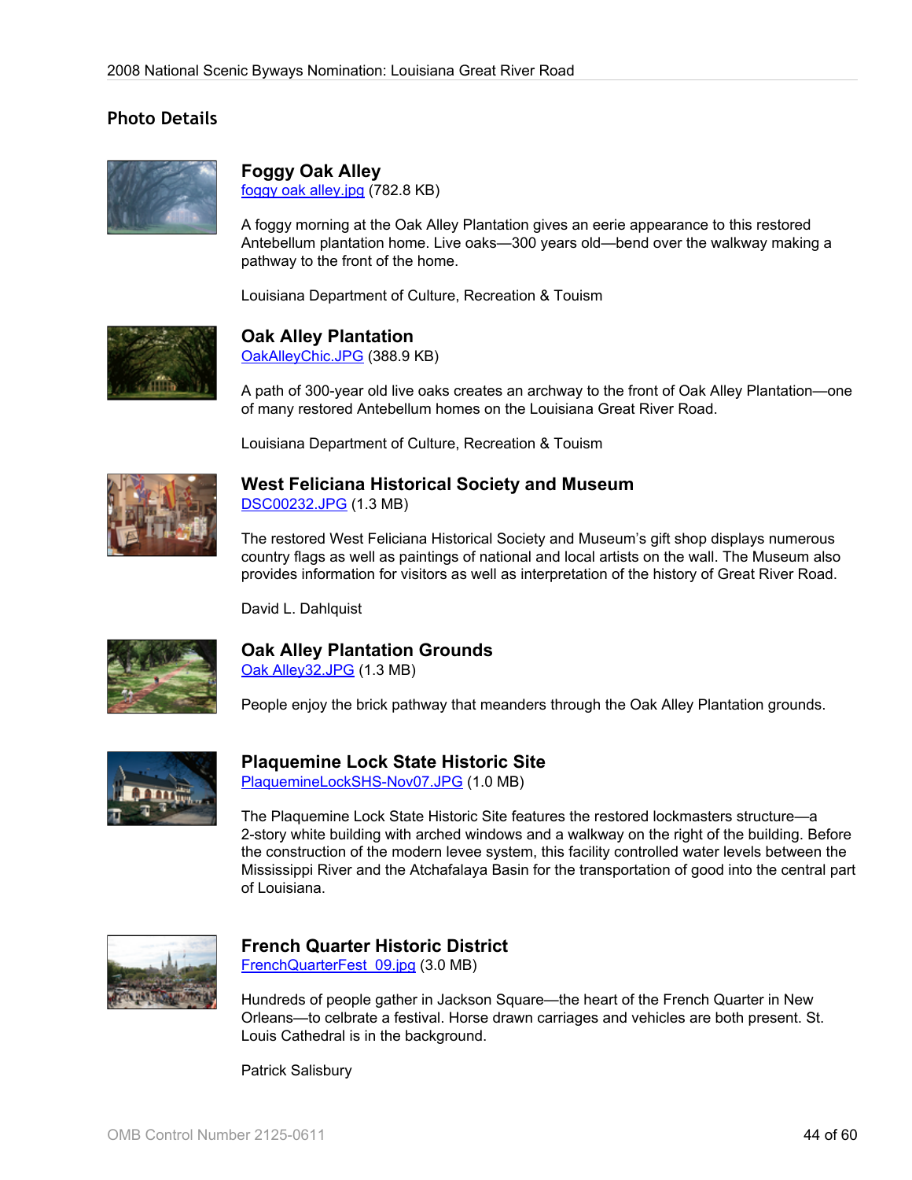## Photo Details

### Foggy Oak Alley

foggy oak alley.jpg (782.8 KB)

A foggy morning at the Oak Alley Plantation gives an eerie appearance to this restored Antebellum plantation home. Live oaks—300 years old—bend over the walkway making a pathway to the front of the home.

Louisiana Department of Culture, Recreation & Touism

### Oak Alley Plantation

OakAlleyChic.JPG (388.9 KB)

A path of 300-year old live oaks creates an archway to the front of Oak Alley Plantation—one of many restored Antebellum homes on the Louisiana Great River Road.

Louisiana Department of Culture, Recreation & Touism

### West Feliciana Historical Society and Museum

DSC00232.JPG (1.3 MB)

The restored West Feliciana Historical Society and Museum's gift shop displays numerous country flags as well as paintings of national and local artists on the wall. The Museum also provides information for visitors as well as interpretation of the history of Great River Road.

David L. Dahlquist

### Oak Alley Plantation Grounds

Oak Alley32.JPG (1.3 MB)

People enjoy the brick pathway that meanders through the Oak Alley Plantation grounds.

### Plaquemine Lock State Historic Site

PlaquemineLockSHS-Nov07.JPG (1.0 MB)

The Plaquemine Lock State Historic Site features the restored lockmasters structure—a 2-story white building with arched windows and a walkway on the right of the building. Before the construction of the modern levee system, this facility controlled water levels between the Mississippi River and the Atchafalaya Basin for the transportation of good into the central part of Louisiana.

### French Quarter Historic District

FrenchQuarterFest_09.jpg (3.0 MB)

Hundreds of people gather in Jackson Square—the heart of the French Quarter in New Orleans—to celbrate a festival. Horse drawn carriages and vehicles are both present. St. Louis Cathedral is in the background.

Patrick Salisbury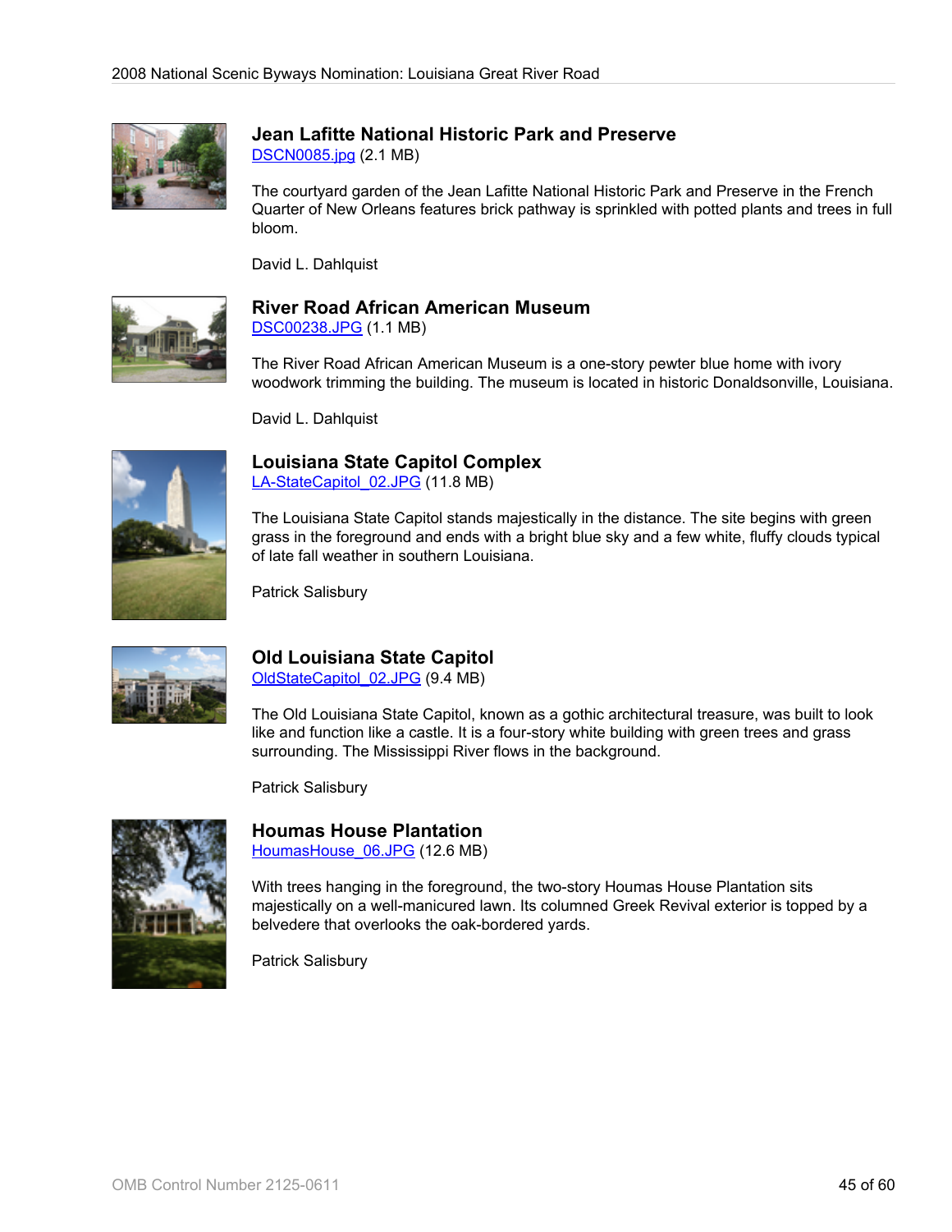### Jean Lafitte National Historic Park and Preserve

DSCN0085.jpg (2.1 MB)

The courtyard garden of the Jean Lafitte National Historic Park and Preserve in the French Quarter of New Orleans features brick pathway is sprinkled with potted plants and trees in full bloom.

David L. Dahlquist

### River Road African American Museum

DSC00238.JPG (1.1 MB)

The River Road African American Museum is a one-story pewter blue home with ivory woodwork trimming the building. The museum is located in historic Donaldsonville, Louisiana.

David L. Dahlquist

### Louisiana State Capitol Complex

LA-StateCapitol_02.JPG (11.8 MB)

The Louisiana State Capitol stands majestically in the distance. The site begins with green grass in the foreground and ends with a bright blue sky and a few white, fluffy clouds typical of late fall weather in southern Louisiana.

Patrick Salisbury

### Old Louisiana State Capitol

OldStateCapitol_02.JPG (9.4 MB)

The Old Louisiana State Capitol, known as a gothic architectural treasure, was built to look like and function like a castle. It is a four-story white building with green trees and grass surrounding. The Mississippi River flows in the background.

Patrick Salisbury

### Houmas House Plantation

HoumasHouse_06.JPG (12.6 MB)

With trees hanging in the foreground, the two-story Houmas House Plantation sits majestically on a well-manicured lawn. Its columned Greek Revival exterior is topped by a belvedere that overlooks the oak-bordered yards.

Patrick Salisbury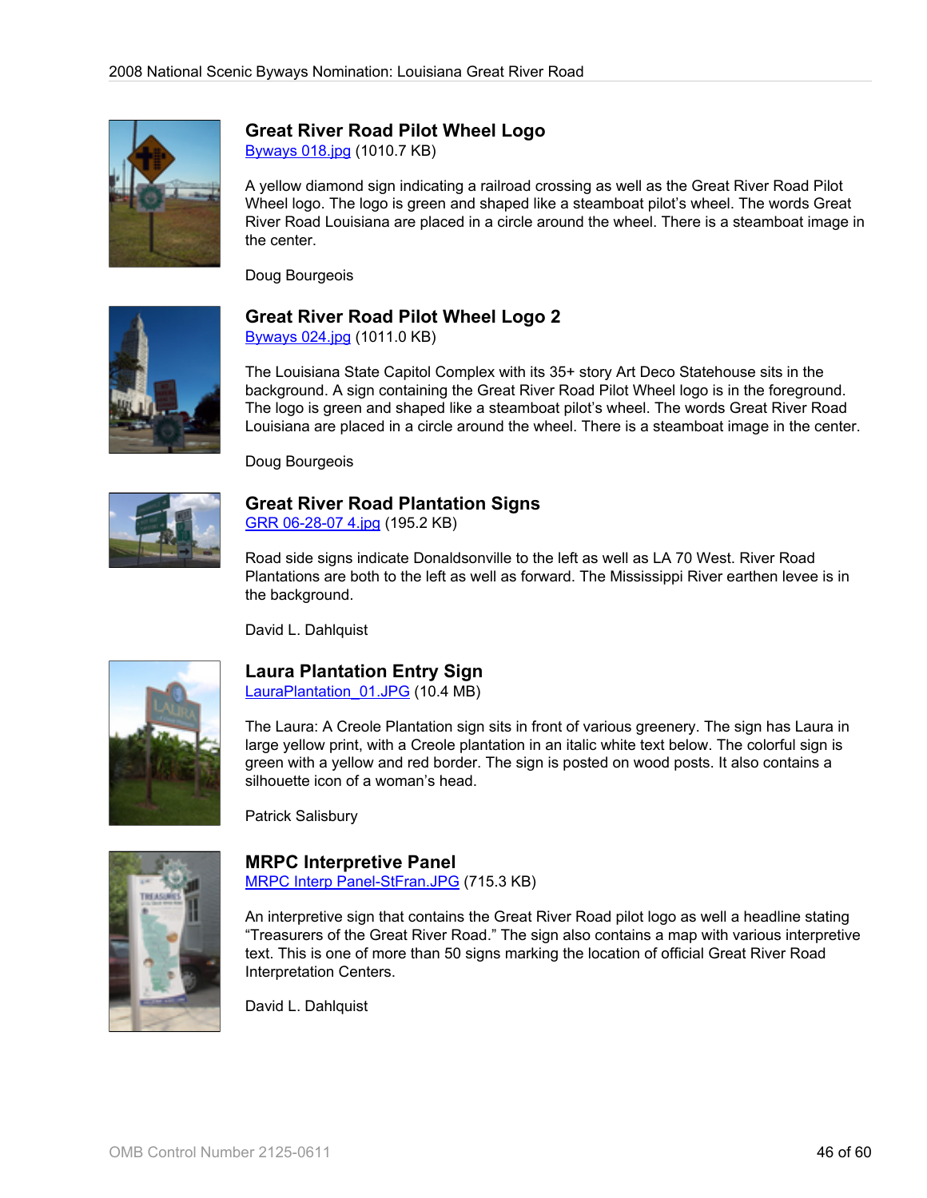### Great River Road Pilot Wheel Logo

[Byways 018.jpg](Byways 018.jpg) (1010.7 KB)

A yellow diamond sign indicating a railroad crossing as well as the Great River Road Pilot Wheel logo. The logo is green and shaped like a steamboat pilot's wheel. The words Great River Road Louisiana are placed in a circle around the wheel. There is a steamboat image in the center.

Doug Bourgeois

### Great River Road Pilot Wheel Logo 2

[Byways 024.jpg](Byways 024.jpg) (1011.0 KB)

The Louisiana State Capitol Complex with its 35+ story Art Deco Statehouse sits in the background. A sign containing the Great River Road Pilot Wheel logo is in the foreground. The logo is green and shaped like a steamboat pilot's wheel. The words Great River Road Louisiana are placed in a circle around the wheel. There is a steamboat image in the center.

Doug Bourgeois

### Great River Road Plantation Signs

[GRR 06-28-07 4.jpg](GRR 06-28-07 4.jpg) (195.2 KB)

Road side signs indicate Donaldsonville to the left as well as LA 70 West. River Road Plantations are both to the left as well as forward. The Mississippi River earthen levee is in the background.

David L. Dahlquist

### Laura Plantation Entry Sign

[LauraPlantation_01.JPG](LauraPlantation_01.JPG) (10.4 MB)

The Laura: A Creole Plantation sign sits in front of various greenery. The sign has Laura in large yellow print, with a Creole plantation in an italic white text below. The colorful sign is green with a yellow and red border. The sign is posted on wood posts. It also contains a silhouette icon of a woman's head.

Patrick Salisbury

### MRPC Interpretive Panel

[MRPC Interp Panel-StFran.JPG](MRPC Interp Panel-StFran.JPG) (715.3 KB)

An interpretive sign that contains the Great River Road pilot logo as well a headline stating "Treasurers of the Great River Road." The sign also contains a map with various interpretive text. This is one of more than 50 signs marking the location of official Great River Road Interpretation Centers.

David L. Dahlquist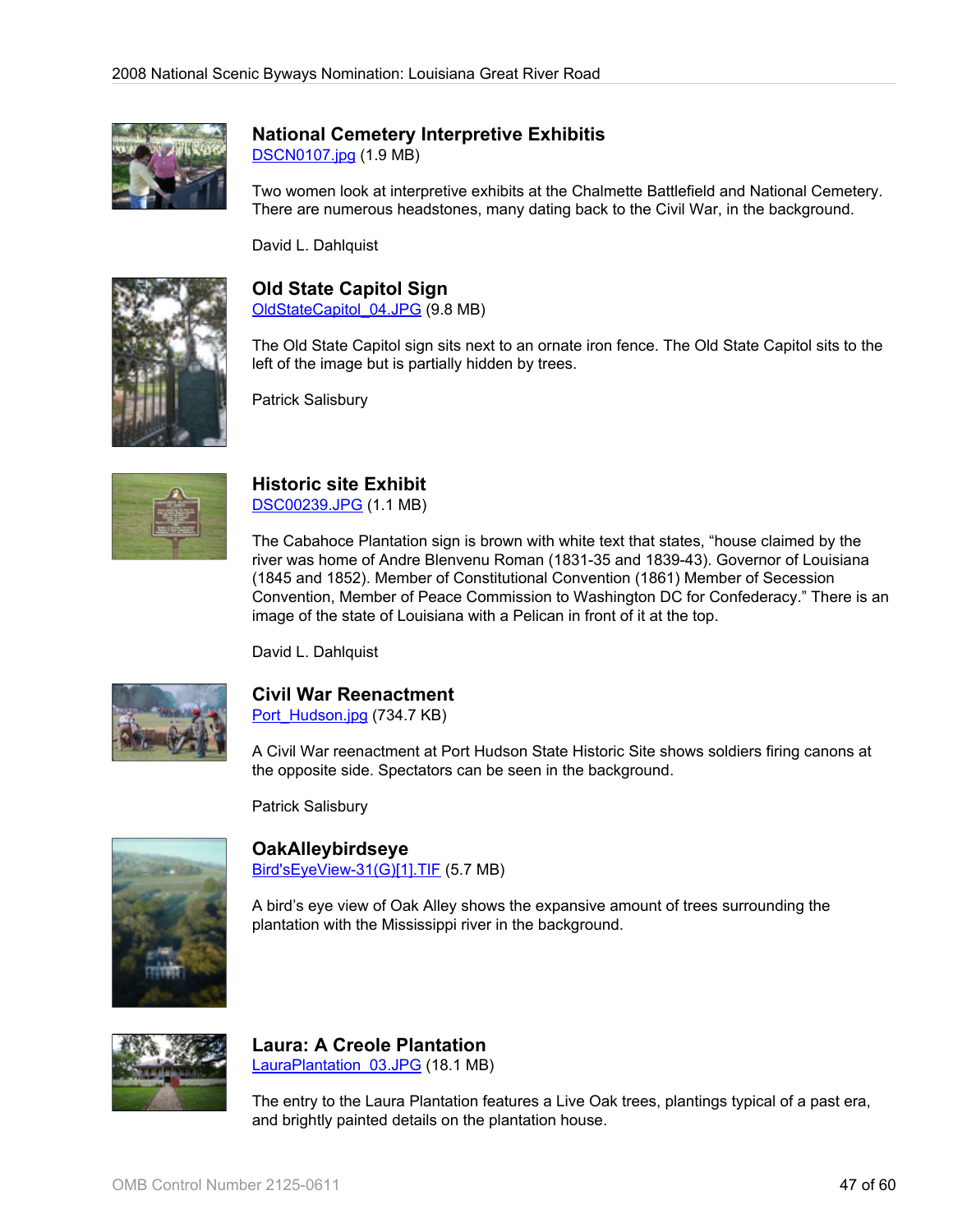### National Cemetery Interpretive Exhibitis

DSCN0107.jpg (1.9 MB)

Two women look at interpretive exhibits at the Chalmette Battlefield and National Cemetery. There are numerous headstones, many dating back to the Civil War, in the background.

David L. Dahlquist

### Old State Capitol Sign

OldStateCapitol_04.JPG (9.8 MB)

The Old State Capitol sign sits next to an ornate iron fence. The Old State Capitol sits to the left of the image but is partially hidden by trees.

Patrick Salisbury

### Historic site Exhibit

DSC00239.JPG (1.1 MB)

The Cabahoce Plantation sign is brown with white text that states, "house claimed by the river was home of Andre Blenvenu Roman (1831-35 and 1839-43). Governor of Louisiana (1845 and 1852). Member of Constitutional Convention (1861) Member of Secession Convention, Member of Peace Commission to Washington DC for Confederacy." There is an image of the state of Louisiana with a Pelican in front of it at the top.

David L. Dahlquist

### Civil War Reenactment

Port_Hudson.jpg (734.7 KB)

A Civil War reenactment at Port Hudson State Historic Site shows soldiers firing canons at the opposite side. Spectators can be seen in the background.

Patrick Salisbury

### OakAlleybirdseye

Bird'sEyeView-31(G)[1].TIF (5.7 MB)

A bird's eye view of Oak Alley shows the expansive amount of trees surrounding the plantation with the Mississippi river in the background.

### Laura: A Creole Plantation

LauraPlantation_03.JPG (18.1 MB)

The entry to the Laura Plantation features a Live Oak trees, plantings typical of a past era, and brightly painted details on the plantation house.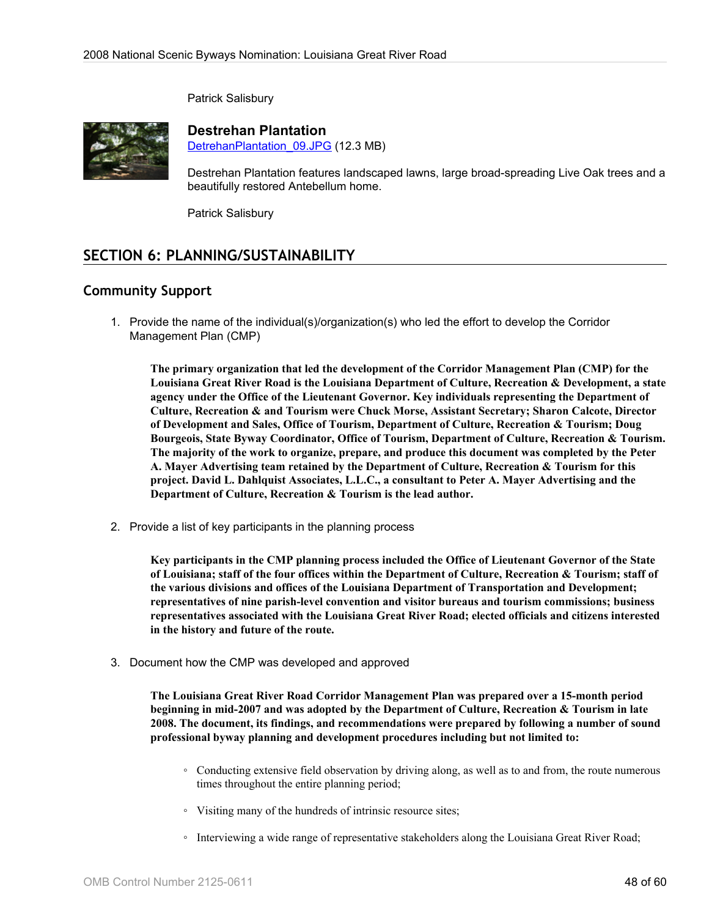Patrick Salisbury

**Destrehan Plantation**
DetrehanPlantation_09.JPG (12.3 MB)

Destrehan Plantation features landscaped lawns, large broad-spreading Live Oak trees and a beautifully restored Antebellum home.

Patrick Salisbury

## SECTION 6: PLANNING/SUSTAINABILITY

### Community Support

1. Provide the name of the individual(s)/organization(s) who led the effort to develop the Corridor Management Plan (CMP)

   **The primary organization that led the development of the Corridor Management Plan (CMP) for the Louisiana Great River Road is the Louisiana Department of Culture, Recreation & Development, a state agency under the Office of the Lieutenant Governor. Key individuals representing the Department of Culture, Recreation & and Tourism were Chuck Morse, Assistant Secretary; Sharon Calcote, Director of Development and Sales, Office of Tourism, Department of Culture, Recreation & Tourism; Doug Bourgeois, State Byway Coordinator, Office of Tourism, Department of Culture, Recreation & Tourism. The majority of the work to organize, prepare, and produce this document was completed by the Peter A. Mayer Advertising team retained by the Department of Culture, Recreation & Tourism for this project. David L. Dahlquist Associates, L.L.C., a consultant to Peter A. Mayer Advertising and the Department of Culture, Recreation & Tourism is the lead author.**

2. Provide a list of key participants in the planning process

   **Key participants in the CMP planning process included the Office of Lieutenant Governor of the State of Louisiana; staff of the four offices within the Department of Culture, Recreation & Tourism; staff of the various divisions and offices of the Louisiana Department of Transportation and Development; representatives of nine parish-level convention and visitor bureaus and tourism commissions; business representatives associated with the Louisiana Great River Road; elected officials and citizens interested in the history and future of the route.**

3. Document how the CMP was developed and approved

   **The Louisiana Great River Road Corridor Management Plan was prepared over a 15-month period beginning in mid-2007 and was adopted by the Department of Culture, Recreation & Tourism in late 2008. The document, its findings, and recommendations were prepared by following a number of sound professional byway planning and development procedures including but not limited to:**

   - Conducting extensive field observation by driving along, as well as to and from, the route numerous times throughout the entire planning period;
   - Visiting many of the hundreds of intrinsic resource sites;
   - Interviewing a wide range of representative stakeholders along the Louisiana Great River Road;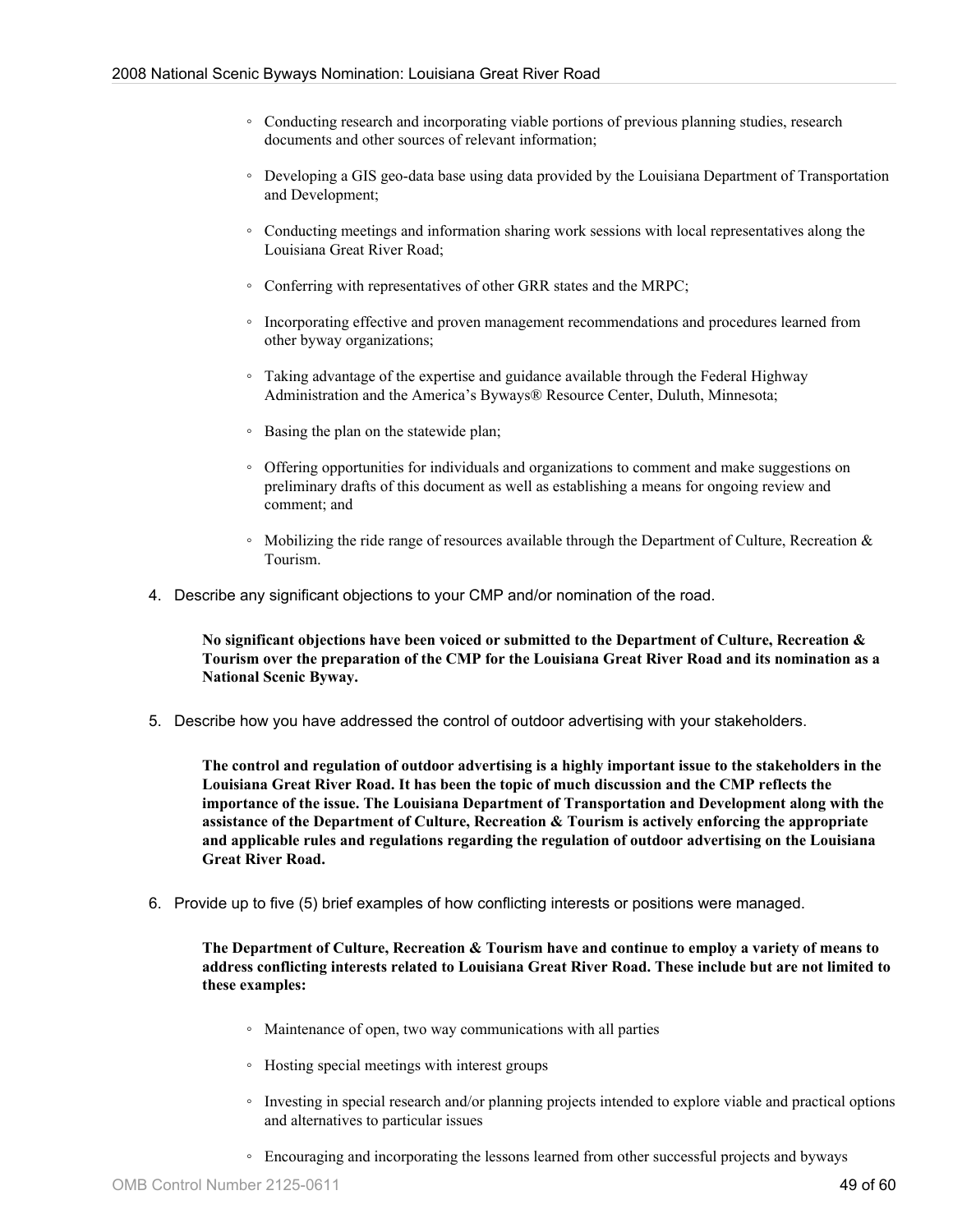- Conducting research and incorporating viable portions of previous planning studies, research documents and other sources of relevant information;
- Developing a GIS geo-data base using data provided by the Louisiana Department of Transportation and Development;
- Conducting meetings and information sharing work sessions with local representatives along the Louisiana Great River Road;
- Conferring with representatives of other GRR states and the MRPC;
- Incorporating effective and proven management recommendations and procedures learned from other byway organizations;
- Taking advantage of the expertise and guidance available through the Federal Highway Administration and the America's Byways® Resource Center, Duluth, Minnesota;
- Basing the plan on the statewide plan;
- Offering opportunities for individuals and organizations to comment and make suggestions on preliminary drafts of this document as well as establishing a means for ongoing review and comment; and
- Mobilizing the ride range of resources available through the Department of Culture, Recreation & Tourism.

4. Describe any significant objections to your CMP and/or nomination of the road.

   **No significant objections have been voiced or submitted to the Department of Culture, Recreation & Tourism over the preparation of the CMP for the Louisiana Great River Road and its nomination as a National Scenic Byway.**

5. Describe how you have addressed the control of outdoor advertising with your stakeholders.

   **The control and regulation of outdoor advertising is a highly important issue to the stakeholders in the Louisiana Great River Road. It has been the topic of much discussion and the CMP reflects the importance of the issue. The Louisiana Department of Transportation and Development along with the assistance of the Department of Culture, Recreation & Tourism is actively enforcing the appropriate and applicable rules and regulations regarding the regulation of outdoor advertising on the Louisiana Great River Road.**

6. Provide up to five (5) brief examples of how conflicting interests or positions were managed.

   **The Department of Culture, Recreation & Tourism have and continue to employ a variety of means to address conflicting interests related to Louisiana Great River Road. These include but are not limited to these examples:**

   - Maintenance of open, two way communications with all parties
   - Hosting special meetings with interest groups
   - Investing in special research and/or planning projects intended to explore viable and practical options and alternatives to particular issues
   - Encouraging and incorporating the lessons learned from other successful projects and byways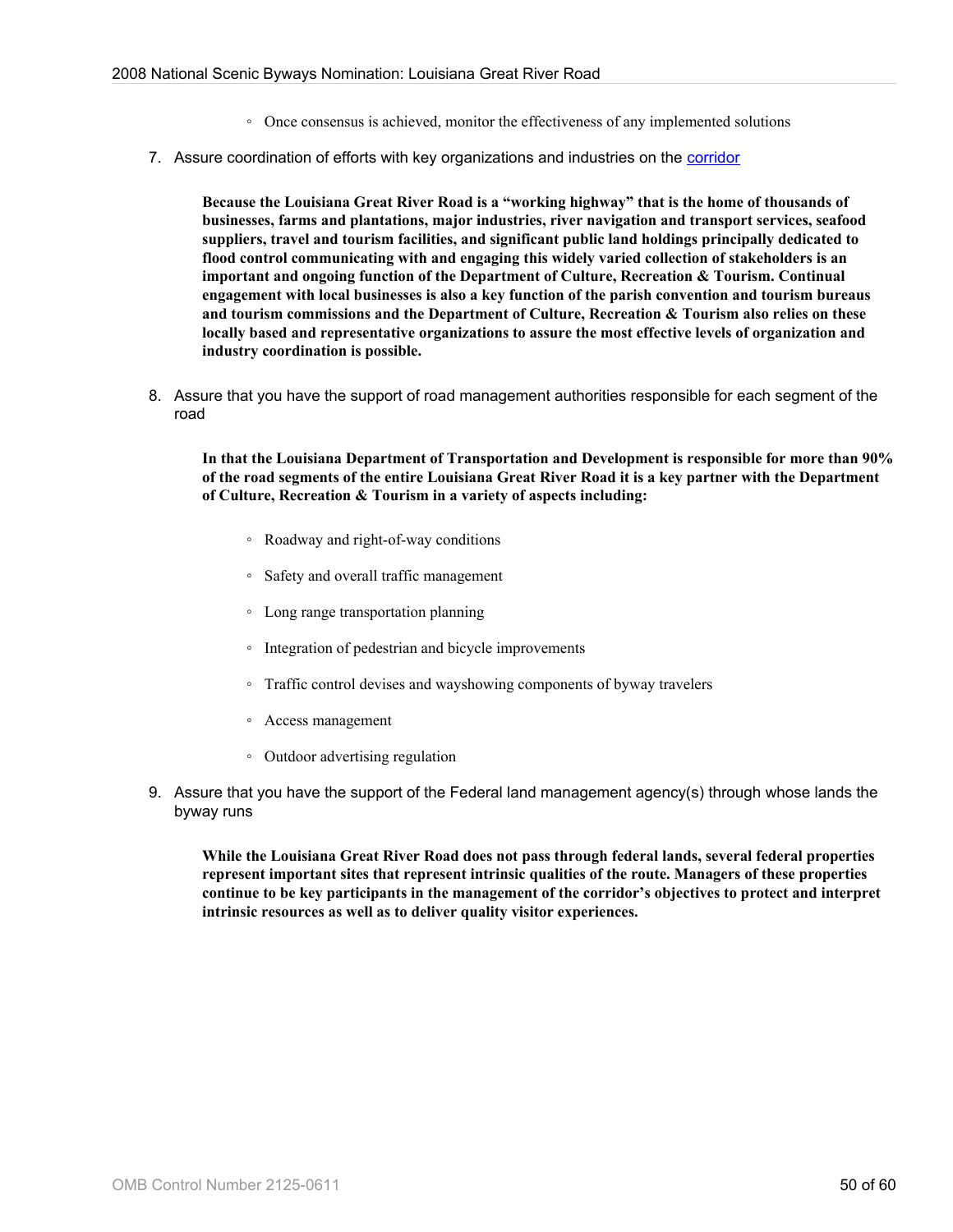- Once consensus is achieved, monitor the effectiveness of any implemented solutions

7. Assure coordination of efforts with key organizations and industries on the corridor

    **Because the Louisiana Great River Road is a "working highway" that is the home of thousands of businesses, farms and plantations, major industries, river navigation and transport services, seafood suppliers, travel and tourism facilities, and significant public land holdings principally dedicated to flood control communicating with and engaging this widely varied collection of stakeholders is an important and ongoing function of the Department of Culture, Recreation & Tourism. Continual engagement with local businesses is also a key function of the parish convention and tourism bureaus and tourism commissions and the Department of Culture, Recreation & Tourism also relies on these locally based and representative organizations to assure the most effective levels of organization and industry coordination is possible.**

8. Assure that you have the support of road management authorities responsible for each segment of the road

    **In that the Louisiana Department of Transportation and Development is responsible for more than 90% of the road segments of the entire Louisiana Great River Road it is a key partner with the Department of Culture, Recreation & Tourism in a variety of aspects including:**

    - Roadway and right-of-way conditions
    - Safety and overall traffic management
    - Long range transportation planning
    - Integration of pedestrian and bicycle improvements
    - Traffic control devises and wayshowing components of byway travelers
    - Access management
    - Outdoor advertising regulation

9. Assure that you have the support of the Federal land management agency(s) through whose lands the byway runs

    **While the Louisiana Great River Road does not pass through federal lands, several federal properties represent important sites that represent intrinsic qualities of the route. Managers of these properties continue to be key participants in the management of the corridor's objectives to protect and interpret intrinsic resources as well as to deliver quality visitor experiences.**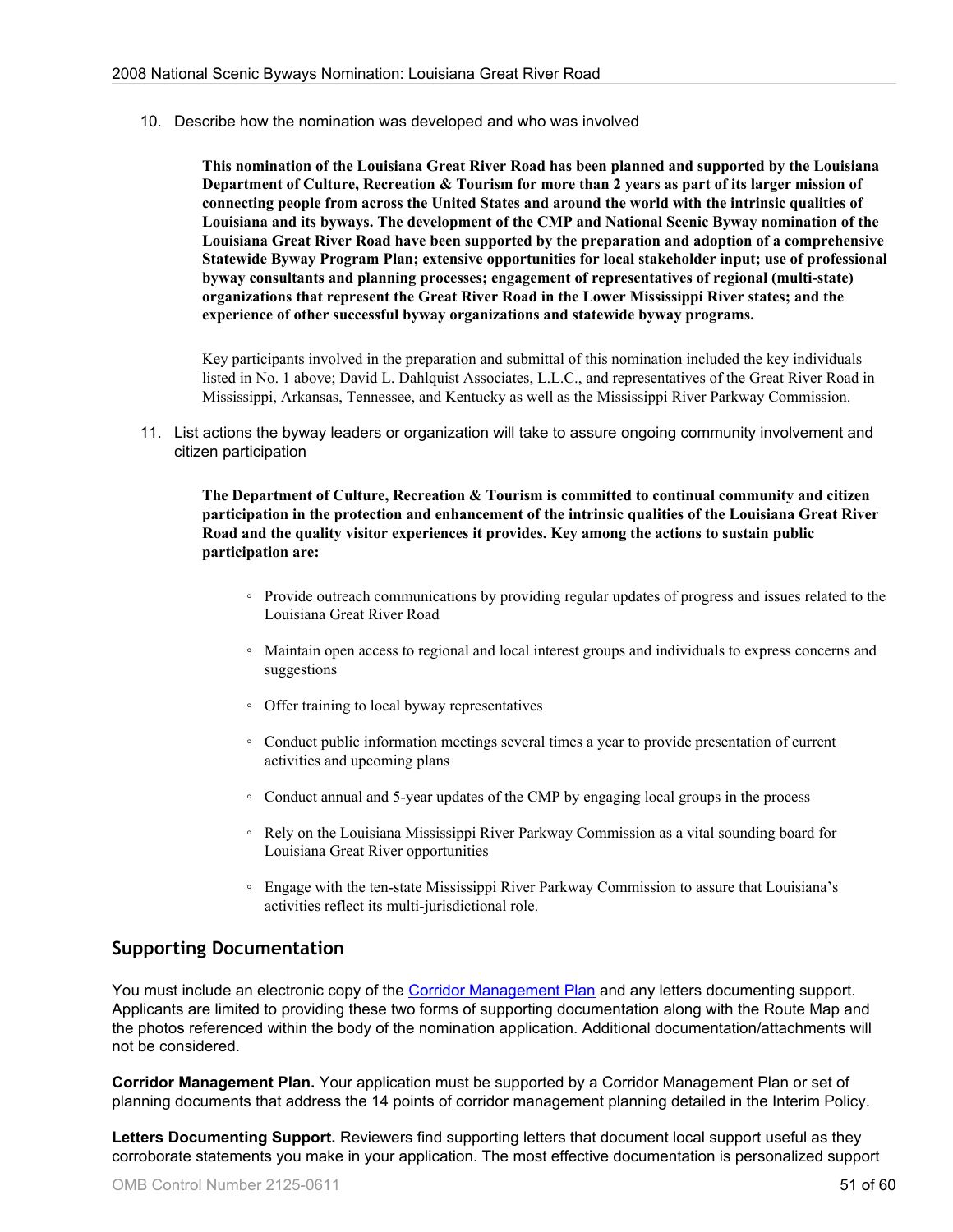10. Describe how the nomination was developed and who was involved

    **This nomination of the Louisiana Great River Road has been planned and supported by the Louisiana Department of Culture, Recreation & Tourism for more than 2 years as part of its larger mission of connecting people from across the United States and around the world with the intrinsic qualities of Louisiana and its byways. The development of the CMP and National Scenic Byway nomination of the Louisiana Great River Road have been supported by the preparation and adoption of a comprehensive Statewide Byway Program Plan; extensive opportunities for local stakeholder input; use of professional byway consultants and planning processes; engagement of representatives of regional (multi-state) organizations that represent the Great River Road in the Lower Mississippi River states; and the experience of other successful byway organizations and statewide byway programs.**

    Key participants involved in the preparation and submittal of this nomination included the key individuals listed in No. 1 above; David L. Dahlquist Associates, L.L.C., and representatives of the Great River Road in Mississippi, Arkansas, Tennessee, and Kentucky as well as the Mississippi River Parkway Commission.

11. List actions the byway leaders or organization will take to assure ongoing community involvement and citizen participation

    **The Department of Culture, Recreation & Tourism is committed to continual community and citizen participation in the protection and enhancement of the intrinsic qualities of the Louisiana Great River Road and the quality visitor experiences it provides. Key among the actions to sustain public participation are:**

    - Provide outreach communications by providing regular updates of progress and issues related to the Louisiana Great River Road
    - Maintain open access to regional and local interest groups and individuals to express concerns and suggestions
    - Offer training to local byway representatives
    - Conduct public information meetings several times a year to provide presentation of current activities and upcoming plans
    - Conduct annual and 5-year updates of the CMP by engaging local groups in the process
    - Rely on the Louisiana Mississippi River Parkway Commission as a vital sounding board for Louisiana Great River opportunities
    - Engage with the ten-state Mississippi River Parkway Commission to assure that Louisiana's activities reflect its multi-jurisdictional role.

## Supporting Documentation

You must include an electronic copy of the Corridor Management Plan and any letters documenting support. Applicants are limited to providing these two forms of supporting documentation along with the Route Map and the photos referenced within the body of the nomination application. Additional documentation/attachments will not be considered.

**Corridor Management Plan.** Your application must be supported by a Corridor Management Plan or set of planning documents that address the 14 points of corridor management planning detailed in the Interim Policy.

**Letters Documenting Support.** Reviewers find supporting letters that document local support useful as they corroborate statements you make in your application. The most effective documentation is personalized support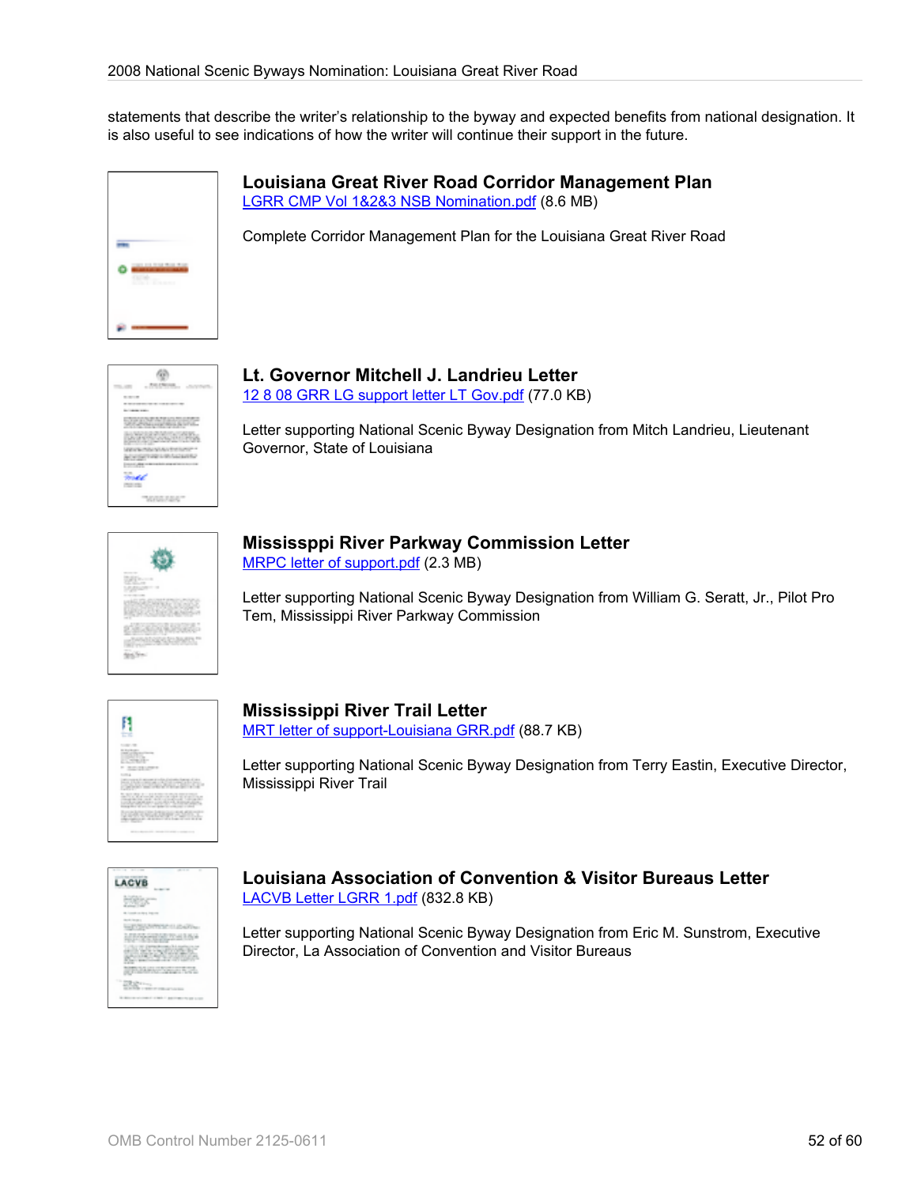statements that describe the writer's relationship to the byway and expected benefits from national designation. It is also useful to see indications of how the writer will continue their support in the future.

### Louisiana Great River Road Corridor Management Plan

LGRR CMP Vol 1&2&3 NSB Nomination.pdf (8.6 MB)

Complete Corridor Management Plan for the Louisiana Great River Road

### Lt. Governor Mitchell J. Landrieu Letter

12 8 08 GRR LG support letter LT Gov.pdf (77.0 KB)

Letter supporting National Scenic Byway Designation from Mitch Landrieu, Lieutenant Governor, State of Louisiana

### Mississppi River Parkway Commission Letter

MRPC letter of support.pdf (2.3 MB)

Letter supporting National Scenic Byway Designation from William G. Seratt, Jr., Pilot Pro Tem, Mississippi River Parkway Commission

### Mississippi River Trail Letter

MRT letter of support-Louisiana GRR.pdf (88.7 KB)

Letter supporting National Scenic Byway Designation from Terry Eastin, Executive Director, Mississippi River Trail

### Louisiana Association of Convention & Visitor Bureaus Letter

LACVB Letter LGRR 1.pdf (832.8 KB)

Letter supporting National Scenic Byway Designation from Eric M. Sunstrom, Executive Director, La Association of Convention and Visitor Bureaus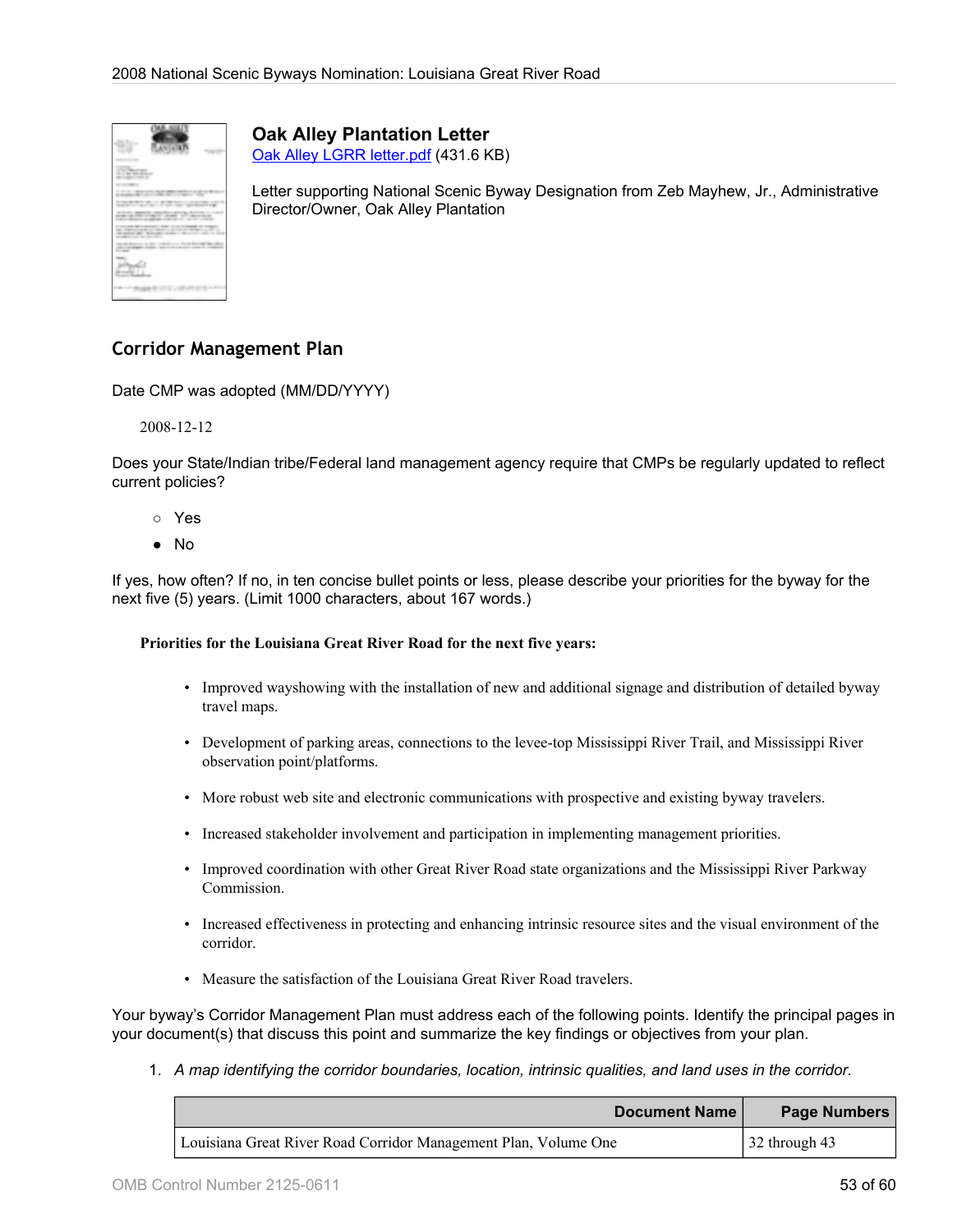### Oak Alley Plantation Letter

[Oak Alley LGRR letter.pdf](Oak Alley LGRR letter.pdf) (431.6 KB)

Letter supporting National Scenic Byway Designation from Zeb Mayhew, Jr., Administrative Director/Owner, Oak Alley Plantation

## Corridor Management Plan

Date CMP was adopted (MM/DD/YYYY)

2008-12-12

Does your State/Indian tribe/Federal land management agency require that CMPs be regularly updated to reflect current policies?

- ○ Yes
- ● No

If yes, how often? If no, in ten concise bullet points or less, please describe your priorities for the byway for the next five (5) years. (Limit 1000 characters, about 167 words.)

**Priorities for the Louisiana Great River Road for the next five years:**

- Improved wayshowing with the installation of new and additional signage and distribution of detailed byway travel maps.
- Development of parking areas, connections to the levee-top Mississippi River Trail, and Mississippi River observation point/platforms.
- More robust web site and electronic communications with prospective and existing byway travelers.
- Increased stakeholder involvement and participation in implementing management priorities.
- Improved coordination with other Great River Road state organizations and the Mississippi River Parkway Commission.
- Increased effectiveness in protecting and enhancing intrinsic resource sites and the visual environment of the corridor.
- Measure the satisfaction of the Louisiana Great River Road travelers.

Your byway's Corridor Management Plan must address each of the following points. Identify the principal pages in your document(s) that discuss this point and summarize the key findings or objectives from your plan.

1. *A map identifying the corridor boundaries, location, intrinsic qualities, and land uses in the corridor.*

| Document Name | Page Numbers |
|---|---|
| Louisiana Great River Road Corridor Management Plan, Volume One | 32 through 43 |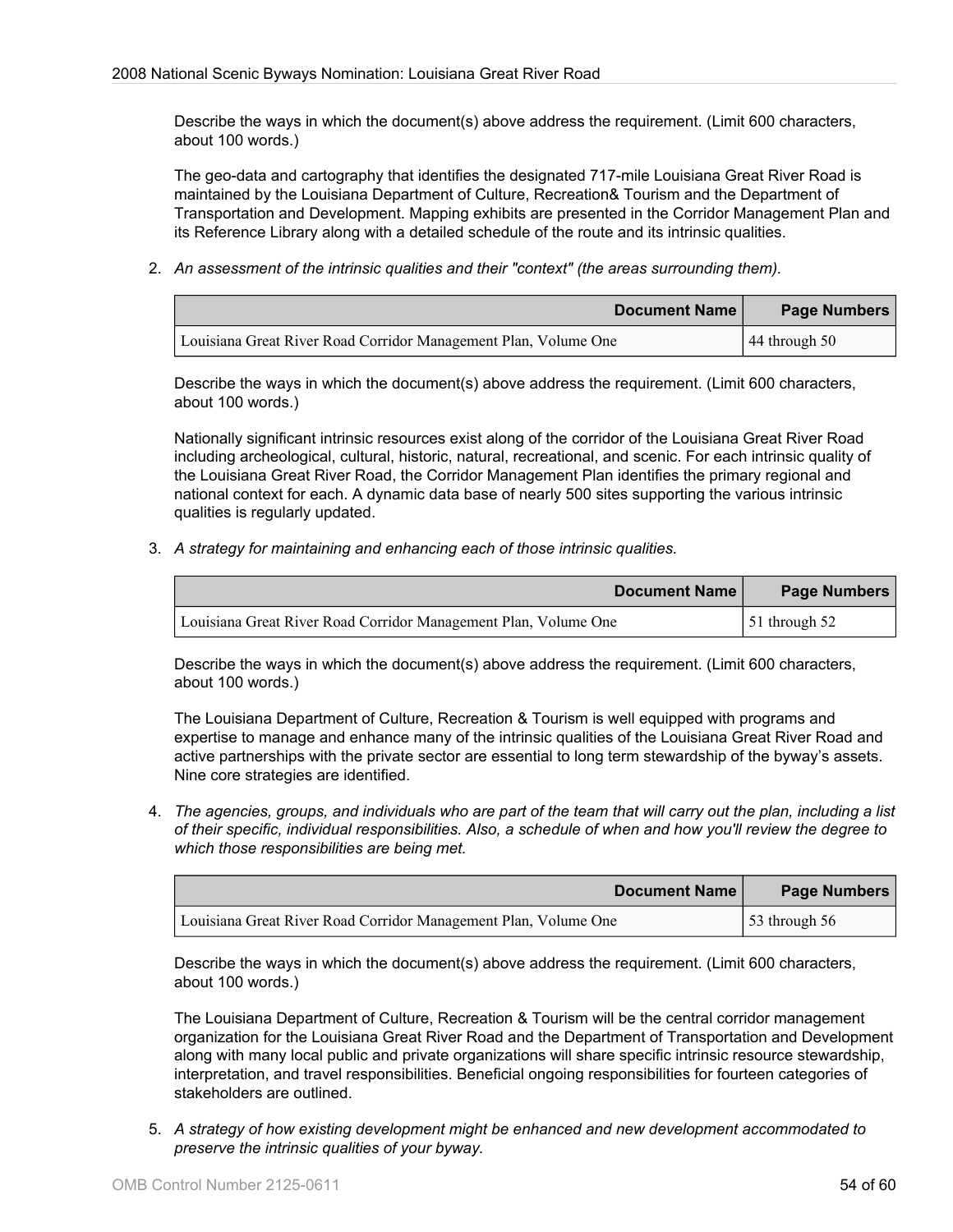Describe the ways in which the document(s) above address the requirement. (Limit 600 characters, about 100 words.)

The geo-data and cartography that identifies the designated 717-mile Louisiana Great River Road is maintained by the Louisiana Department of Culture, Recreation& Tourism and the Department of Transportation and Development. Mapping exhibits are presented in the Corridor Management Plan and its Reference Library along with a detailed schedule of the route and its intrinsic qualities.

2. *An assessment of the intrinsic qualities and their "context" (the areas surrounding them).*

| Document Name | Page Numbers |
|---|---|
| Louisiana Great River Road Corridor Management Plan, Volume One | 44 through 50 |

Describe the ways in which the document(s) above address the requirement. (Limit 600 characters, about 100 words.)

Nationally significant intrinsic resources exist along of the corridor of the Louisiana Great River Road including archeological, cultural, historic, natural, recreational, and scenic. For each intrinsic quality of the Louisiana Great River Road, the Corridor Management Plan identifies the primary regional and national context for each. A dynamic data base of nearly 500 sites supporting the various intrinsic qualities is regularly updated.

3. *A strategy for maintaining and enhancing each of those intrinsic qualities.*

| Document Name | Page Numbers |
|---|---|
| Louisiana Great River Road Corridor Management Plan, Volume One | 51 through 52 |

Describe the ways in which the document(s) above address the requirement. (Limit 600 characters, about 100 words.)

The Louisiana Department of Culture, Recreation & Tourism is well equipped with programs and expertise to manage and enhance many of the intrinsic qualities of the Louisiana Great River Road and active partnerships with the private sector are essential to long term stewardship of the byway's assets. Nine core strategies are identified.

4. *The agencies, groups, and individuals who are part of the team that will carry out the plan, including a list of their specific, individual responsibilities. Also, a schedule of when and how you'll review the degree to which those responsibilities are being met.*

| Document Name | Page Numbers |
|---|---|
| Louisiana Great River Road Corridor Management Plan, Volume One | 53 through 56 |

Describe the ways in which the document(s) above address the requirement. (Limit 600 characters, about 100 words.)

The Louisiana Department of Culture, Recreation & Tourism will be the central corridor management organization for the Louisiana Great River Road and the Department of Transportation and Development along with many local public and private organizations will share specific intrinsic resource stewardship, interpretation, and travel responsibilities. Beneficial ongoing responsibilities for fourteen categories of stakeholders are outlined.

5. *A strategy of how existing development might be enhanced and new development accommodated to preserve the intrinsic qualities of your byway.*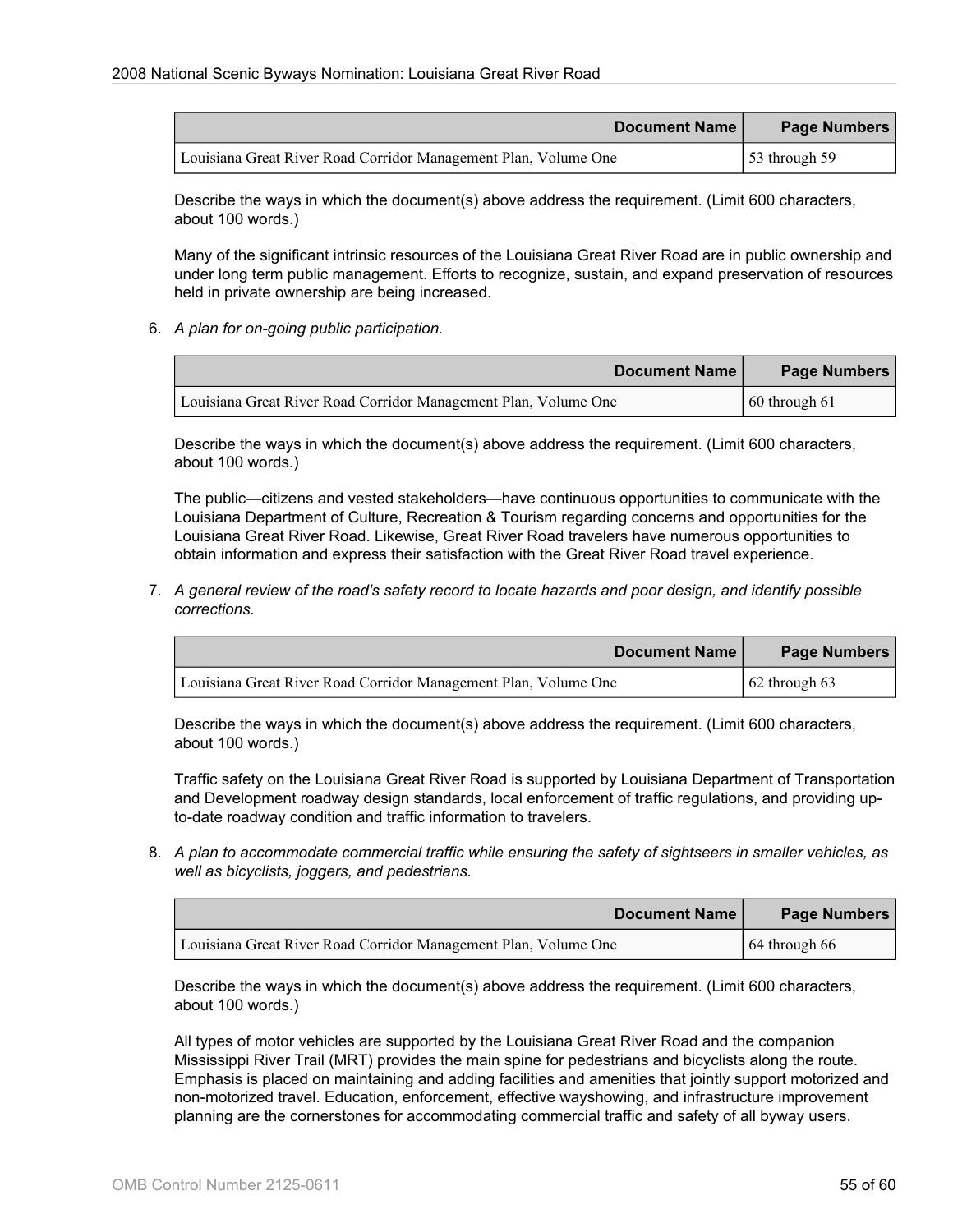| Document Name | Page Numbers |
|---|---|
| Louisiana Great River Road Corridor Management Plan, Volume One | 53 through 59 |

Describe the ways in which the document(s) above address the requirement. (Limit 600 characters, about 100 words.)

Many of the significant intrinsic resources of the Louisiana Great River Road are in public ownership and under long term public management. Efforts to recognize, sustain, and expand preservation of resources held in private ownership are being increased.

6. *A plan for on-going public participation.*

| Document Name | Page Numbers |
|---|---|
| Louisiana Great River Road Corridor Management Plan, Volume One | 60 through 61 |

Describe the ways in which the document(s) above address the requirement. (Limit 600 characters, about 100 words.)

The public—citizens and vested stakeholders—have continuous opportunities to communicate with the Louisiana Department of Culture, Recreation & Tourism regarding concerns and opportunities for the Louisiana Great River Road. Likewise, Great River Road travelers have numerous opportunities to obtain information and express their satisfaction with the Great River Road travel experience.

7. *A general review of the road's safety record to locate hazards and poor design, and identify possible corrections.*

| Document Name | Page Numbers |
|---|---|
| Louisiana Great River Road Corridor Management Plan, Volume One | 62 through 63 |

Describe the ways in which the document(s) above address the requirement. (Limit 600 characters, about 100 words.)

Traffic safety on the Louisiana Great River Road is supported by Louisiana Department of Transportation and Development roadway design standards, local enforcement of traffic regulations, and providing up-to-date roadway condition and traffic information to travelers.

8. *A plan to accommodate commercial traffic while ensuring the safety of sightseers in smaller vehicles, as well as bicyclists, joggers, and pedestrians.*

| Document Name | Page Numbers |
|---|---|
| Louisiana Great River Road Corridor Management Plan, Volume One | 64 through 66 |

Describe the ways in which the document(s) above address the requirement. (Limit 600 characters, about 100 words.)

All types of motor vehicles are supported by the Louisiana Great River Road and the companion Mississippi River Trail (MRT) provides the main spine for pedestrians and bicyclists along the route. Emphasis is placed on maintaining and adding facilities and amenities that jointly support motorized and non-motorized travel. Education, enforcement, effective wayshowing, and infrastructure improvement planning are the cornerstones for accommodating commercial traffic and safety of all byway users.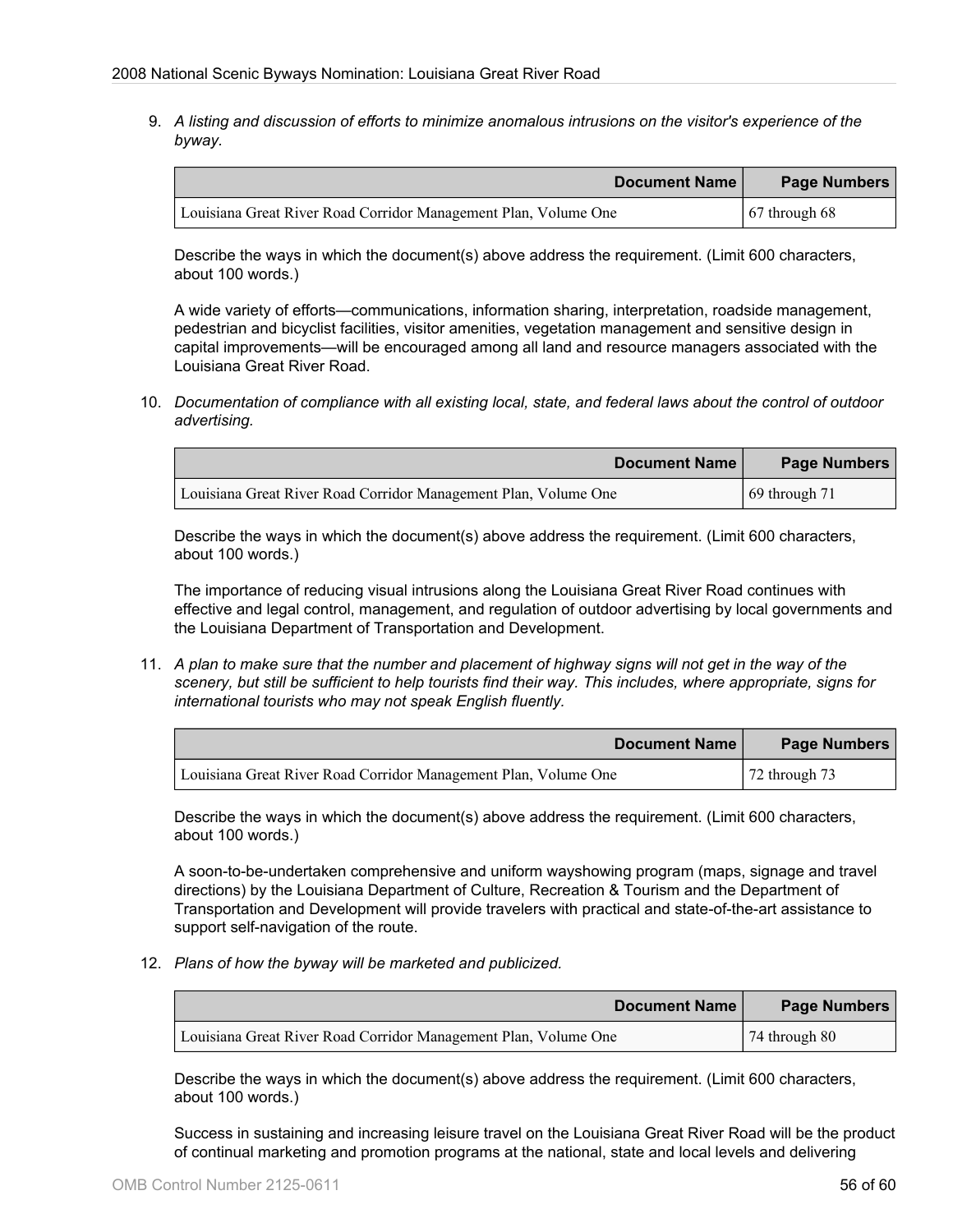9. *A listing and discussion of efforts to minimize anomalous intrusions on the visitor's experience of the byway.*

| Document Name | Page Numbers |
|---|---|
| Louisiana Great River Road Corridor Management Plan, Volume One | 67 through 68 |

Describe the ways in which the document(s) above address the requirement. (Limit 600 characters, about 100 words.)

A wide variety of efforts—communications, information sharing, interpretation, roadside management, pedestrian and bicyclist facilities, visitor amenities, vegetation management and sensitive design in capital improvements—will be encouraged among all land and resource managers associated with the Louisiana Great River Road.

10. *Documentation of compliance with all existing local, state, and federal laws about the control of outdoor advertising.*

| Document Name | Page Numbers |
|---|---|
| Louisiana Great River Road Corridor Management Plan, Volume One | 69 through 71 |

Describe the ways in which the document(s) above address the requirement. (Limit 600 characters, about 100 words.)

The importance of reducing visual intrusions along the Louisiana Great River Road continues with effective and legal control, management, and regulation of outdoor advertising by local governments and the Louisiana Department of Transportation and Development.

11. *A plan to make sure that the number and placement of highway signs will not get in the way of the scenery, but still be sufficient to help tourists find their way. This includes, where appropriate, signs for international tourists who may not speak English fluently.*

| Document Name | Page Numbers |
|---|---|
| Louisiana Great River Road Corridor Management Plan, Volume One | 72 through 73 |

Describe the ways in which the document(s) above address the requirement. (Limit 600 characters, about 100 words.)

A soon-to-be-undertaken comprehensive and uniform wayshowing program (maps, signage and travel directions) by the Louisiana Department of Culture, Recreation & Tourism and the Department of Transportation and Development will provide travelers with practical and state-of-the-art assistance to support self-navigation of the route.

12. *Plans of how the byway will be marketed and publicized.*

| Document Name | Page Numbers |
|---|---|
| Louisiana Great River Road Corridor Management Plan, Volume One | 74 through 80 |

Describe the ways in which the document(s) above address the requirement. (Limit 600 characters, about 100 words.)

Success in sustaining and increasing leisure travel on the Louisiana Great River Road will be the product of continual marketing and promotion programs at the national, state and local levels and delivering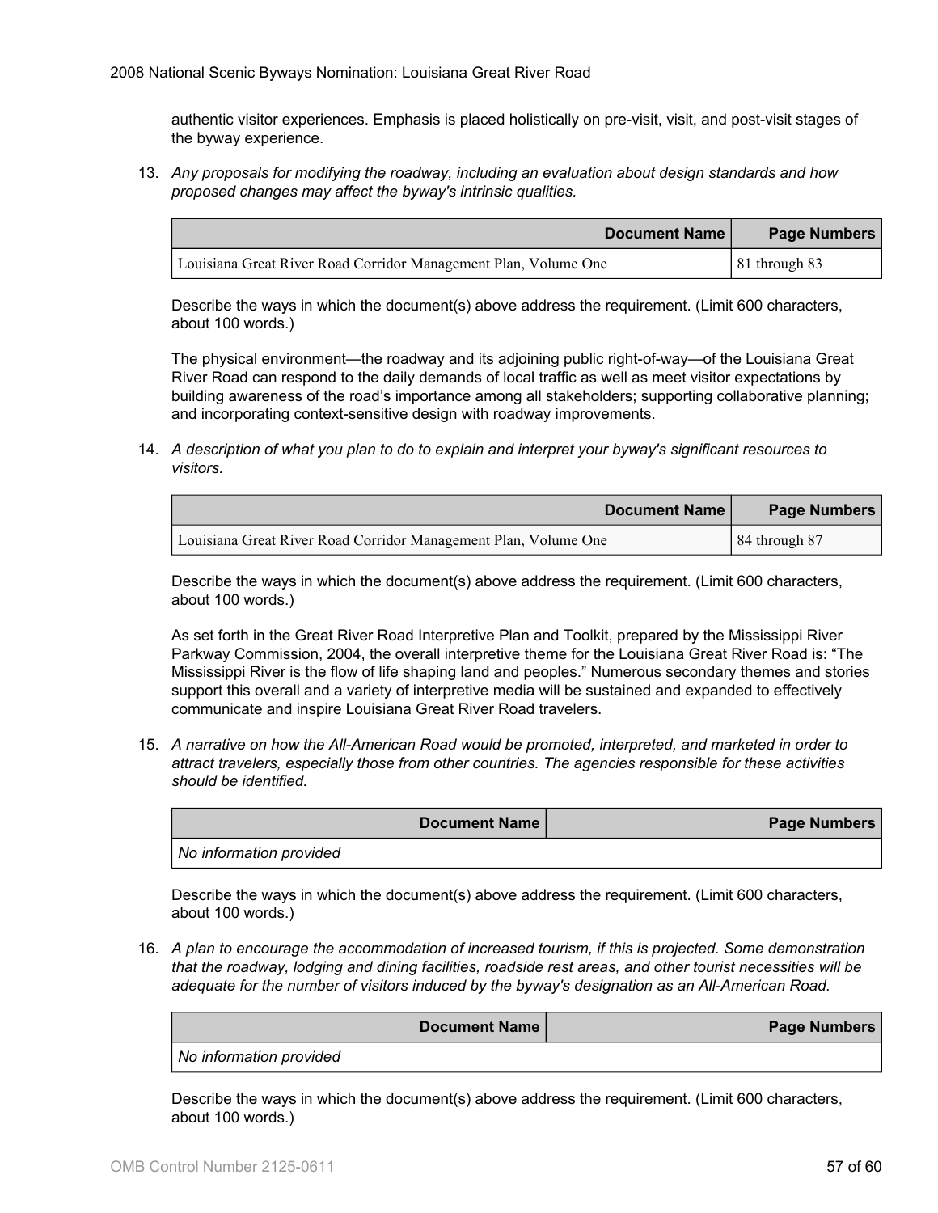authentic visitor experiences. Emphasis is placed holistically on pre-visit, visit, and post-visit stages of the byway experience.

13. *Any proposals for modifying the roadway, including an evaluation about design standards and how proposed changes may affect the byway's intrinsic qualities.*

| Document Name | Page Numbers |
|---|---|
| Louisiana Great River Road Corridor Management Plan, Volume One | 81 through 83 |

Describe the ways in which the document(s) above address the requirement. (Limit 600 characters, about 100 words.)

The physical environment—the roadway and its adjoining public right-of-way—of the Louisiana Great River Road can respond to the daily demands of local traffic as well as meet visitor expectations by building awareness of the road's importance among all stakeholders; supporting collaborative planning; and incorporating context-sensitive design with roadway improvements.

14. *A description of what you plan to do to explain and interpret your byway's significant resources to visitors.*

| Document Name | Page Numbers |
|---|---|
| Louisiana Great River Road Corridor Management Plan, Volume One | 84 through 87 |

Describe the ways in which the document(s) above address the requirement. (Limit 600 characters, about 100 words.)

As set forth in the Great River Road Interpretive Plan and Toolkit, prepared by the Mississippi River Parkway Commission, 2004, the overall interpretive theme for the Louisiana Great River Road is: "The Mississippi River is the flow of life shaping land and peoples." Numerous secondary themes and stories support this overall and a variety of interpretive media will be sustained and expanded to effectively communicate and inspire Louisiana Great River Road travelers.

15. *A narrative on how the All-American Road would be promoted, interpreted, and marketed in order to attract travelers, especially those from other countries. The agencies responsible for these activities should be identified.*

| Document Name | Page Numbers |
|---|---|
| *No information provided* | |

Describe the ways in which the document(s) above address the requirement. (Limit 600 characters, about 100 words.)

16. *A plan to encourage the accommodation of increased tourism, if this is projected. Some demonstration that the roadway, lodging and dining facilities, roadside rest areas, and other tourist necessities will be adequate for the number of visitors induced by the byway's designation as an All-American Road.*

| Document Name | Page Numbers |
|---|---|
| *No information provided* | |

Describe the ways in which the document(s) above address the requirement. (Limit 600 characters, about 100 words.)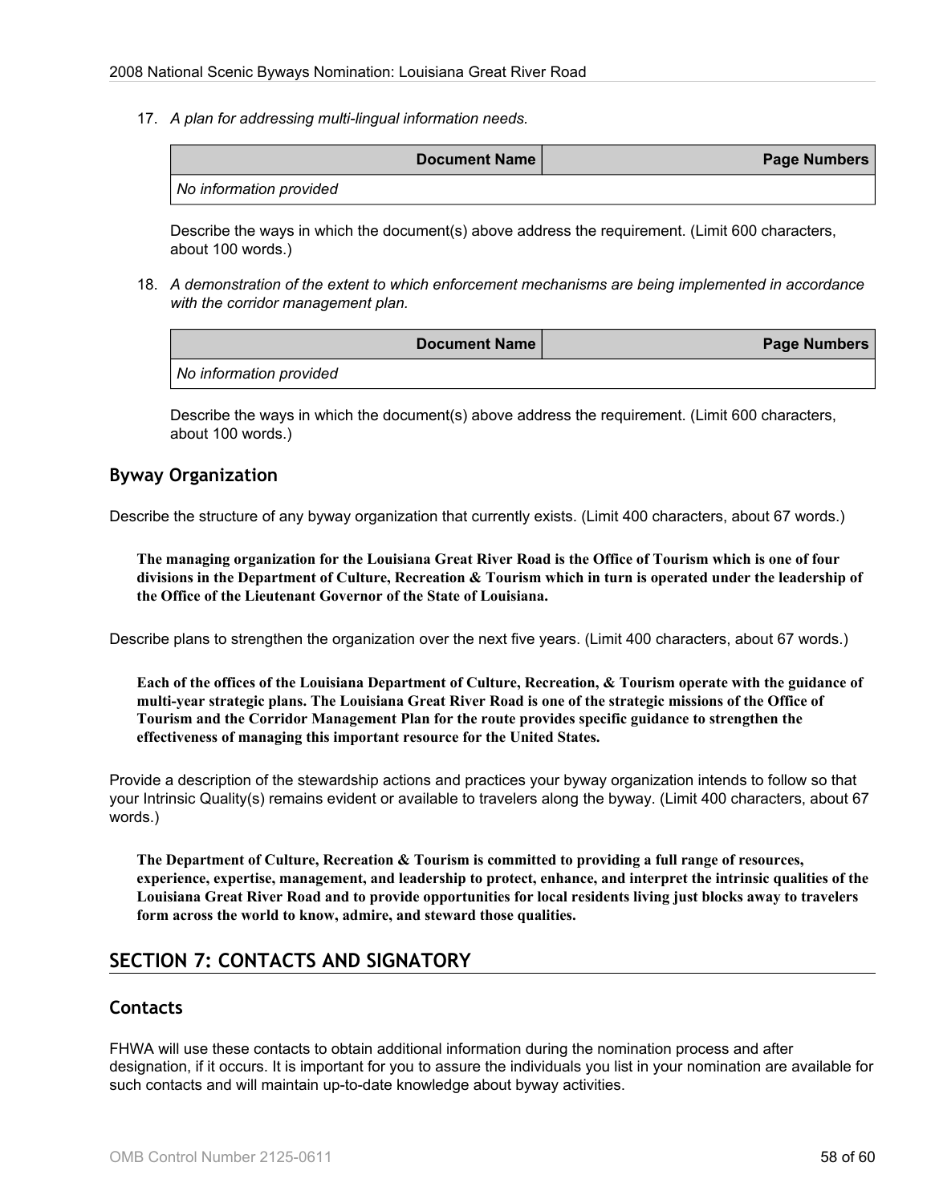17. *A plan for addressing multi-lingual information needs.*

| Document Name | Page Numbers |
| --- | --- |
| *No information provided* | |

Describe the ways in which the document(s) above address the requirement. (Limit 600 characters, about 100 words.)

18. *A demonstration of the extent to which enforcement mechanisms are being implemented in accordance with the corridor management plan.*

| Document Name | Page Numbers |
| --- | --- |
| *No information provided* | |

Describe the ways in which the document(s) above address the requirement. (Limit 600 characters, about 100 words.)

### Byway Organization

Describe the structure of any byway organization that currently exists. (Limit 400 characters, about 67 words.)

**The managing organization for the Louisiana Great River Road is the Office of Tourism which is one of four divisions in the Department of Culture, Recreation & Tourism which in turn is operated under the leadership of the Office of the Lieutenant Governor of the State of Louisiana.**

Describe plans to strengthen the organization over the next five years. (Limit 400 characters, about 67 words.)

**Each of the offices of the Louisiana Department of Culture, Recreation, & Tourism operate with the guidance of multi-year strategic plans. The Louisiana Great River Road is one of the strategic missions of the Office of Tourism and the Corridor Management Plan for the route provides specific guidance to strengthen the effectiveness of managing this important resource for the United States.**

Provide a description of the stewardship actions and practices your byway organization intends to follow so that your Intrinsic Quality(s) remains evident or available to travelers along the byway. (Limit 400 characters, about 67 words.)

**The Department of Culture, Recreation & Tourism is committed to providing a full range of resources, experience, expertise, management, and leadership to protect, enhance, and interpret the intrinsic qualities of the Louisiana Great River Road and to provide opportunities for local residents living just blocks away to travelers form across the world to know, admire, and steward those qualities.**

## SECTION 7: CONTACTS AND SIGNATORY

### Contacts

FHWA will use these contacts to obtain additional information during the nomination process and after designation, if it occurs. It is important for you to assure the individuals you list in your nomination are available for such contacts and will maintain up-to-date knowledge about byway activities.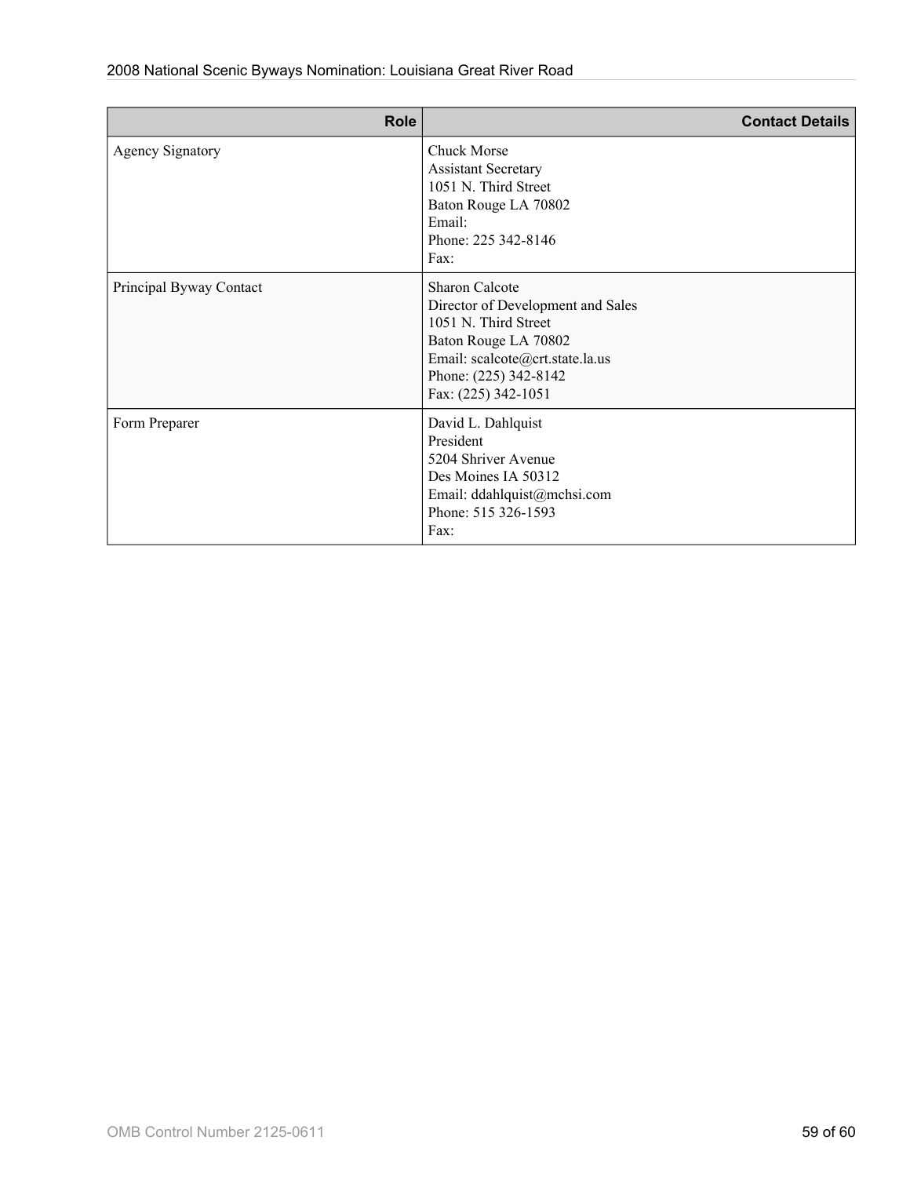| Role | Contact Details |
|---:|---:|
| Agency Signatory | Chuck Morse<br>Assistant Secretary<br>1051 N. Third Street<br>Baton Rouge LA 70802<br>Email:<br>Phone: 225 342-8146<br>Fax: |
| Principal Byway Contact | Sharon Calcote<br>Director of Development and Sales<br>1051 N. Third Street<br>Baton Rouge LA 70802<br>Email: scalcote@crt.state.la.us<br>Phone: (225) 342-8142<br>Fax: (225) 342-1051 |
| Form Preparer | David L. Dahlquist<br>President<br>5204 Shriver Avenue<br>Des Moines IA 50312<br>Email: ddahlquist@mchsi.com<br>Phone: 515 326-1593<br>Fax: |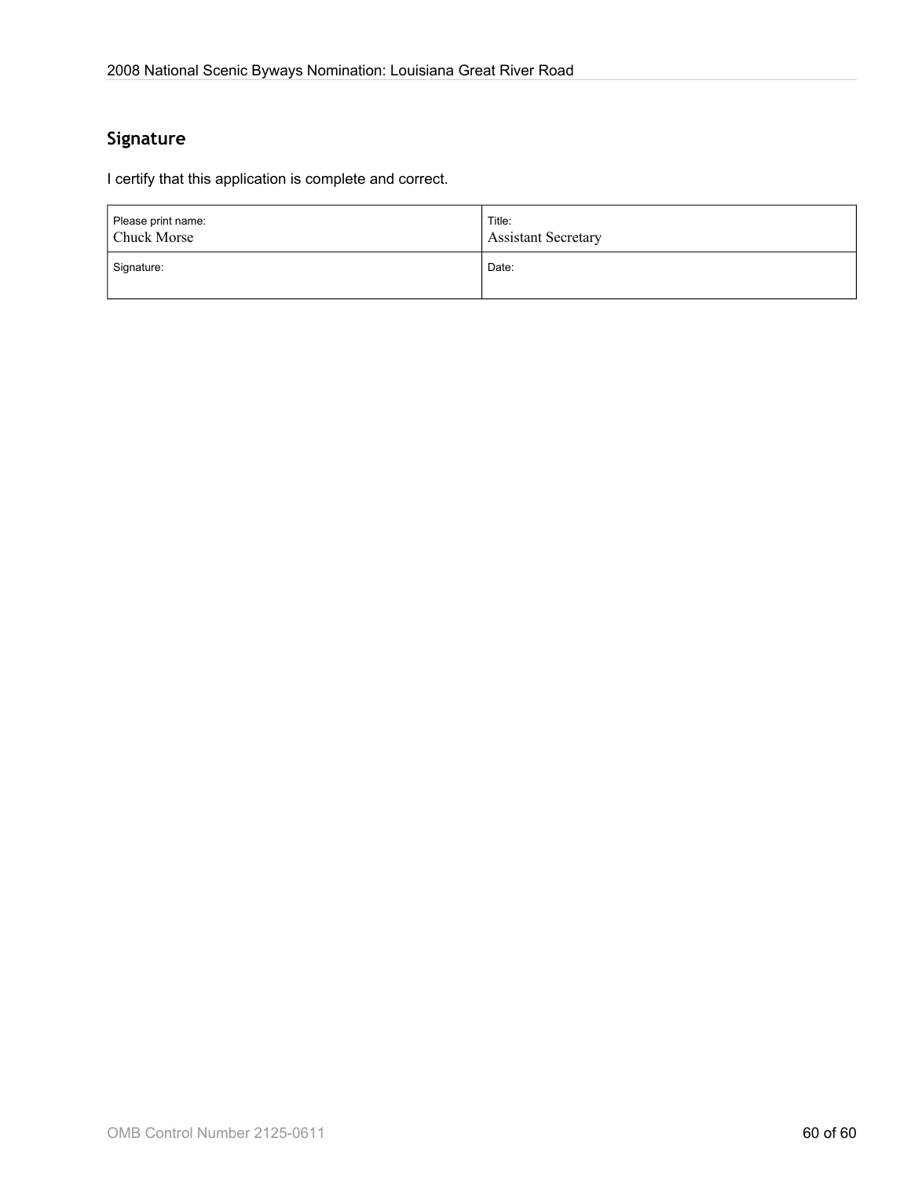## Signature

I certify that this application is complete and correct.

| | |
|---|---|
| Please print name:<br>Chuck Morse | Title:<br>Assistant Secretary |
| Signature: | Date: |